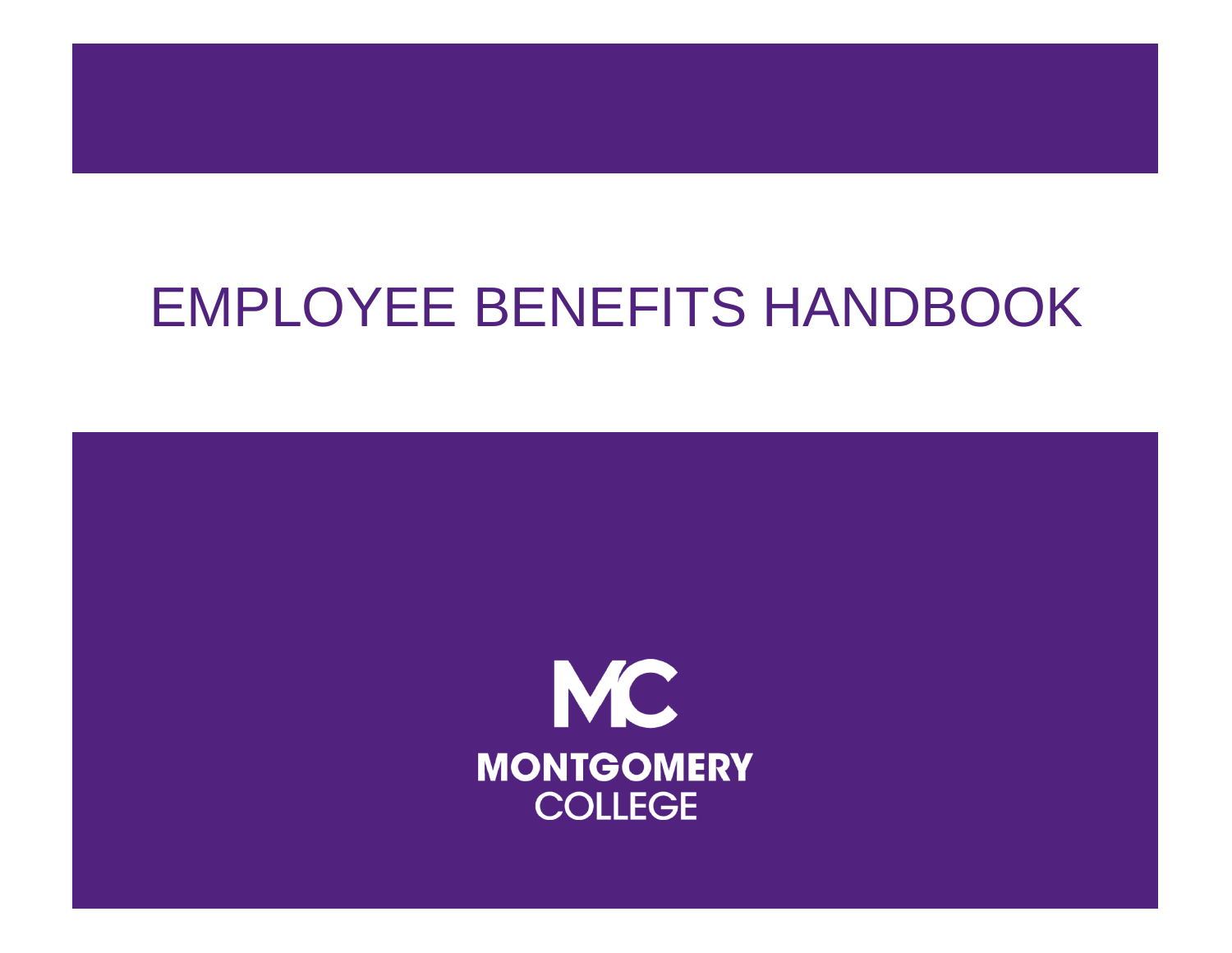# EMPLOYEE BENEFITS HANDBOOK

MC

MONTGOMERY COLLEGE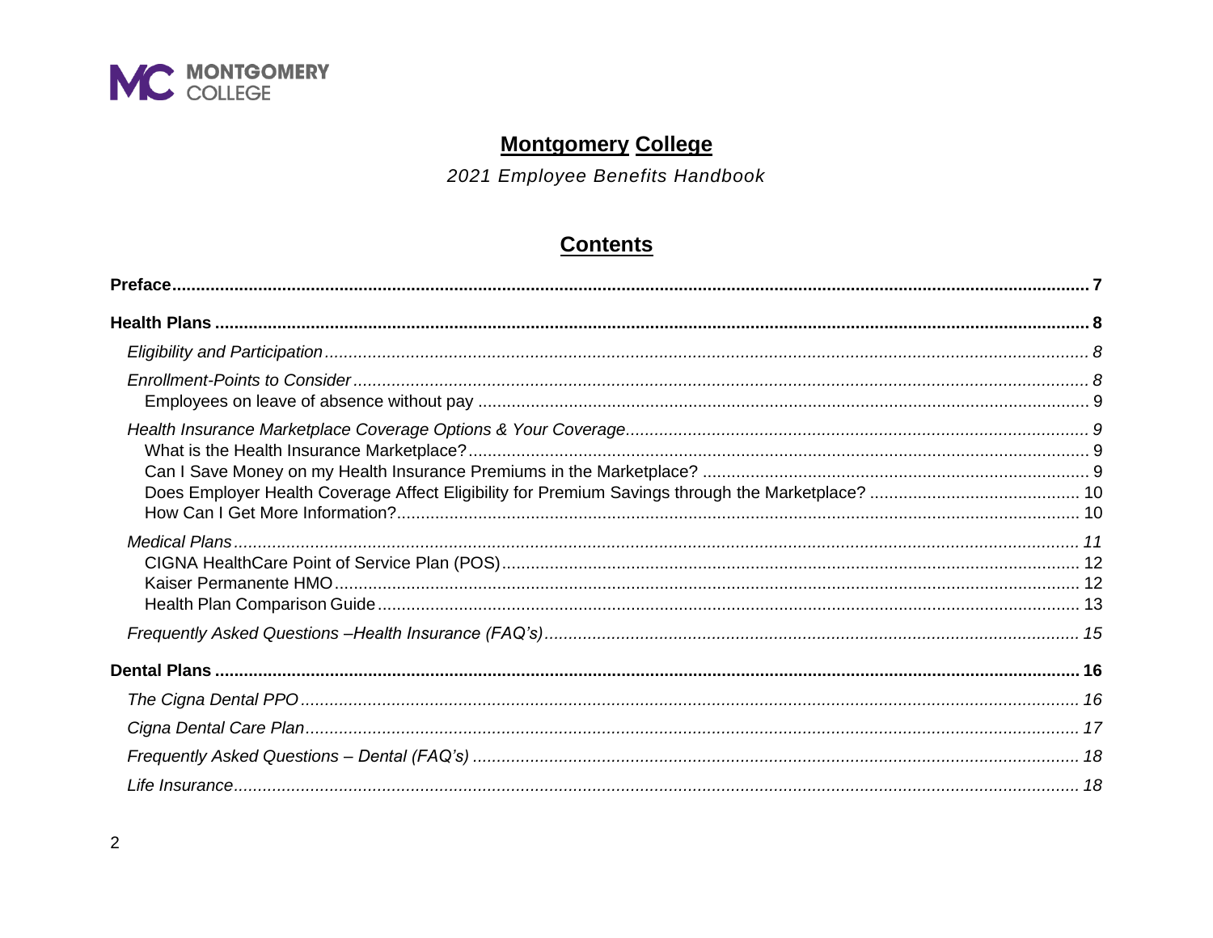**Montgomery College**

*2021 Employee Benefits Handbook*

## Contents

**Preface** ..... **7**

**Health Plans** ..... **8**

- *Eligibility and Participation* ..... *8*
- *Enrollment-Points to Consider* ..... *8*
  - Employees on leave of absence without pay ..... 9
- *Health Insurance Marketplace Coverage Options & Your Coverage* ..... *9*
  - What is the Health Insurance Marketplace? ..... 9
  - Can I Save Money on my Health Insurance Premiums in the Marketplace? ..... 9
  - Does Employer Health Coverage Affect Eligibility for Premium Savings through the Marketplace? ..... 10
  - How Can I Get More Information? ..... 10
- *Medical Plans* ..... *11*
  - CIGNA HealthCare Point of Service Plan (POS) ..... 12
  - Kaiser Permanente HMO ..... 12
  - Health Plan Comparison Guide ..... 13
- *Frequently Asked Questions –Health Insurance (FAQ's)* ..... *15*

**Dental Plans** ..... **16**

- *The Cigna Dental PPO* ..... *16*
- *Cigna Dental Care Plan* ..... *17*
- *Frequently Asked Questions – Dental (FAQ's)* ..... *18*
- *Life Insurance* ..... *18*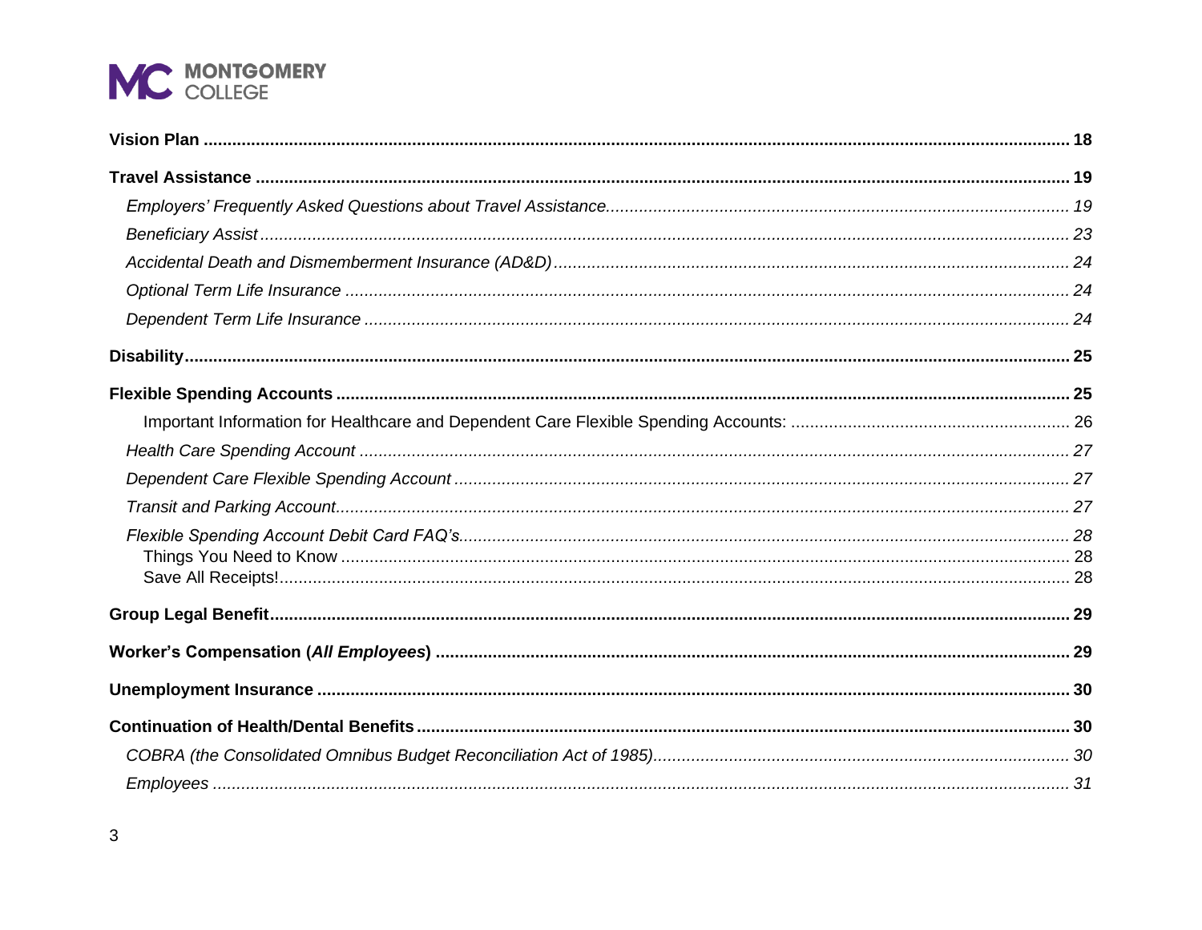**Vision Plan** ........................................................................ 18

**Travel Assistance** ........................................................................ 19

*Employers' Frequently Asked Questions about Travel Assistance* ........................................................................ 19

*Beneficiary Assist* ........................................................................ 23

*Accidental Death and Dismemberment Insurance (AD&D)* ........................................................................ 24

*Optional Term Life Insurance* ........................................................................ 24

*Dependent Term Life Insurance* ........................................................................ 24

**Disability** ........................................................................ 25

**Flexible Spending Accounts** ........................................................................ 25

Important Information for Healthcare and Dependent Care Flexible Spending Accounts: ........................................................................ 26

*Health Care Spending Account* ........................................................................ 27

*Dependent Care Flexible Spending Account* ........................................................................ 27

*Transit and Parking Account* ........................................................................ 27

*Flexible Spending Account Debit Card FAQ's* ........................................................................ 28

Things You Need to Know ........................................................................ 28

Save All Receipts! ........................................................................ 28

**Group Legal Benefit** ........................................................................ 29

**Worker's Compensation (*All Employees*)** ........................................................................ 29

**Unemployment Insurance** ........................................................................ 30

**Continuation of Health/Dental Benefits** ........................................................................ 30

*COBRA (the Consolidated Omnibus Budget Reconciliation Act of 1985)* ........................................................................ 30

*Employees* ........................................................................ 31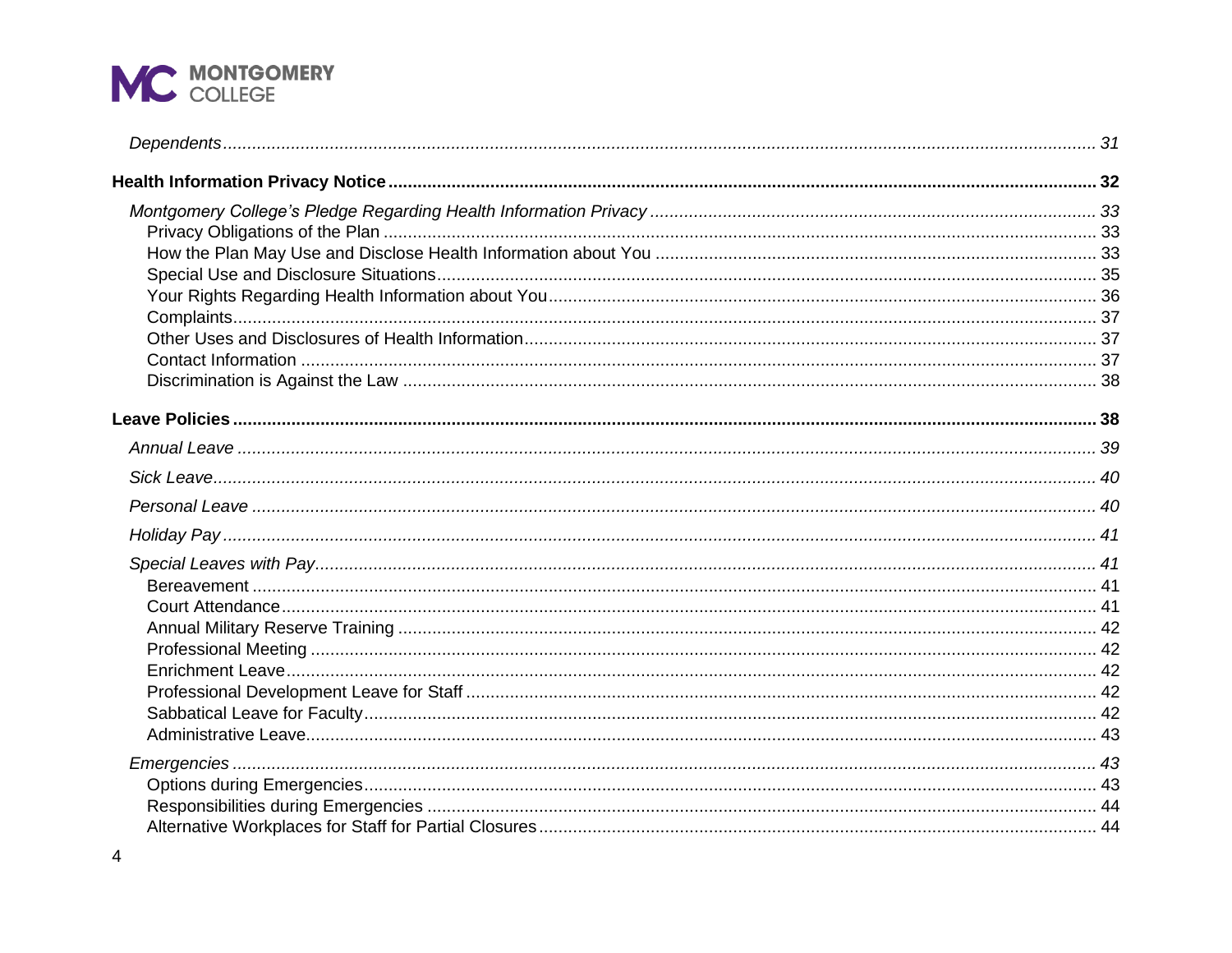*Dependents* ........ *31*

**Health Information Privacy Notice** ........ **32**

*Montgomery College's Pledge Regarding Health Information Privacy* ........ *33*

Privacy Obligations of the Plan ........ 33

How the Plan May Use and Disclose Health Information about You ........ 33

Special Use and Disclosure Situations ........ 35

Your Rights Regarding Health Information about You ........ 36

Complaints ........ 37

Other Uses and Disclosures of Health Information ........ 37

Contact Information ........ 37

Discrimination is Against the Law ........ 38

**Leave Policies** ........ **38**

*Annual Leave* ........ *39*

*Sick Leave* ........ *40*

*Personal Leave* ........ *40*

*Holiday Pay* ........ *41*

*Special Leaves with Pay* ........ *41*

Bereavement ........ 41

Court Attendance ........ 41

Annual Military Reserve Training ........ 42

Professional Meeting ........ 42

Enrichment Leave ........ 42

Professional Development Leave for Staff ........ 42

Sabbatical Leave for Faculty ........ 42

Administrative Leave ........ 43

*Emergencies* ........ *43*

Options during Emergencies ........ 43

Responsibilities during Emergencies ........ 44

Alternative Workplaces for Staff for Partial Closures ........ 44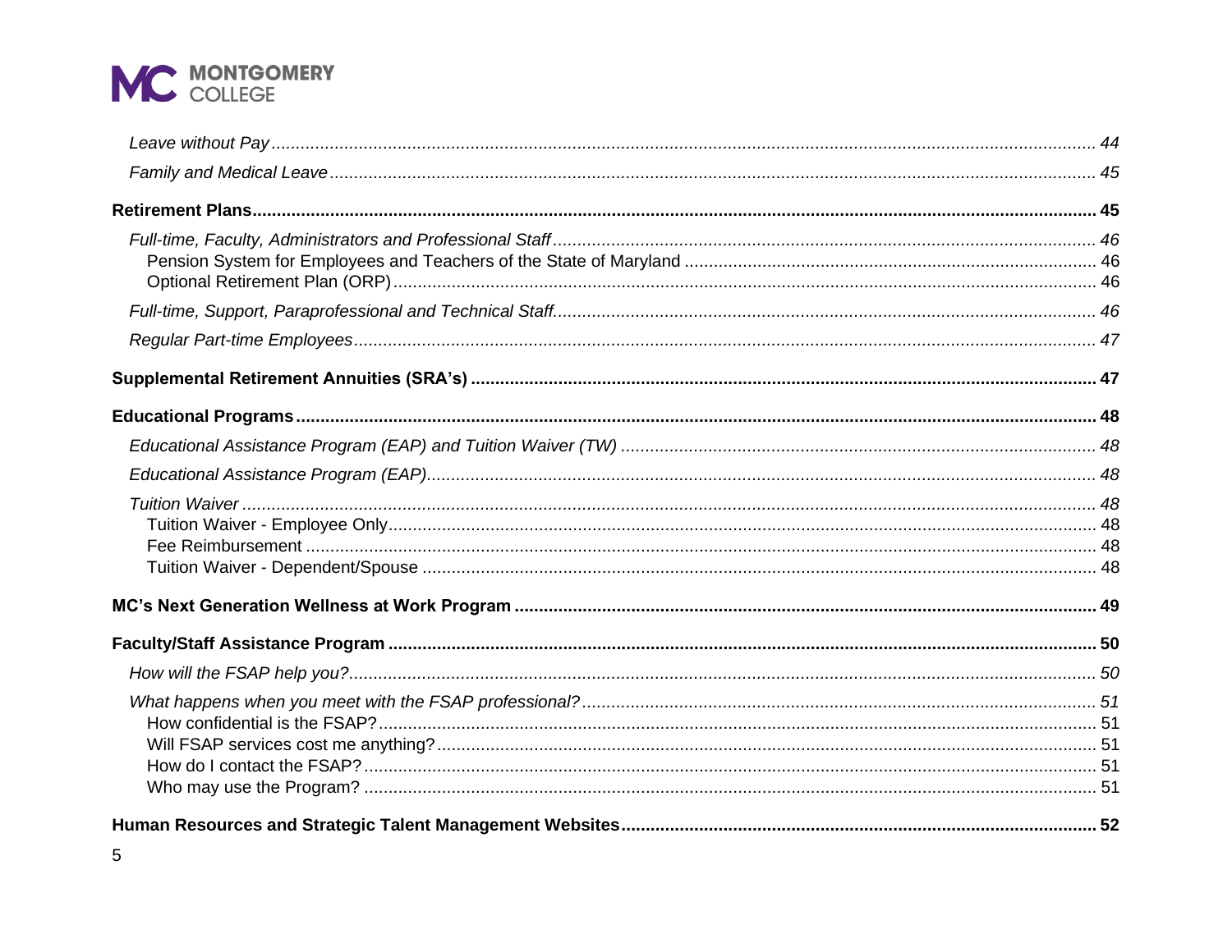*Leave without Pay* ........ *44*

*Family and Medical Leave* ........ *45*

**Retirement Plans** ........ **45**

*Full-time, Faculty, Administrators and Professional Staff* ........ *46*

Pension System for Employees and Teachers of the State of Maryland ........ 46

Optional Retirement Plan (ORP) ........ 46

*Full-time, Support, Paraprofessional and Technical Staff* ........ *46*

*Regular Part-time Employees* ........ *47*

**Supplemental Retirement Annuities (SRA's)** ........ **47**

**Educational Programs** ........ **48**

*Educational Assistance Program (EAP) and Tuition Waiver (TW)* ........ *48*

*Educational Assistance Program (EAP)* ........ *48*

*Tuition Waiver* ........ *48*

Tuition Waiver - Employee Only ........ 48

Fee Reimbursement ........ 48

Tuition Waiver - Dependent/Spouse ........ 48

**MC's Next Generation Wellness at Work Program** ........ **49**

**Faculty/Staff Assistance Program** ........ **50**

*How will the FSAP help you?* ........ *50*

*What happens when you meet with the FSAP professional?* ........ *51*

How confidential is the FSAP? ........ 51

Will FSAP services cost me anything? ........ 51

How do I contact the FSAP? ........ 51

Who may use the Program? ........ 51

**Human Resources and Strategic Talent Management Websites** ........ **52**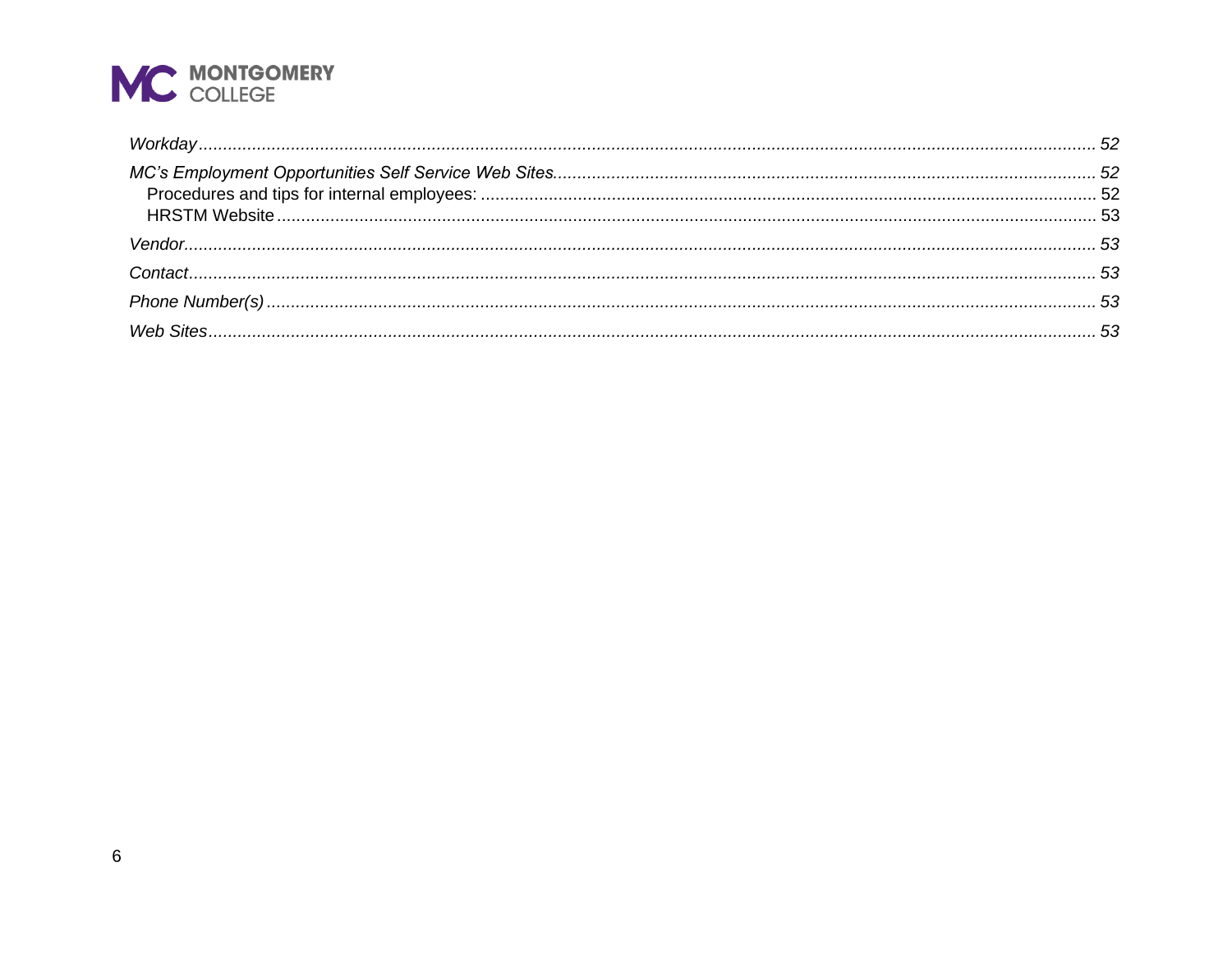*Workday* ........................................................................................................................................................ *52*

*MC's Employment Opportunities Self Service Web Sites* ................................................................................ *52*

Procedures and tips for internal employees: ........................................................................................ 52

HRSTM Website .................................................................................................................................... 53

*Vendor* ........................................................................................................................................................ *53*

*Contact* ........................................................................................................................................................ *53*

*Phone Number(s)* ........................................................................................................................................ *53*

*Web Sites* .................................................................................................................................................... *53*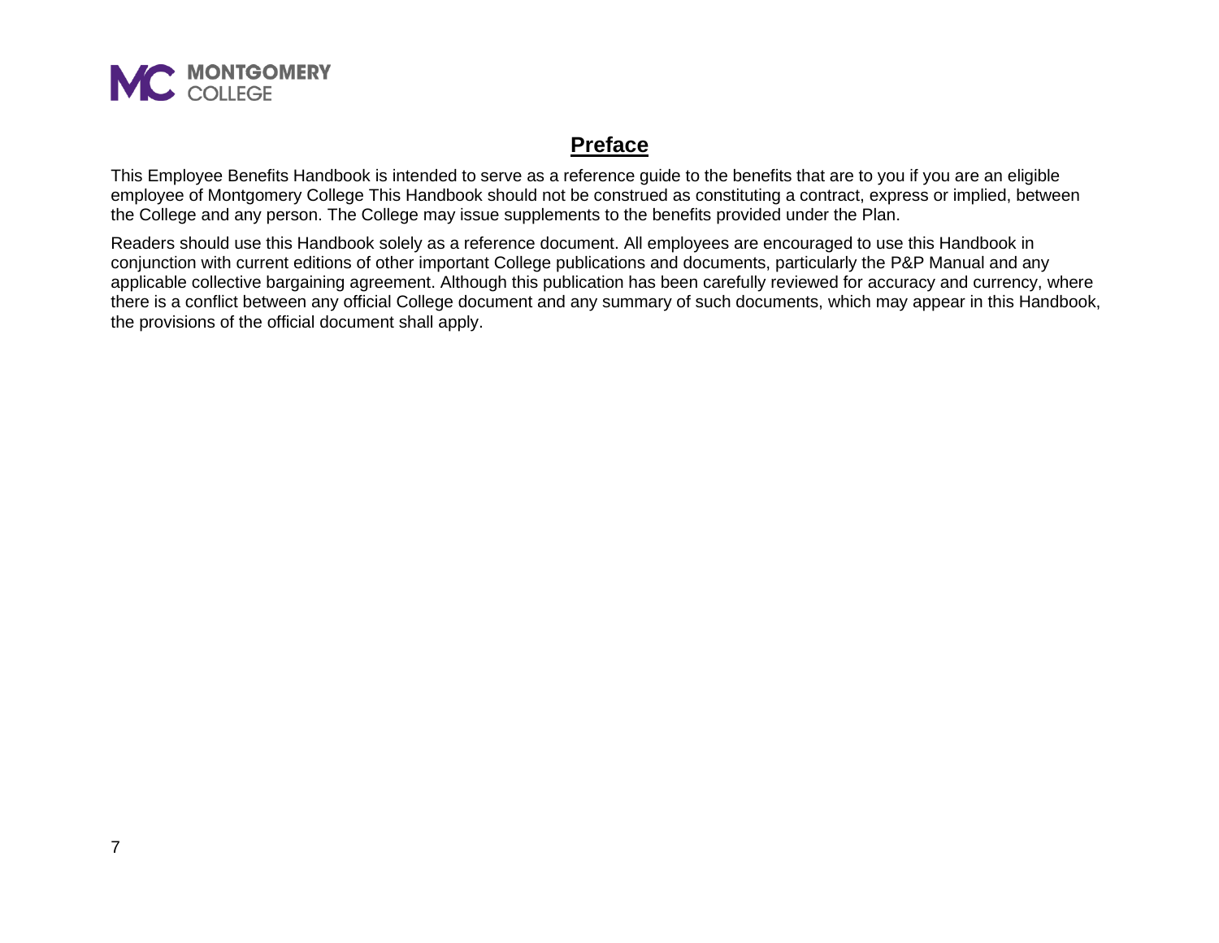# Preface

This Employee Benefits Handbook is intended to serve as a reference guide to the benefits that are to you if you are an eligible employee of Montgomery College This Handbook should not be construed as constituting a contract, express or implied, between the College and any person. The College may issue supplements to the benefits provided under the Plan.

Readers should use this Handbook solely as a reference document. All employees are encouraged to use this Handbook in conjunction with current editions of other important College publications and documents, particularly the P&P Manual and any applicable collective bargaining agreement. Although this publication has been carefully reviewed for accuracy and currency, where there is a conflict between any official College document and any summary of such documents, which may appear in this Handbook, the provisions of the official document shall apply.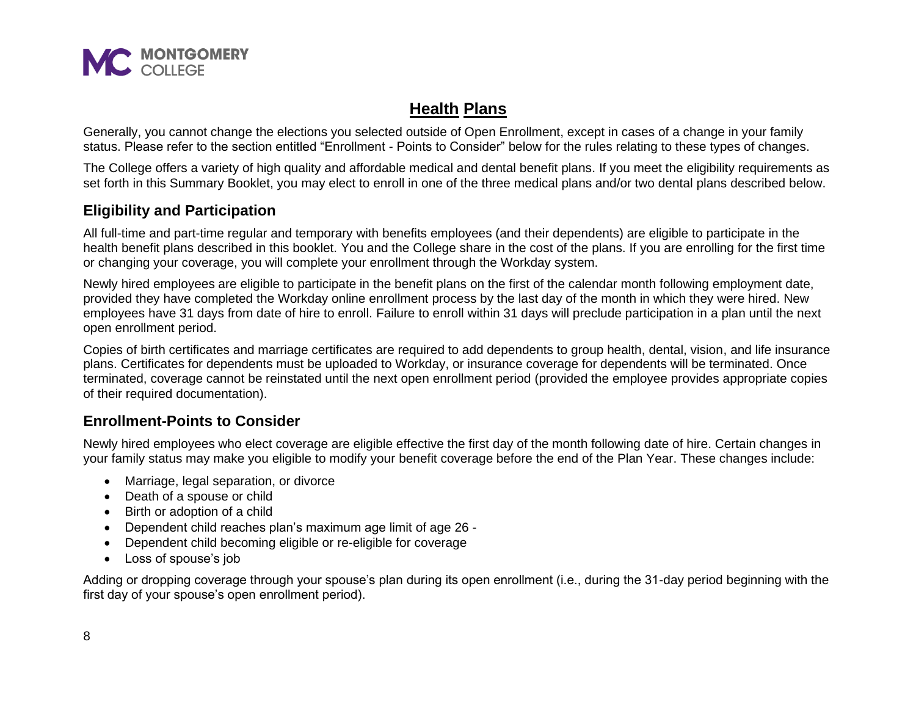# Health Plans

Generally, you cannot change the elections you selected outside of Open Enrollment, except in cases of a change in your family status. Please refer to the section entitled "Enrollment - Points to Consider" below for the rules relating to these types of changes.

The College offers a variety of high quality and affordable medical and dental benefit plans. If you meet the eligibility requirements as set forth in this Summary Booklet, you may elect to enroll in one of the three medical plans and/or two dental plans described below.

## Eligibility and Participation

All full-time and part-time regular and temporary with benefits employees (and their dependents) are eligible to participate in the health benefit plans described in this booklet. You and the College share in the cost of the plans. If you are enrolling for the first time or changing your coverage, you will complete your enrollment through the Workday system.

Newly hired employees are eligible to participate in the benefit plans on the first of the calendar month following employment date, provided they have completed the Workday online enrollment process by the last day of the month in which they were hired. New employees have 31 days from date of hire to enroll. Failure to enroll within 31 days will preclude participation in a plan until the next open enrollment period.

Copies of birth certificates and marriage certificates are required to add dependents to group health, dental, vision, and life insurance plans. Certificates for dependents must be uploaded to Workday, or insurance coverage for dependents will be terminated. Once terminated, coverage cannot be reinstated until the next open enrollment period (provided the employee provides appropriate copies of their required documentation).

## Enrollment-Points to Consider

Newly hired employees who elect coverage are eligible effective the first day of the month following date of hire. Certain changes in your family status may make you eligible to modify your benefit coverage before the end of the Plan Year. These changes include:

- Marriage, legal separation, or divorce
- Death of a spouse or child
- Birth or adoption of a child
- Dependent child reaches plan's maximum age limit of age 26 -
- Dependent child becoming eligible or re-eligible for coverage
- Loss of spouse's job

Adding or dropping coverage through your spouse's plan during its open enrollment (i.e., during the 31-day period beginning with the first day of your spouse's open enrollment period).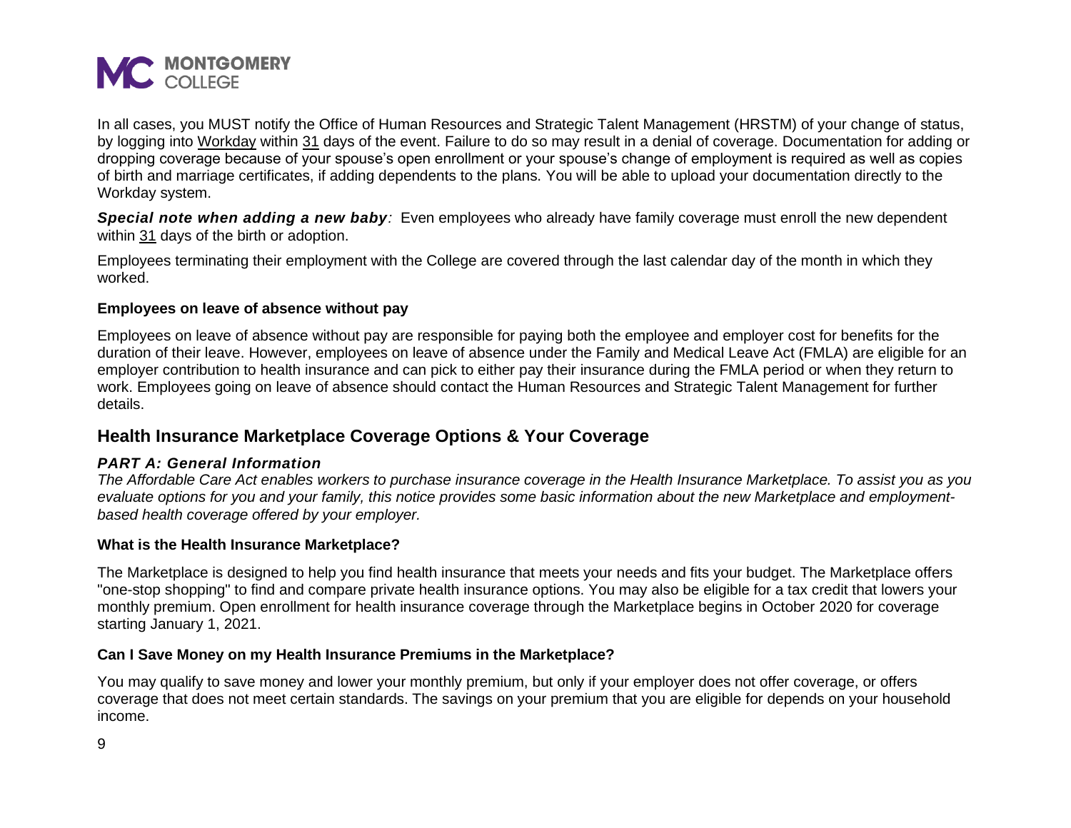In all cases, you MUST notify the Office of Human Resources and Strategic Talent Management (HRSTM) of your change of status, by logging into Workday within 31 days of the event. Failure to do so may result in a denial of coverage. Documentation for adding or dropping coverage because of your spouse's open enrollment or your spouse's change of employment is required as well as copies of birth and marriage certificates, if adding dependents to the plans. You will be able to upload your documentation directly to the Workday system.

***Special note when adding a new baby**:* Even employees who already have family coverage must enroll the new dependent within 31 days of the birth or adoption.

Employees terminating their employment with the College are covered through the last calendar day of the month in which they worked.

**Employees on leave of absence without pay**

Employees on leave of absence without pay are responsible for paying both the employee and employer cost for benefits for the duration of their leave. However, employees on leave of absence under the Family and Medical Leave Act (FMLA) are eligible for an employer contribution to health insurance and can pick to either pay their insurance during the FMLA period or when they return to work. Employees going on leave of absence should contact the Human Resources and Strategic Talent Management for further details.

## Health Insurance Marketplace Coverage Options & Your Coverage

***PART A: General Information***

*The Affordable Care Act enables workers to purchase insurance coverage in the Health Insurance Marketplace. To assist you as you evaluate options for you and your family, this notice provides some basic information about the new Marketplace and employment-based health coverage offered by your employer.*

**What is the Health Insurance Marketplace?**

The Marketplace is designed to help you find health insurance that meets your needs and fits your budget. The Marketplace offers "one-stop shopping" to find and compare private health insurance options. You may also be eligible for a tax credit that lowers your monthly premium. Open enrollment for health insurance coverage through the Marketplace begins in October 2020 for coverage starting January 1, 2021.

**Can I Save Money on my Health Insurance Premiums in the Marketplace?**

You may qualify to save money and lower your monthly premium, but only if your employer does not offer coverage, or offers coverage that does not meet certain standards. The savings on your premium that you are eligible for depends on your household income.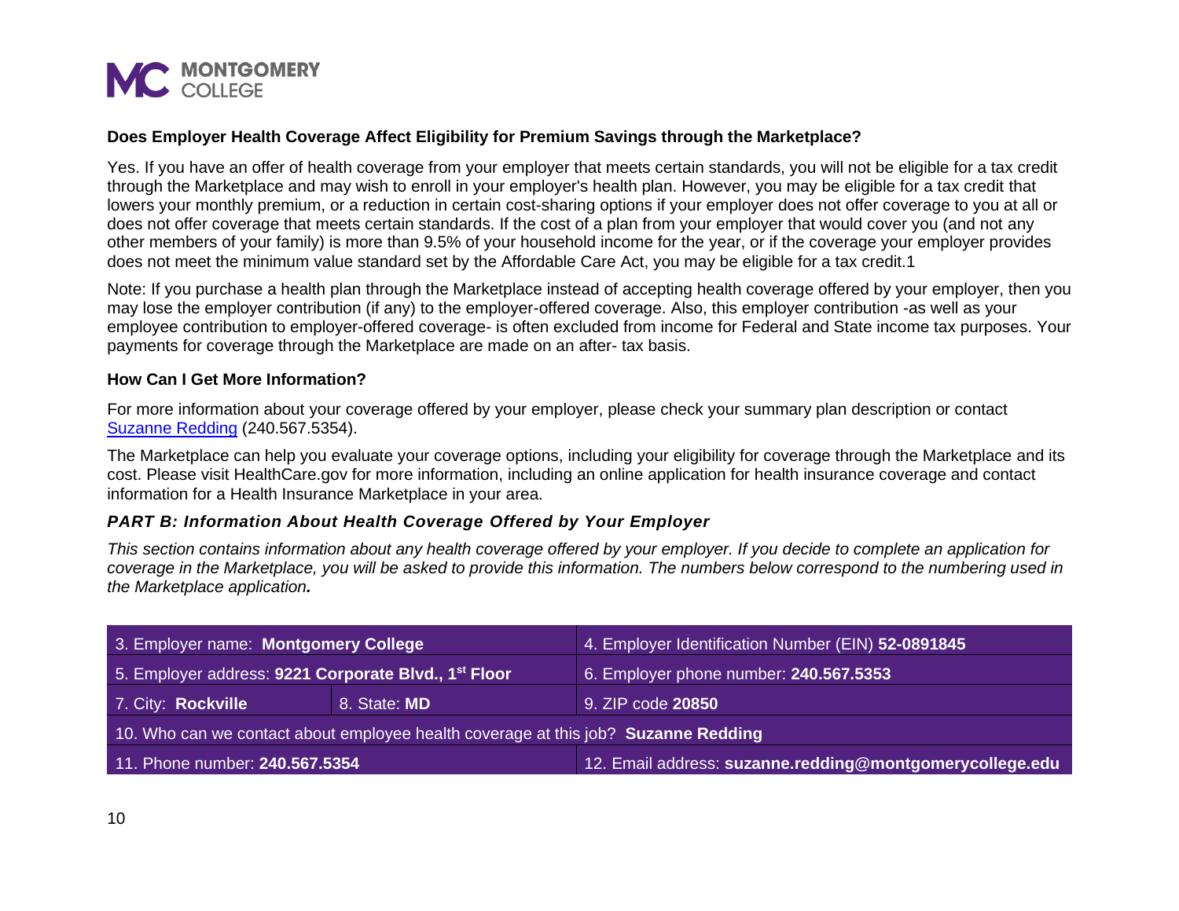### Does Employer Health Coverage Affect Eligibility for Premium Savings through the Marketplace?

Yes. If you have an offer of health coverage from your employer that meets certain standards, you will not be eligible for a tax credit through the Marketplace and may wish to enroll in your employer's health plan. However, you may be eligible for a tax credit that lowers your monthly premium, or a reduction in certain cost-sharing options if your employer does not offer coverage to you at all or does not offer coverage that meets certain standards. If the cost of a plan from your employer that would cover you (and not any other members of your family) is more than 9.5% of your household income for the year, or if the coverage your employer provides does not meet the minimum value standard set by the Affordable Care Act, you may be eligible for a tax credit.1

Note: If you purchase a health plan through the Marketplace instead of accepting health coverage offered by your employer, then you may lose the employer contribution (if any) to the employer-offered coverage. Also, this employer contribution -as well as your employee contribution to employer-offered coverage- is often excluded from income for Federal and State income tax purposes. Your payments for coverage through the Marketplace are made on an after- tax basis.

### How Can I Get More Information?

For more information about your coverage offered by your employer, please check your summary plan description or contact Suzanne Redding (240.567.5354).

The Marketplace can help you evaluate your coverage options, including your eligibility for coverage through the Marketplace and its cost. Please visit HealthCare.gov for more information, including an online application for health insurance coverage and contact information for a Health Insurance Marketplace in your area.

### *PART B: Information About Health Coverage Offered by Your Employer*

*This section contains information about any health coverage offered by your employer. If you decide to complete an application for coverage in the Marketplace, you will be asked to provide this information. The numbers below correspond to the numbering used in the Marketplace application.*

| | | |
|---|---|---|
| 3. Employer name: **Montgomery College** | | 4. Employer Identification Number (EIN) **52-0891845** |
| 5. Employer address: **9221 Corporate Blvd., 1st Floor** | | 6. Employer phone number: **240.567.5353** |
| 7. City: **Rockville** | 8. State: **MD** | 9. ZIP code **20850** |
| 10. Who can we contact about employee health coverage at this job? **Suzanne Redding** | | |
| 11. Phone number: **240.567.5354** | | 12. Email address: **suzanne.redding@montgomerycollege.edu** |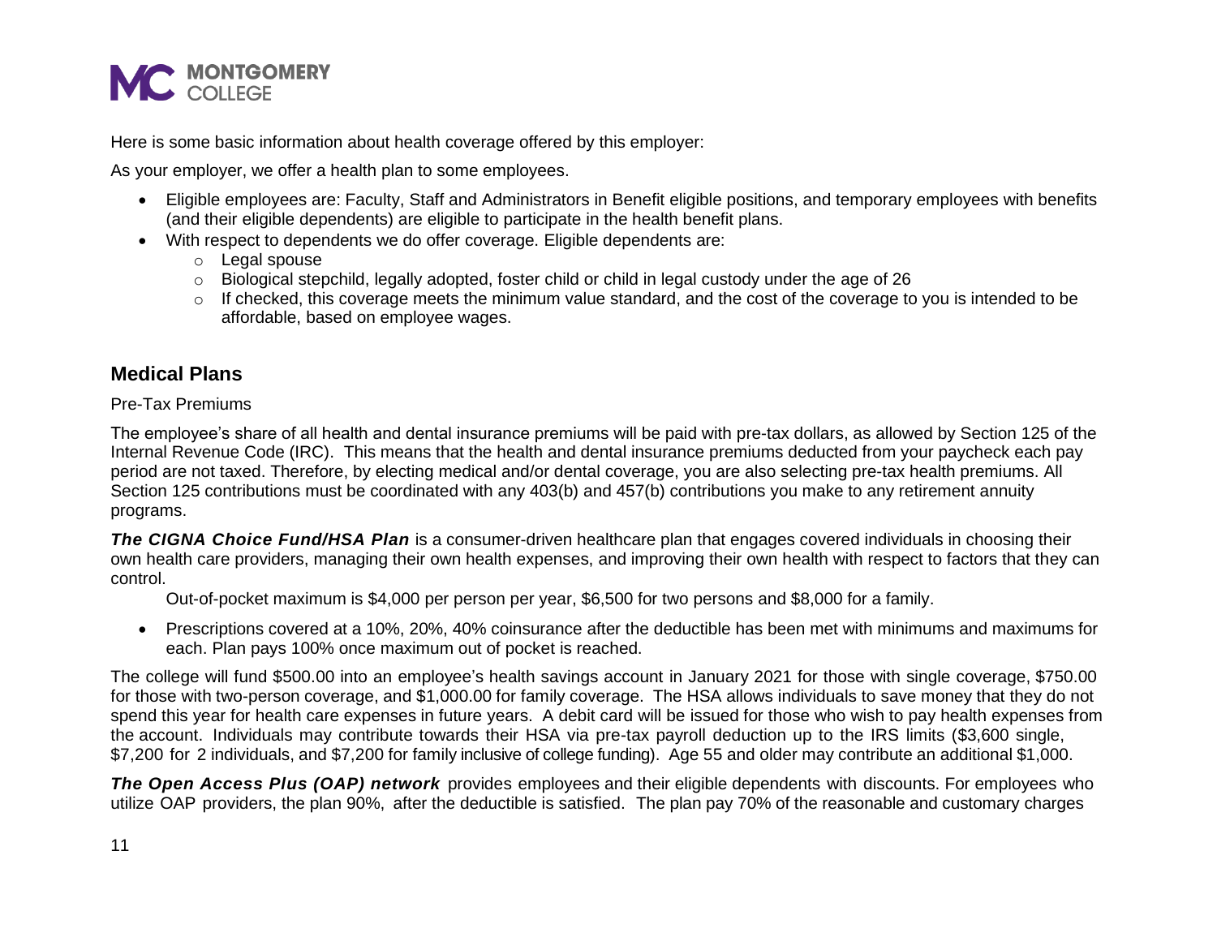Here is some basic information about health coverage offered by this employer:

As your employer, we offer a health plan to some employees.

- Eligible employees are: Faculty, Staff and Administrators in Benefit eligible positions, and temporary employees with benefits (and their eligible dependents) are eligible to participate in the health benefit plans.
- With respect to dependents we do offer coverage. Eligible dependents are:
  - Legal spouse
  - Biological stepchild, legally adopted, foster child or child in legal custody under the age of 26
  - If checked, this coverage meets the minimum value standard, and the cost of the coverage to you is intended to be affordable, based on employee wages.

## Medical Plans

Pre-Tax Premiums

The employee's share of all health and dental insurance premiums will be paid with pre-tax dollars, as allowed by Section 125 of the Internal Revenue Code (IRC). This means that the health and dental insurance premiums deducted from your paycheck each pay period are not taxed. Therefore, by electing medical and/or dental coverage, you are also selecting pre-tax health premiums. All Section 125 contributions must be coordinated with any 403(b) and 457(b) contributions you make to any retirement annuity programs.

***The CIGNA Choice Fund/HSA Plan*** is a consumer-driven healthcare plan that engages covered individuals in choosing their own health care providers, managing their own health expenses, and improving their own health with respect to factors that they can control.

Out-of-pocket maximum is $4,000 per person per year, $6,500 for two persons and $8,000 for a family.

- Prescriptions covered at a 10%, 20%, 40% coinsurance after the deductible has been met with minimums and maximums for each. Plan pays 100% once maximum out of pocket is reached.

The college will fund $500.00 into an employee's health savings account in January 2021 for those with single coverage, $750.00 for those with two-person coverage, and $1,000.00 for family coverage. The HSA allows individuals to save money that they do not spend this year for health care expenses in future years. A debit card will be issued for those who wish to pay health expenses from the account. Individuals may contribute towards their HSA via pre-tax payroll deduction up to the IRS limits ($3,600 single, $7,200 for 2 individuals, and $7,200 for family inclusive of college funding). Age 55 and older may contribute an additional $1,000.

***The Open Access Plus (OAP) network*** provides employees and their eligible dependents with discounts. For employees who utilize OAP providers, the plan 90%, after the deductible is satisfied. The plan pay 70% of the reasonable and customary charges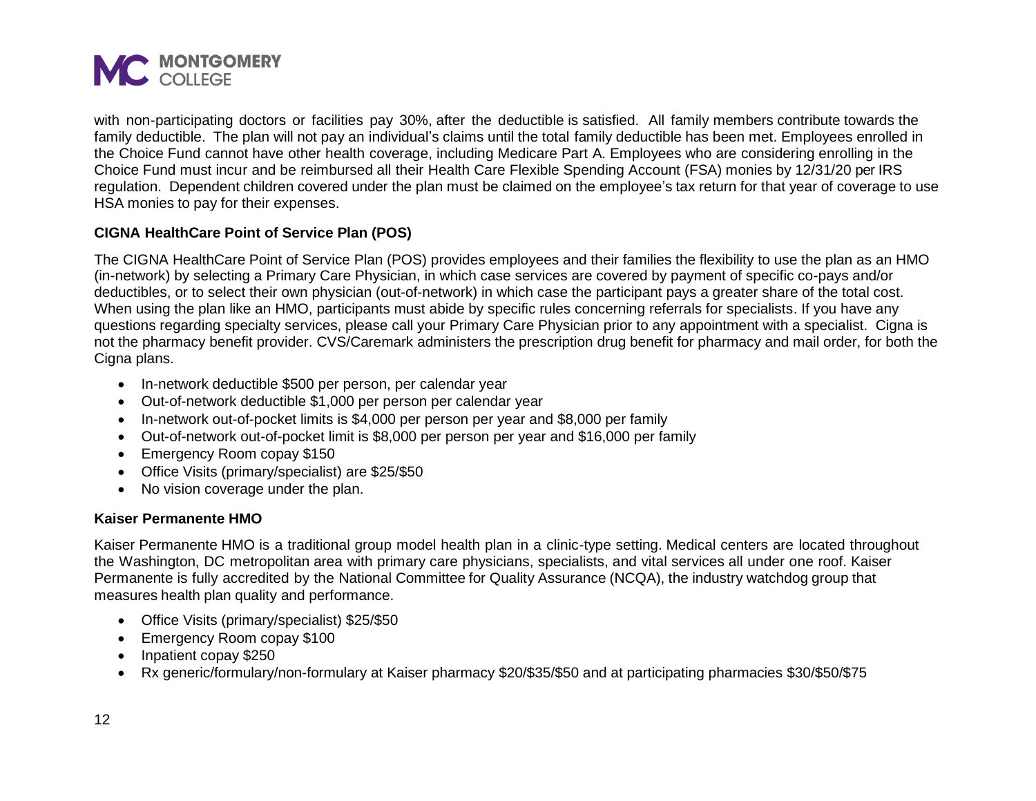with non-participating doctors or facilities pay 30%, after the deductible is satisfied. All family members contribute towards the family deductible. The plan will not pay an individual's claims until the total family deductible has been met. Employees enrolled in the Choice Fund cannot have other health coverage, including Medicare Part A. Employees who are considering enrolling in the Choice Fund must incur and be reimbursed all their Health Care Flexible Spending Account (FSA) monies by 12/31/20 per IRS regulation. Dependent children covered under the plan must be claimed on the employee's tax return for that year of coverage to use HSA monies to pay for their expenses.

**CIGNA HealthCare Point of Service Plan (POS)**

The CIGNA HealthCare Point of Service Plan (POS) provides employees and their families the flexibility to use the plan as an HMO (in-network) by selecting a Primary Care Physician, in which case services are covered by payment of specific co-pays and/or deductibles, or to select their own physician (out-of-network) in which case the participant pays a greater share of the total cost. When using the plan like an HMO, participants must abide by specific rules concerning referrals for specialists. If you have any questions regarding specialty services, please call your Primary Care Physician prior to any appointment with a specialist. Cigna is not the pharmacy benefit provider. CVS/Caremark administers the prescription drug benefit for pharmacy and mail order, for both the Cigna plans.

- In-network deductible $500 per person, per calendar year
- Out-of-network deductible $1,000 per person per calendar year
- In-network out-of-pocket limits is $4,000 per person per year and $8,000 per family
- Out-of-network out-of-pocket limit is $8,000 per person per year and $16,000 per family
- Emergency Room copay $150
- Office Visits (primary/specialist) are $25/$50
- No vision coverage under the plan.

**Kaiser Permanente HMO**

Kaiser Permanente HMO is a traditional group model health plan in a clinic-type setting. Medical centers are located throughout the Washington, DC metropolitan area with primary care physicians, specialists, and vital services all under one roof. Kaiser Permanente is fully accredited by the National Committee for Quality Assurance (NCQA), the industry watchdog group that measures health plan quality and performance.

- Office Visits (primary/specialist) $25/$50
- Emergency Room copay $100
- Inpatient copay $250
- Rx generic/formulary/non-formulary at Kaiser pharmacy $20/$35/$50 and at participating pharmacies $30/$50/$75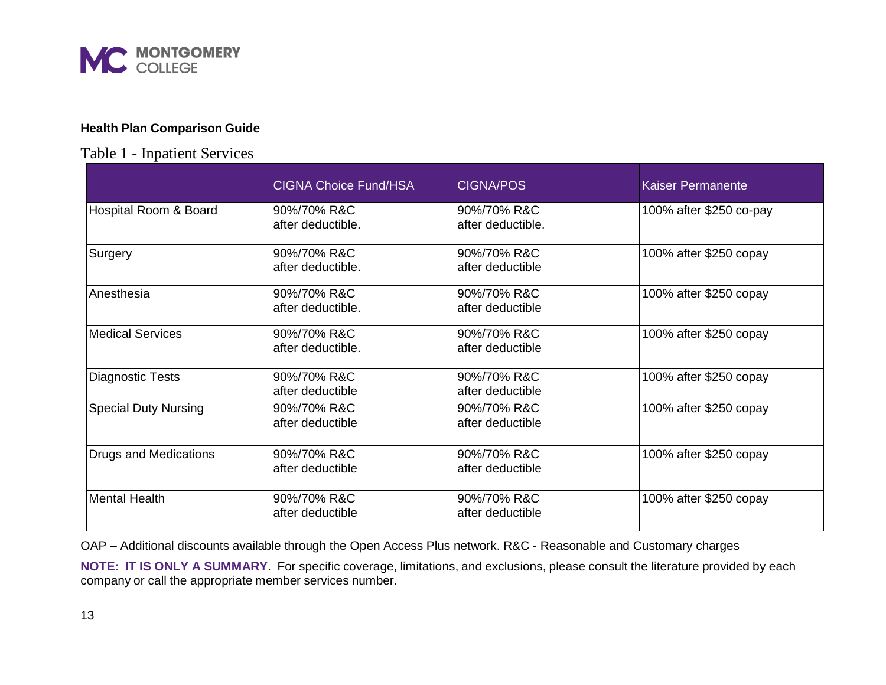**Health Plan Comparison Guide**

## Table 1 - Inpatient Services

| | CIGNA Choice Fund/HSA | CIGNA/POS | Kaiser Permanente |
|---|---|---|---|
| Hospital Room & Board | 90%/70% R&C after deductible. | 90%/70% R&C after deductible. | 100% after $250 co-pay |
| Surgery | 90%/70% R&C after deductible. | 90%/70% R&C after deductible | 100% after $250 copay |
| Anesthesia | 90%/70% R&C after deductible. | 90%/70% R&C after deductible | 100% after $250 copay |
| Medical Services | 90%/70% R&C after deductible. | 90%/70% R&C after deductible | 100% after $250 copay |
| Diagnostic Tests | 90%/70% R&C after deductible | 90%/70% R&C after deductible | 100% after $250 copay |
| Special Duty Nursing | 90%/70% R&C after deductible | 90%/70% R&C after deductible | 100% after $250 copay |
| Drugs and Medications | 90%/70% R&C after deductible | 90%/70% R&C after deductible | 100% after $250 copay |
| Mental Health | 90%/70% R&C after deductible | 90%/70% R&C after deductible | 100% after $250 copay |

OAP – Additional discounts available through the Open Access Plus network. R&C - Reasonable and Customary charges

**NOTE: IT IS ONLY A SUMMARY**. For specific coverage, limitations, and exclusions, please consult the literature provided by each company or call the appropriate member services number.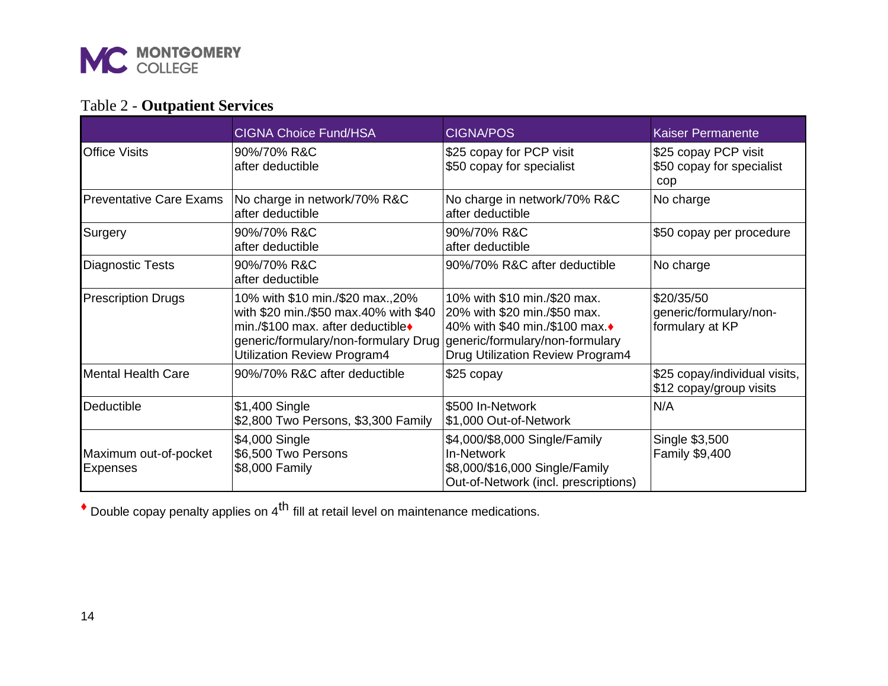MONTGOMERY COLLEGE

Table 2 - **Outpatient Services**

| | CIGNA Choice Fund/HSA | CIGNA/POS | Kaiser Permanente |
|---|---|---|---|
| Office Visits | 90%/70% R&C after deductible | $25 copay for PCP visit $50 copay for specialist | $25 copay PCP visit $50 copay for specialist cop |
| Preventative Care Exams | No charge in network/70% R&C after deductible | No charge in network/70% R&C after deductible | No charge |
| Surgery | 90%/70% R&C after deductible | 90%/70% R&C after deductible | $50 copay per procedure |
| Diagnostic Tests | 90%/70% R&C after deductible | 90%/70% R&C after deductible | No charge |
| Prescription Drugs | 10% with $10 min./$20 max.,20% with $20 min./$50 max.40% with $40 min./$100 max. after deductible♦ generic/formulary/non-formulary Drug Utilization Review Program4 | 10% with $10 min./$20 max. 20% with $20 min./$50 max. 40% with $40 min./$100 max.♦ generic/formulary/non-formulary Drug Utilization Review Program4 | $20/35/50 generic/formulary/non-formulary at KP |
| Mental Health Care | 90%/70% R&C after deductible | $25 copay | $25 copay/individual visits, $12 copay/group visits |
| Deductible | $1,400 Single $2,800 Two Persons, $3,300 Family | $500 In-Network $1,000 Out-of-Network | N/A |
| Maximum out-of-pocket Expenses | $4,000 Single $6,500 Two Persons $8,000 Family | $4,000/$8,000 Single/Family In-Network $8,000/$16,000 Single/Family Out-of-Network (incl. prescriptions) | Single $3,500 Family $9,400 |

♦ Double copay penalty applies on 4th fill at retail level on maintenance medications.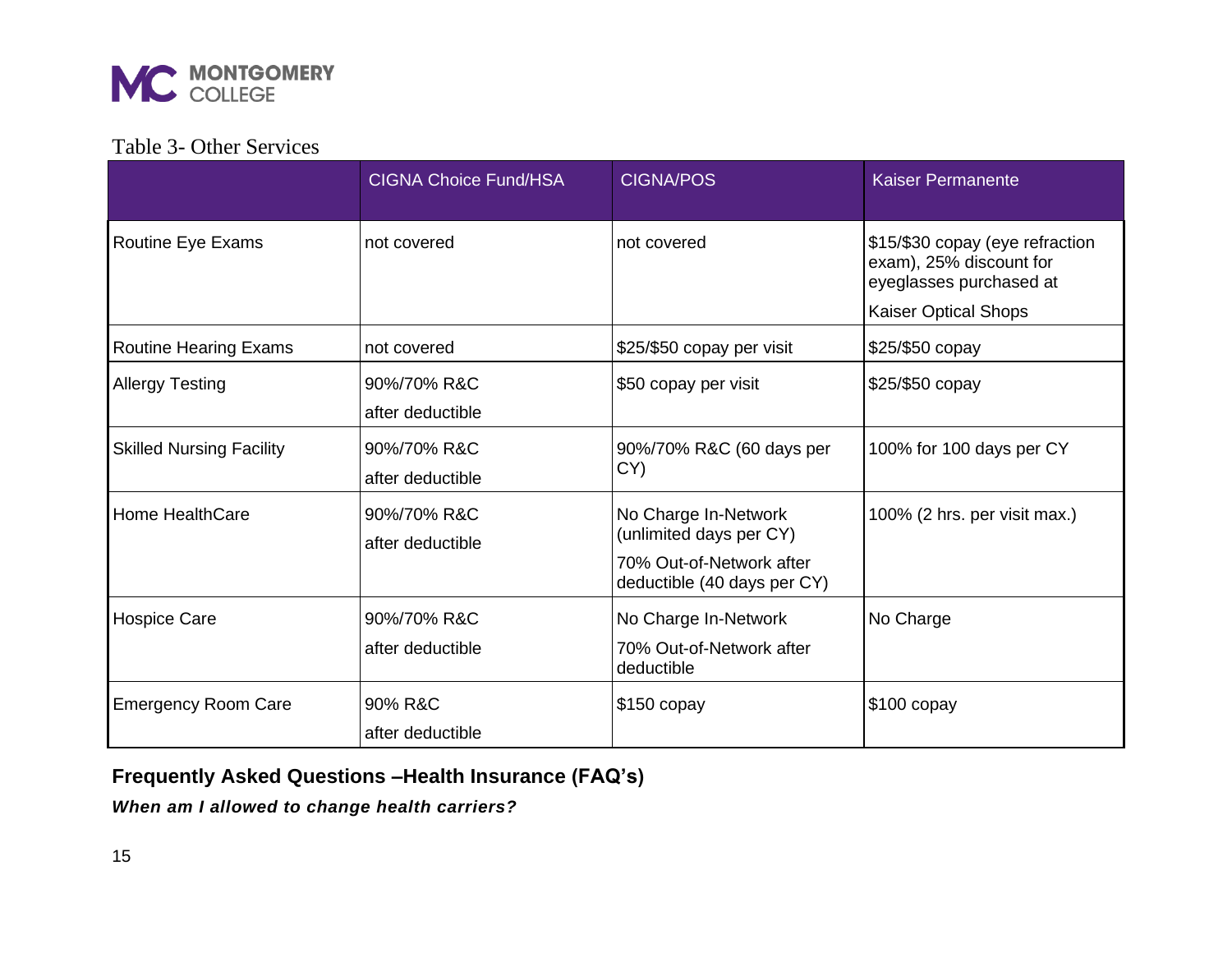Table 3- Other Services

| | CIGNA Choice Fund/HSA | CIGNA/POS | Kaiser Permanente |
|---|---|---|---|
| Routine Eye Exams | not covered | not covered | $15/$30 copay (eye refraction exam), 25% discount for eyeglasses purchased at Kaiser Optical Shops |
| Routine Hearing Exams | not covered | $25/$50 copay per visit | $25/$50 copay |
| Allergy Testing | 90%/70% R&C after deductible | $50 copay per visit | $25/$50 copay |
| Skilled Nursing Facility | 90%/70% R&C after deductible | 90%/70% R&C (60 days per CY) | 100% for 100 days per CY |
| Home HealthCare | 90%/70% R&C after deductible | No Charge In-Network (unlimited days per CY) 70% Out-of-Network after deductible (40 days per CY) | 100% (2 hrs. per visit max.) |
| Hospice Care | 90%/70% R&C after deductible | No Charge In-Network 70% Out-of-Network after deductible | No Charge |
| Emergency Room Care | 90% R&C after deductible | $150 copay | $100 copay |

## Frequently Asked Questions –Health Insurance (FAQ's)

***When am I allowed to change health carriers?***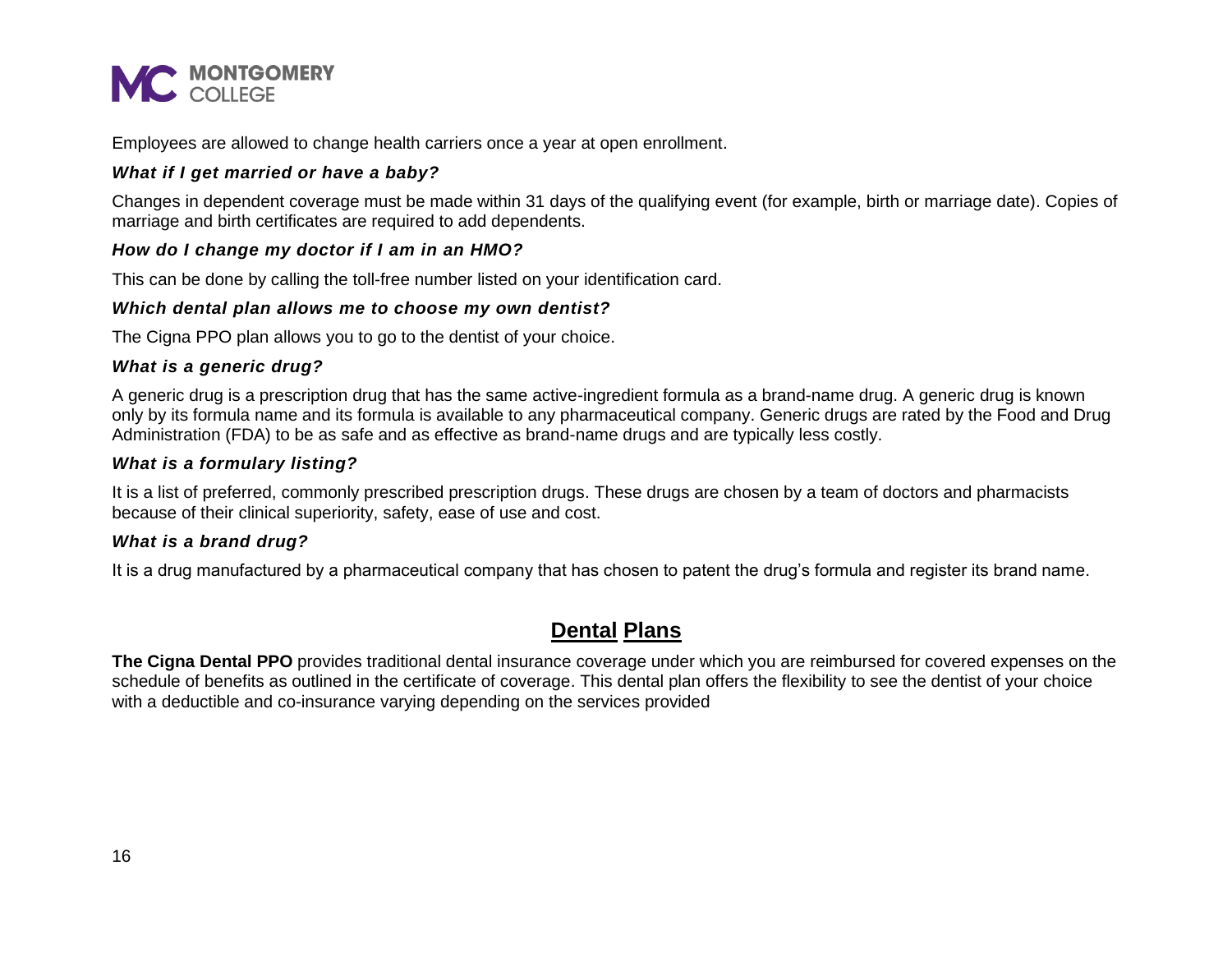Employees are allowed to change health carriers once a year at open enrollment.

***What if I get married or have a baby?***

Changes in dependent coverage must be made within 31 days of the qualifying event (for example, birth or marriage date). Copies of marriage and birth certificates are required to add dependents.

***How do I change my doctor if I am in an HMO?***

This can be done by calling the toll-free number listed on your identification card.

***Which dental plan allows me to choose my own dentist?***

The Cigna PPO plan allows you to go to the dentist of your choice.

***What is a generic drug?***

A generic drug is a prescription drug that has the same active-ingredient formula as a brand-name drug. A generic drug is known only by its formula name and its formula is available to any pharmaceutical company. Generic drugs are rated by the Food and Drug Administration (FDA) to be as safe and as effective as brand-name drugs and are typically less costly.

***What is a formulary listing?***

It is a list of preferred, commonly prescribed prescription drugs. These drugs are chosen by a team of doctors and pharmacists because of their clinical superiority, safety, ease of use and cost.

***What is a brand drug?***

It is a drug manufactured by a pharmaceutical company that has chosen to patent the drug's formula and register its brand name.

## Dental Plans

**The Cigna Dental PPO** provides traditional dental insurance coverage under which you are reimbursed for covered expenses on the schedule of benefits as outlined in the certificate of coverage. This dental plan offers the flexibility to see the dentist of your choice with a deductible and co-insurance varying depending on the services provided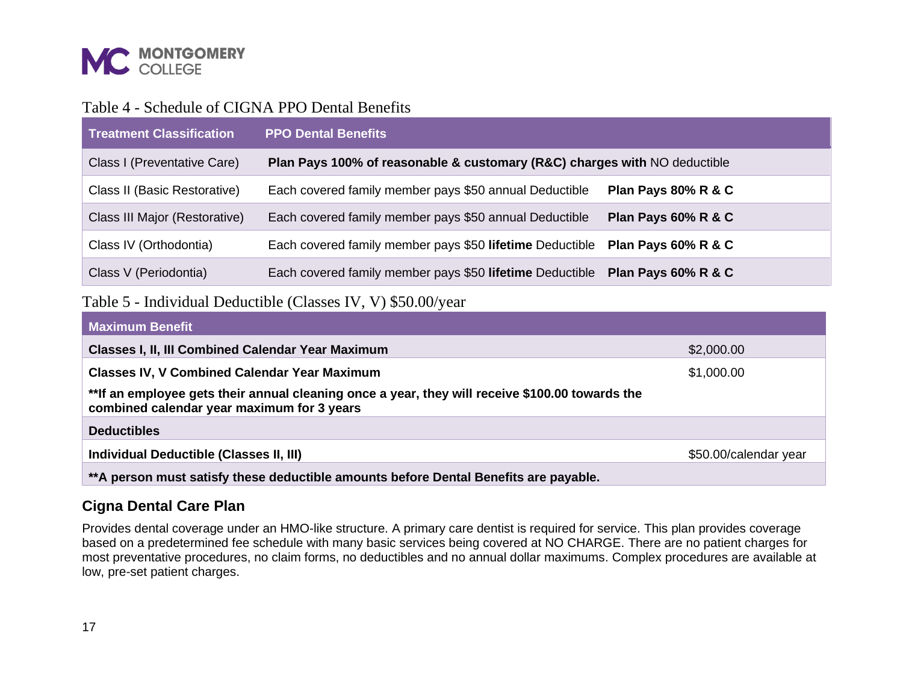Table 4 - Schedule of CIGNA PPO Dental Benefits

| Treatment Classification | PPO Dental Benefits | |
|---|---|---|
| Class I (Preventative Care) | **Plan Pays 100% of reasonable & customary (R&C) charges with** NO deductible | |
| Class II (Basic Restorative) | Each covered family member pays $50 annual Deductible | **Plan Pays 80% R & C** |
| Class III Major (Restorative) | Each covered family member pays $50 annual Deductible | **Plan Pays 60% R & C** |
| Class IV (Orthodontia) | Each covered family member pays $50 **lifetime** Deductible | **Plan Pays 60% R & C** |
| Class V (Periodontia) | Each covered family member pays $50 **lifetime** Deductible | **Plan Pays 60% R & C** |

Table 5 - Individual Deductible (Classes IV, V) $50.00/year

| Maximum Benefit | |
|---|---|
| **Classes I, II, III Combined Calendar Year Maximum** | $2,000.00 |
| **Classes IV, V Combined Calendar Year Maximum** | $1,000.00 |
| **\*\*If an employee gets their annual cleaning once a year, they will receive $100.00 towards the combined calendar year maximum for 3 years** | |
| **Deductibles** | |
| **Individual Deductible (Classes II, III)** | $50.00/calendar year |
| **\*\*A person must satisfy these deductible amounts before Dental Benefits are payable.** | |

## Cigna Dental Care Plan

Provides dental coverage under an HMO-like structure. A primary care dentist is required for service. This plan provides coverage based on a predetermined fee schedule with many basic services being covered at NO CHARGE. There are no patient charges for most preventative procedures, no claim forms, no deductibles and no annual dollar maximums. Complex procedures are available at low, pre-set patient charges.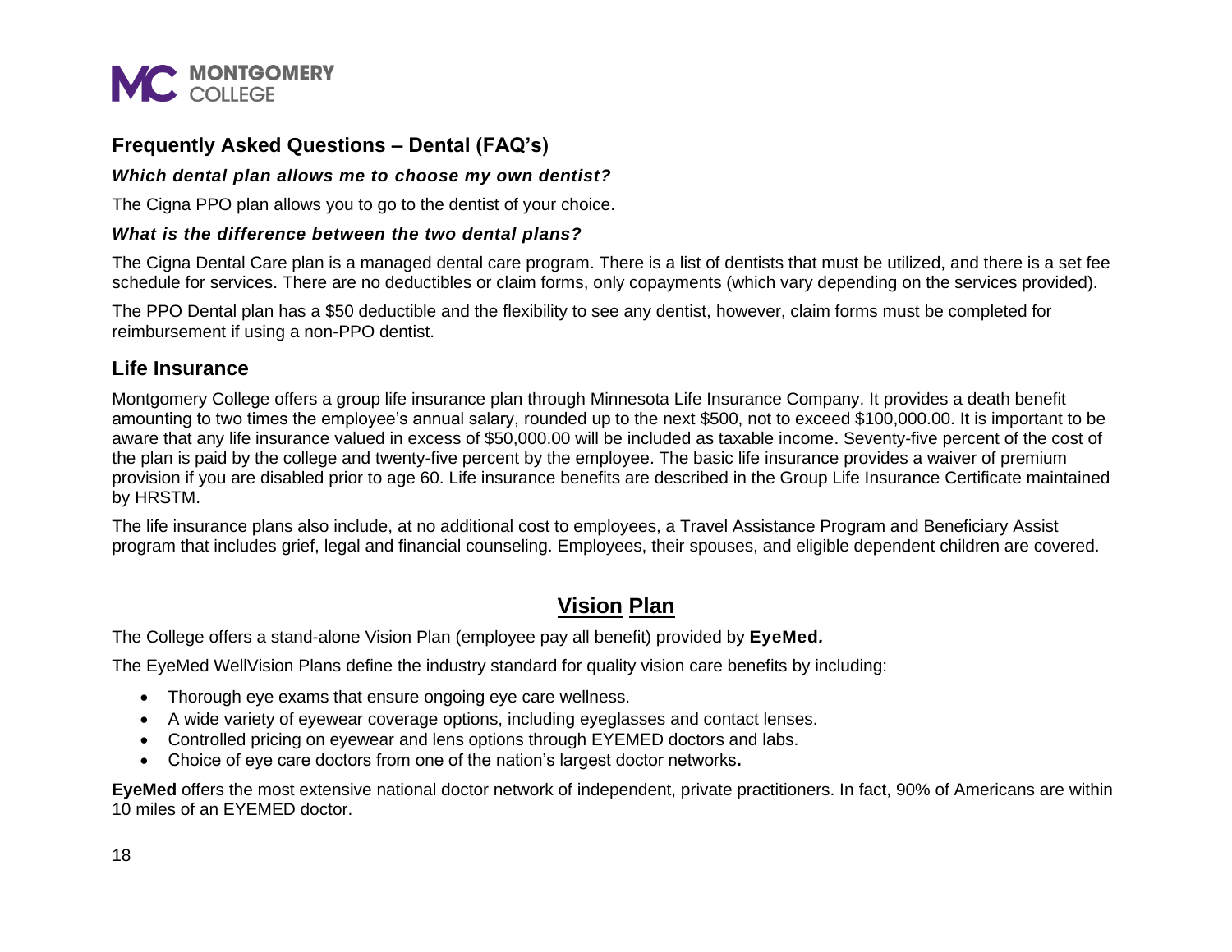## Frequently Asked Questions – Dental (FAQ's)

***Which dental plan allows me to choose my own dentist?***

The Cigna PPO plan allows you to go to the dentist of your choice.

***What is the difference between the two dental plans?***

The Cigna Dental Care plan is a managed dental care program. There is a list of dentists that must be utilized, and there is a set fee schedule for services. There are no deductibles or claim forms, only copayments (which vary depending on the services provided).

The PPO Dental plan has a $50 deductible and the flexibility to see any dentist, however, claim forms must be completed for reimbursement if using a non-PPO dentist.

## Life Insurance

Montgomery College offers a group life insurance plan through Minnesota Life Insurance Company. It provides a death benefit amounting to two times the employee's annual salary, rounded up to the next $500, not to exceed $100,000.00. It is important to be aware that any life insurance valued in excess of $50,000.00 will be included as taxable income. Seventy-five percent of the cost of the plan is paid by the college and twenty-five percent by the employee. The basic life insurance provides a waiver of premium provision if you are disabled prior to age 60. Life insurance benefits are described in the Group Life Insurance Certificate maintained by HRSTM.

The life insurance plans also include, at no additional cost to employees, a Travel Assistance Program and Beneficiary Assist program that includes grief, legal and financial counseling. Employees, their spouses, and eligible dependent children are covered.

## Vision Plan

The College offers a stand-alone Vision Plan (employee pay all benefit) provided by **EyeMed.**

The EyeMed WellVision Plans define the industry standard for quality vision care benefits by including:

- Thorough eye exams that ensure ongoing eye care wellness.
- A wide variety of eyewear coverage options, including eyeglasses and contact lenses.
- Controlled pricing on eyewear and lens options through EYEMED doctors and labs.
- Choice of eye care doctors from one of the nation's largest doctor networks**.**

**EyeMed** offers the most extensive national doctor network of independent, private practitioners. In fact, 90% of Americans are within 10 miles of an EYEMED doctor.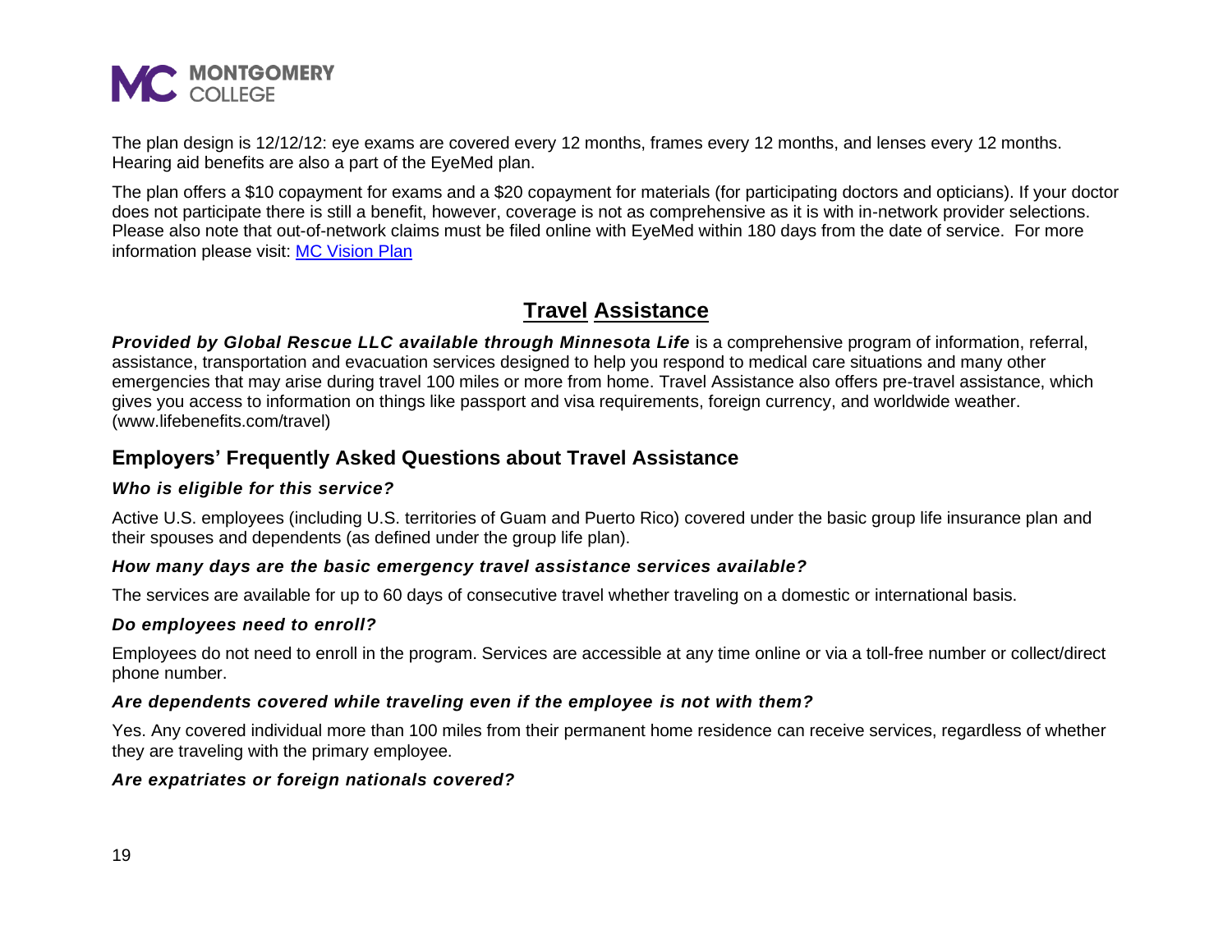The plan design is 12/12/12: eye exams are covered every 12 months, frames every 12 months, and lenses every 12 months. Hearing aid benefits are also a part of the EyeMed plan.

The plan offers a $10 copayment for exams and a $20 copayment for materials (for participating doctors and opticians). If your doctor does not participate there is still a benefit, however, coverage is not as comprehensive as it is with in-network provider selections. Please also note that out-of-network claims must be filed online with EyeMed within 180 days from the date of service. For more information please visit: [MC Vision Plan]

## Travel Assistance

***Provided by Global Rescue LLC available through Minnesota Life*** is a comprehensive program of information, referral, assistance, transportation and evacuation services designed to help you respond to medical care situations and many other emergencies that may arise during travel 100 miles or more from home. Travel Assistance also offers pre-travel assistance, which gives you access to information on things like passport and visa requirements, foreign currency, and worldwide weather. (www.lifebenefits.com/travel)

### Employers' Frequently Asked Questions about Travel Assistance

***Who is eligible for this service?***

Active U.S. employees (including U.S. territories of Guam and Puerto Rico) covered under the basic group life insurance plan and their spouses and dependents (as defined under the group life plan).

***How many days are the basic emergency travel assistance services available?***

The services are available for up to 60 days of consecutive travel whether traveling on a domestic or international basis.

***Do employees need to enroll?***

Employees do not need to enroll in the program. Services are accessible at any time online or via a toll-free number or collect/direct phone number.

***Are dependents covered while traveling even if the employee is not with them?***

Yes. Any covered individual more than 100 miles from their permanent home residence can receive services, regardless of whether they are traveling with the primary employee.

***Are expatriates or foreign nationals covered?***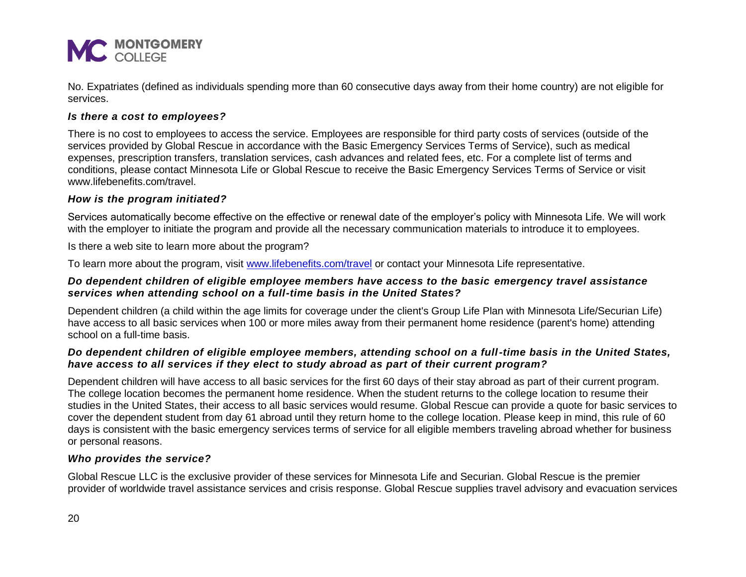No. Expatriates (defined as individuals spending more than 60 consecutive days away from their home country) are not eligible for services.

***Is there a cost to employees?***

There is no cost to employees to access the service. Employees are responsible for third party costs of services (outside of the services provided by Global Rescue in accordance with the Basic Emergency Services Terms of Service), such as medical expenses, prescription transfers, translation services, cash advances and related fees, etc. For a complete list of terms and conditions, please contact Minnesota Life or Global Rescue to receive the Basic Emergency Services Terms of Service or visit www.lifebenefits.com/travel.

***How is the program initiated?***

Services automatically become effective on the effective or renewal date of the employer's policy with Minnesota Life. We will work with the employer to initiate the program and provide all the necessary communication materials to introduce it to employees.

Is there a web site to learn more about the program?

To learn more about the program, visit [www.lifebenefits.com/travel](www.lifebenefits.com/travel) or contact your Minnesota Life representative.

***Do dependent children of eligible employee members have access to the basic emergency travel assistance services when attending school on a full-time basis in the United States?***

Dependent children (a child within the age limits for coverage under the client's Group Life Plan with Minnesota Life/Securian Life) have access to all basic services when 100 or more miles away from their permanent home residence (parent's home) attending school on a full-time basis.

***Do dependent children of eligible employee members, attending school on a full-time basis in the United States, have access to all services if they elect to study abroad as part of their current program?***

Dependent children will have access to all basic services for the first 60 days of their stay abroad as part of their current program. The college location becomes the permanent home residence. When the student returns to the college location to resume their studies in the United States, their access to all basic services would resume. Global Rescue can provide a quote for basic services to cover the dependent student from day 61 abroad until they return home to the college location. Please keep in mind, this rule of 60 days is consistent with the basic emergency services terms of service for all eligible members traveling abroad whether for business or personal reasons.

***Who provides the service?***

Global Rescue LLC is the exclusive provider of these services for Minnesota Life and Securian. Global Rescue is the premier provider of worldwide travel assistance services and crisis response. Global Rescue supplies travel advisory and evacuation services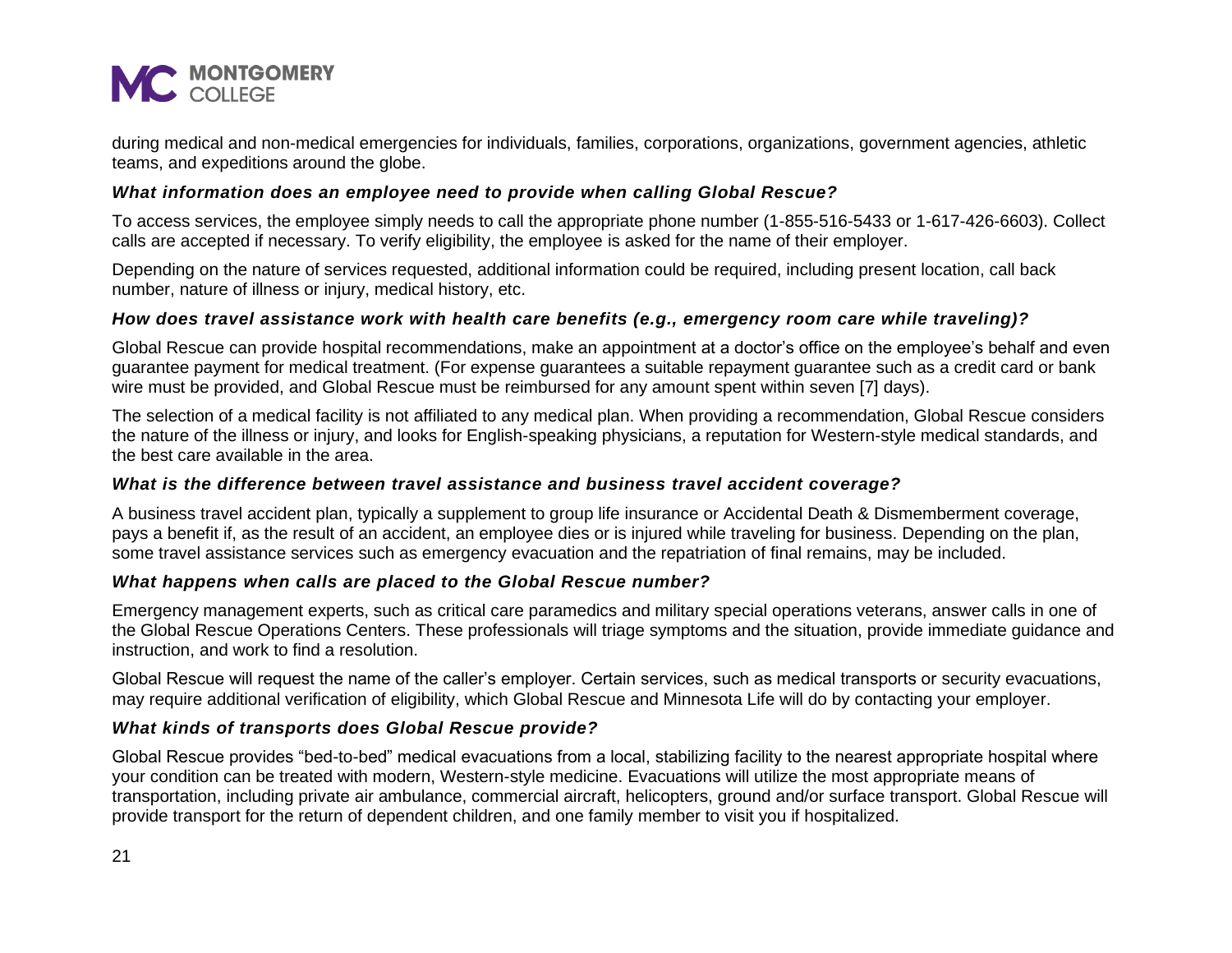during medical and non-medical emergencies for individuals, families, corporations, organizations, government agencies, athletic teams, and expeditions around the globe.

### *What information does an employee need to provide when calling Global Rescue?*

To access services, the employee simply needs to call the appropriate phone number (1-855-516-5433 or 1-617-426-6603). Collect calls are accepted if necessary. To verify eligibility, the employee is asked for the name of their employer.

Depending on the nature of services requested, additional information could be required, including present location, call back number, nature of illness or injury, medical history, etc.

### *How does travel assistance work with health care benefits (e.g., emergency room care while traveling)?*

Global Rescue can provide hospital recommendations, make an appointment at a doctor's office on the employee's behalf and even guarantee payment for medical treatment. (For expense guarantees a suitable repayment guarantee such as a credit card or bank wire must be provided, and Global Rescue must be reimbursed for any amount spent within seven [7] days).

The selection of a medical facility is not affiliated to any medical plan. When providing a recommendation, Global Rescue considers the nature of the illness or injury, and looks for English-speaking physicians, a reputation for Western-style medical standards, and the best care available in the area.

### *What is the difference between travel assistance and business travel accident coverage?*

A business travel accident plan, typically a supplement to group life insurance or Accidental Death & Dismemberment coverage, pays a benefit if, as the result of an accident, an employee dies or is injured while traveling for business. Depending on the plan, some travel assistance services such as emergency evacuation and the repatriation of final remains, may be included.

### *What happens when calls are placed to the Global Rescue number?*

Emergency management experts, such as critical care paramedics and military special operations veterans, answer calls in one of the Global Rescue Operations Centers. These professionals will triage symptoms and the situation, provide immediate guidance and instruction, and work to find a resolution.

Global Rescue will request the name of the caller's employer. Certain services, such as medical transports or security evacuations, may require additional verification of eligibility, which Global Rescue and Minnesota Life will do by contacting your employer.

### *What kinds of transports does Global Rescue provide?*

Global Rescue provides "bed-to-bed" medical evacuations from a local, stabilizing facility to the nearest appropriate hospital where your condition can be treated with modern, Western-style medicine. Evacuations will utilize the most appropriate means of transportation, including private air ambulance, commercial aircraft, helicopters, ground and/or surface transport. Global Rescue will provide transport for the return of dependent children, and one family member to visit you if hospitalized.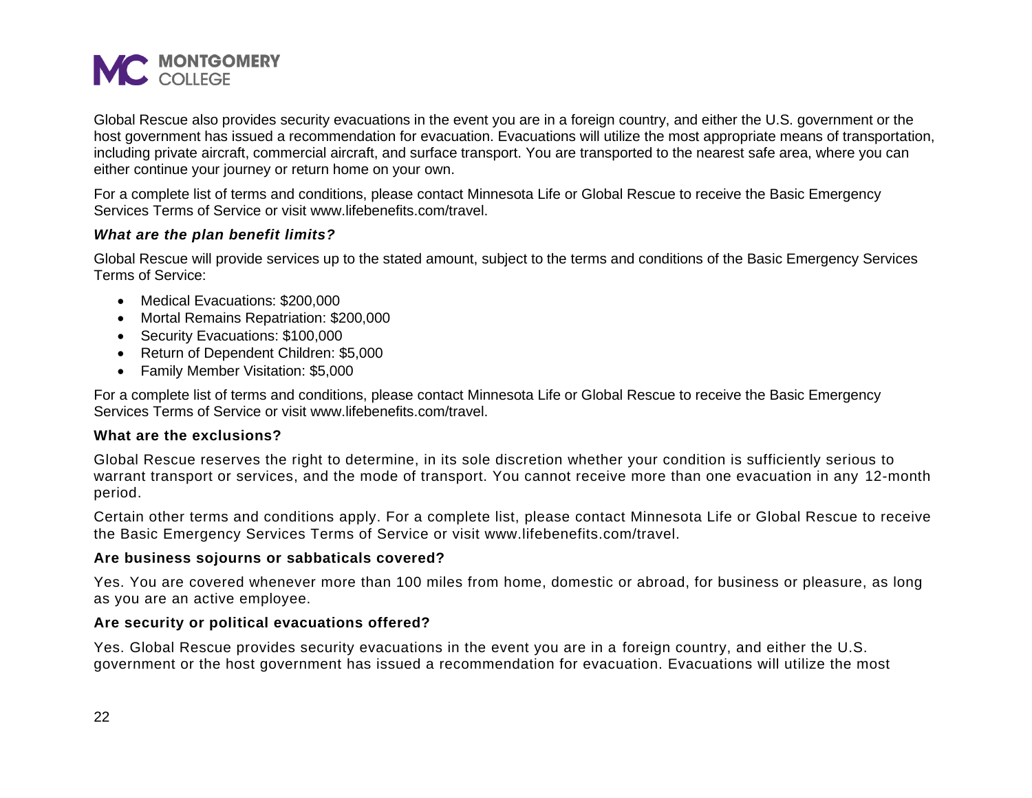Global Rescue also provides security evacuations in the event you are in a foreign country, and either the U.S. government or the host government has issued a recommendation for evacuation. Evacuations will utilize the most appropriate means of transportation, including private aircraft, commercial aircraft, and surface transport. You are transported to the nearest safe area, where you can either continue your journey or return home on your own.

For a complete list of terms and conditions, please contact Minnesota Life or Global Rescue to receive the Basic Emergency Services Terms of Service or visit www.lifebenefits.com/travel.

***What are the plan benefit limits?***

Global Rescue will provide services up to the stated amount, subject to the terms and conditions of the Basic Emergency Services Terms of Service:

- Medical Evacuations: $200,000
- Mortal Remains Repatriation: $200,000
- Security Evacuations: $100,000
- Return of Dependent Children: $5,000
- Family Member Visitation: $5,000

For a complete list of terms and conditions, please contact Minnesota Life or Global Rescue to receive the Basic Emergency Services Terms of Service or visit www.lifebenefits.com/travel.

**What are the exclusions?**

Global Rescue reserves the right to determine, in its sole discretion whether your condition is sufficiently serious to warrant transport or services, and the mode of transport. You cannot receive more than one evacuation in any 12-month period.

Certain other terms and conditions apply. For a complete list, please contact Minnesota Life or Global Rescue to receive the Basic Emergency Services Terms of Service or visit www.lifebenefits.com/travel.

**Are business sojourns or sabbaticals covered?**

Yes. You are covered whenever more than 100 miles from home, domestic or abroad, for business or pleasure, as long as you are an active employee.

**Are security or political evacuations offered?**

Yes. Global Rescue provides security evacuations in the event you are in a foreign country, and either the U.S. government or the host government has issued a recommendation for evacuation. Evacuations will utilize the most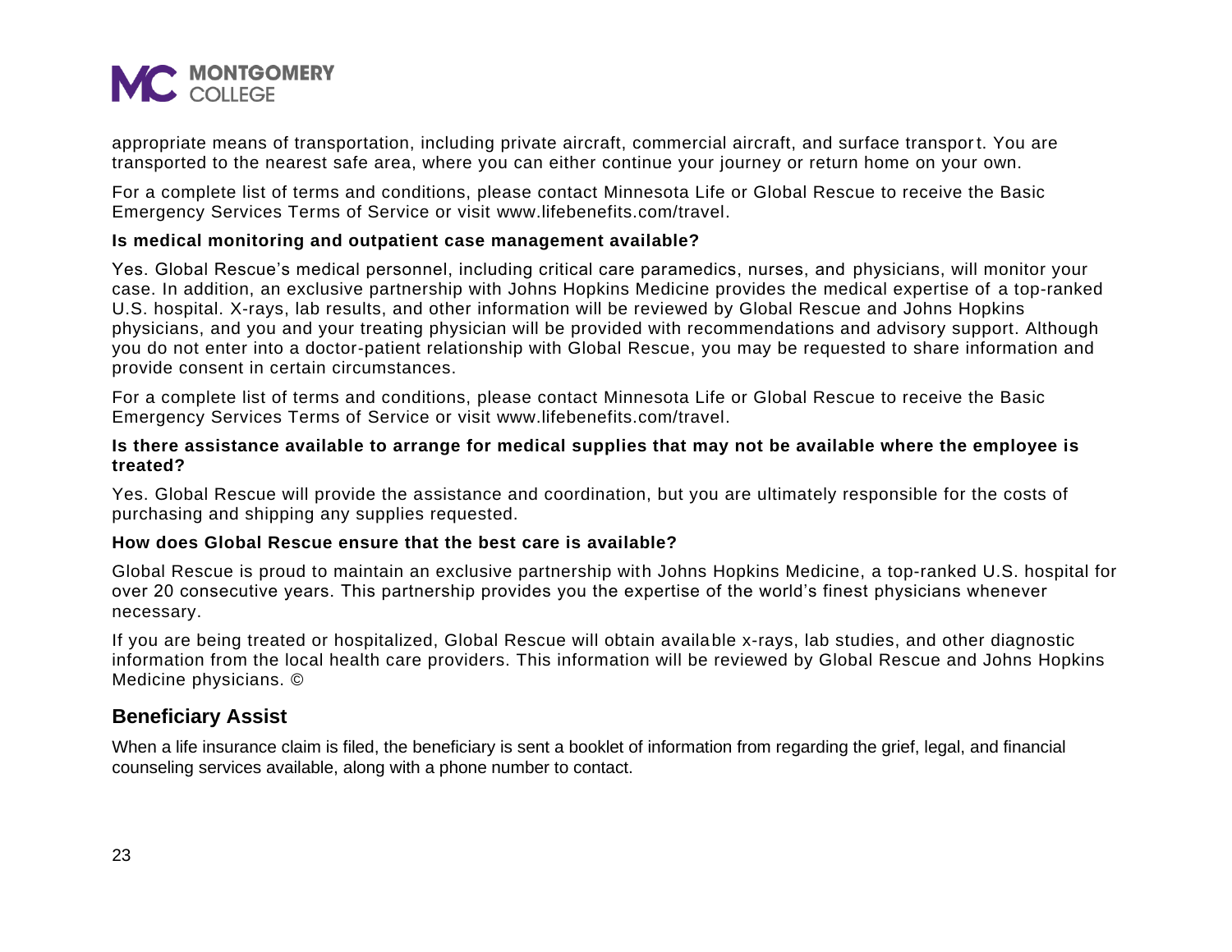appropriate means of transportation, including private aircraft, commercial aircraft, and surface transport. You are transported to the nearest safe area, where you can either continue your journey or return home on your own.

For a complete list of terms and conditions, please contact Minnesota Life or Global Rescue to receive the Basic Emergency Services Terms of Service or visit www.lifebenefits.com/travel.

**Is medical monitoring and outpatient case management available?**

Yes. Global Rescue's medical personnel, including critical care paramedics, nurses, and physicians, will monitor your case. In addition, an exclusive partnership with Johns Hopkins Medicine provides the medical expertise of a top-ranked U.S. hospital. X-rays, lab results, and other information will be reviewed by Global Rescue and Johns Hopkins physicians, and you and your treating physician will be provided with recommendations and advisory support. Although you do not enter into a doctor-patient relationship with Global Rescue, you may be requested to share information and provide consent in certain circumstances.

For a complete list of terms and conditions, please contact Minnesota Life or Global Rescue to receive the Basic Emergency Services Terms of Service or visit www.lifebenefits.com/travel.

**Is there assistance available to arrange for medical supplies that may not be available where the employee is treated?**

Yes. Global Rescue will provide the assistance and coordination, but you are ultimately responsible for the costs of purchasing and shipping any supplies requested.

**How does Global Rescue ensure that the best care is available?**

Global Rescue is proud to maintain an exclusive partnership with Johns Hopkins Medicine, a top-ranked U.S. hospital for over 20 consecutive years. This partnership provides you the expertise of the world's finest physicians whenever necessary.

If you are being treated or hospitalized, Global Rescue will obtain available x-rays, lab studies, and other diagnostic information from the local health care providers. This information will be reviewed by Global Rescue and Johns Hopkins Medicine physicians. ©

## Beneficiary Assist

When a life insurance claim is filed, the beneficiary is sent a booklet of information from regarding the grief, legal, and financial counseling services available, along with a phone number to contact.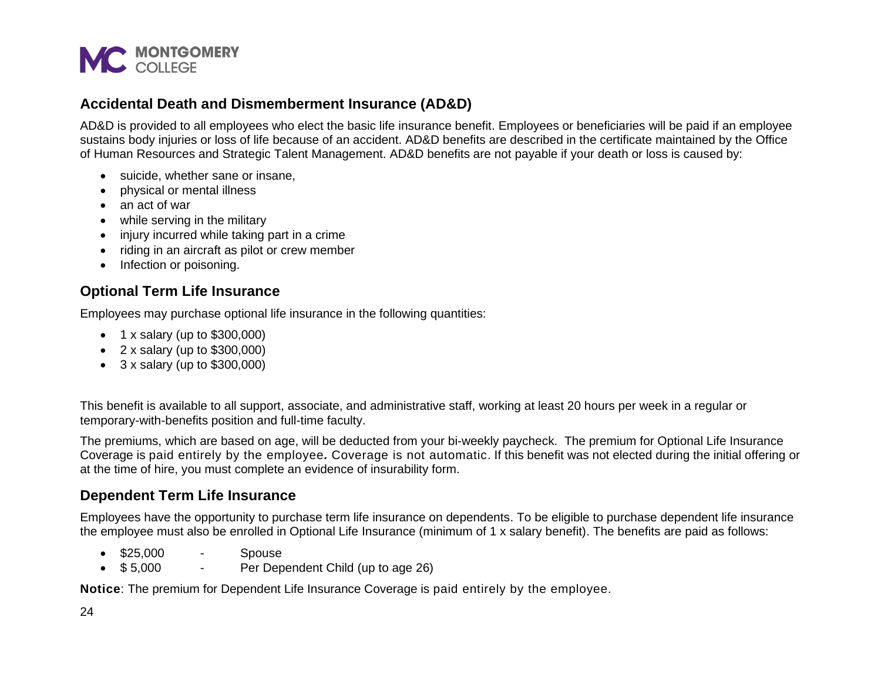## Accidental Death and Dismemberment Insurance (AD&D)

AD&D is provided to all employees who elect the basic life insurance benefit. Employees or beneficiaries will be paid if an employee sustains body injuries or loss of life because of an accident. AD&D benefits are described in the certificate maintained by the Office of Human Resources and Strategic Talent Management. AD&D benefits are not payable if your death or loss is caused by:

- suicide, whether sane or insane,
- physical or mental illness
- an act of war
- while serving in the military
- injury incurred while taking part in a crime
- riding in an aircraft as pilot or crew member
- Infection or poisoning.

## Optional Term Life Insurance

Employees may purchase optional life insurance in the following quantities:

- 1 x salary (up to $300,000)
- 2 x salary (up to $300,000)
- 3 x salary (up to $300,000)

This benefit is available to all support, associate, and administrative staff, working at least 20 hours per week in a regular or temporary-with-benefits position and full-time faculty.

The premiums, which are based on age, will be deducted from your bi-weekly paycheck. The premium for Optional Life Insurance Coverage is paid entirely by the employee. Coverage is not automatic. If this benefit was not elected during the initial offering or at the time of hire, you must complete an evidence of insurability form.

## Dependent Term Life Insurance

Employees have the opportunity to purchase term life insurance on dependents. To be eligible to purchase dependent life insurance the employee must also be enrolled in Optional Life Insurance (minimum of 1 x salary benefit). The benefits are paid as follows:

- $25,000 - Spouse
- $ 5,000 - Per Dependent Child (up to age 26)

**Notice**: The premium for Dependent Life Insurance Coverage is paid entirely by the employee.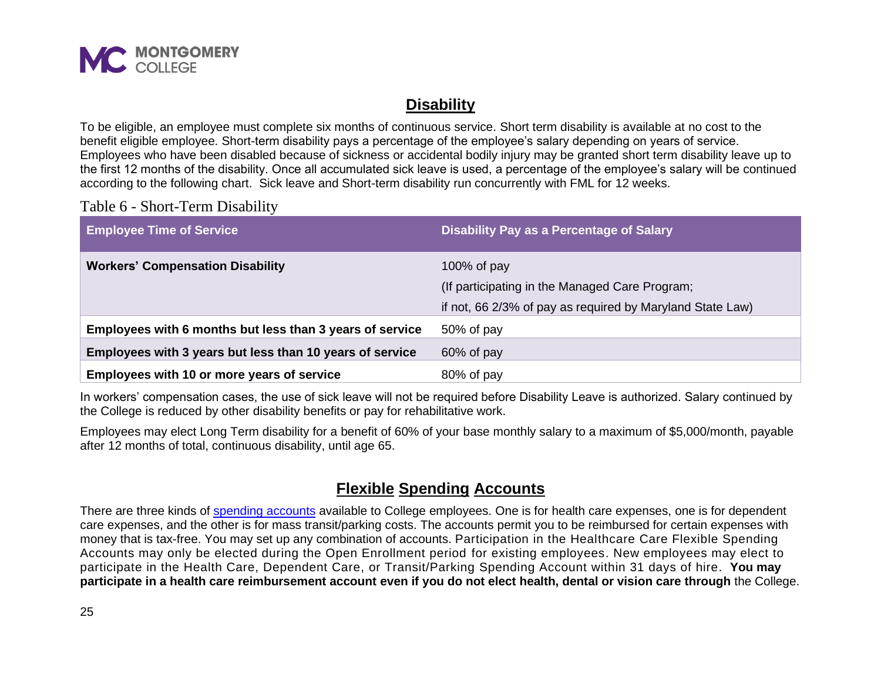## Disability

To be eligible, an employee must complete six months of continuous service. Short term disability is available at no cost to the benefit eligible employee. Short-term disability pays a percentage of the employee's salary depending on years of service. Employees who have been disabled because of sickness or accidental bodily injury may be granted short term disability leave up to the first 12 months of the disability. Once all accumulated sick leave is used, a percentage of the employee's salary will be continued according to the following chart. Sick leave and Short-term disability run concurrently with FML for 12 weeks.

Table 6 - Short-Term Disability

| Employee Time of Service | Disability Pay as a Percentage of Salary |
|---|---|
| **Workers' Compensation Disability** | 100% of pay<br>(If participating in the Managed Care Program;<br>if not, 66 2/3% of pay as required by Maryland State Law) |
| **Employees with 6 months but less than 3 years of service** | 50% of pay |
| **Employees with 3 years but less than 10 years of service** | 60% of pay |
| **Employees with 10 or more years of service** | 80% of pay |

In workers' compensation cases, the use of sick leave will not be required before Disability Leave is authorized. Salary continued by the College is reduced by other disability benefits or pay for rehabilitative work.

Employees may elect Long Term disability for a benefit of 60% of your base monthly salary to a maximum of $5,000/month, payable after 12 months of total, continuous disability, until age 65.

## Flexible Spending Accounts

There are three kinds of spending accounts available to College employees. One is for health care expenses, one is for dependent care expenses, and the other is for mass transit/parking costs. The accounts permit you to be reimbursed for certain expenses with money that is tax-free. You may set up any combination of accounts. Participation in the Healthcare Care Flexible Spending Accounts may only be elected during the Open Enrollment period for existing employees. New employees may elect to participate in the Health Care, Dependent Care, or Transit/Parking Spending Account within 31 days of hire. **You may participate in a health care reimbursement account even if you do not elect health, dental or vision care through** the College.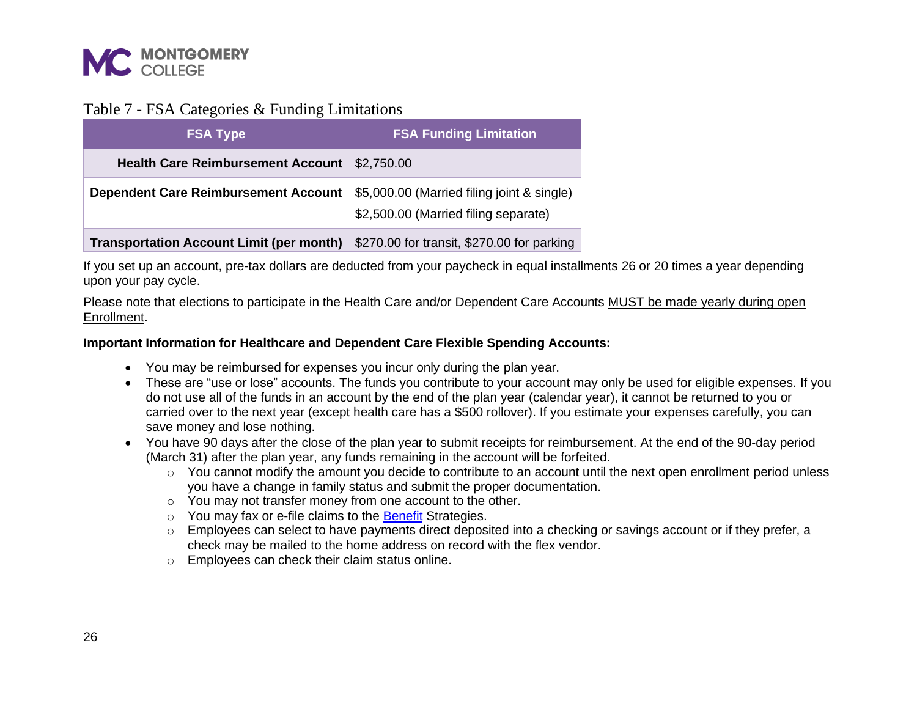Table 7 - FSA Categories & Funding Limitations

| FSA Type | FSA Funding Limitation |
|---|---|
| **Health Care Reimbursement Account** | $2,750.00 |
| **Dependent Care Reimbursement Account** | $5,000.00 (Married filing joint & single)<br>$2,500.00 (Married filing separate) |
| **Transportation Account Limit (per month)** | $270.00 for transit, $270.00 for parking |

If you set up an account, pre-tax dollars are deducted from your paycheck in equal installments 26 or 20 times a year depending upon your pay cycle.

Please note that elections to participate in the Health Care and/or Dependent Care Accounts MUST be made yearly during open Enrollment.

**Important Information for Healthcare and Dependent Care Flexible Spending Accounts:**

- You may be reimbursed for expenses you incur only during the plan year.
- These are "use or lose" accounts. The funds you contribute to your account may only be used for eligible expenses. If you do not use all of the funds in an account by the end of the plan year (calendar year), it cannot be returned to you or carried over to the next year (except health care has a $500 rollover). If you estimate your expenses carefully, you can save money and lose nothing.
- You have 90 days after the close of the plan year to submit receipts for reimbursement. At the end of the 90-day period (March 31) after the plan year, any funds remaining in the account will be forfeited.
  - You cannot modify the amount you decide to contribute to an account until the next open enrollment period unless you have a change in family status and submit the proper documentation.
  - You may not transfer money from one account to the other.
  - You may fax or e-file claims to the Benefit Strategies.
  - Employees can select to have payments direct deposited into a checking or savings account or if they prefer, a check may be mailed to the home address on record with the flex vendor.
  - Employees can check their claim status online.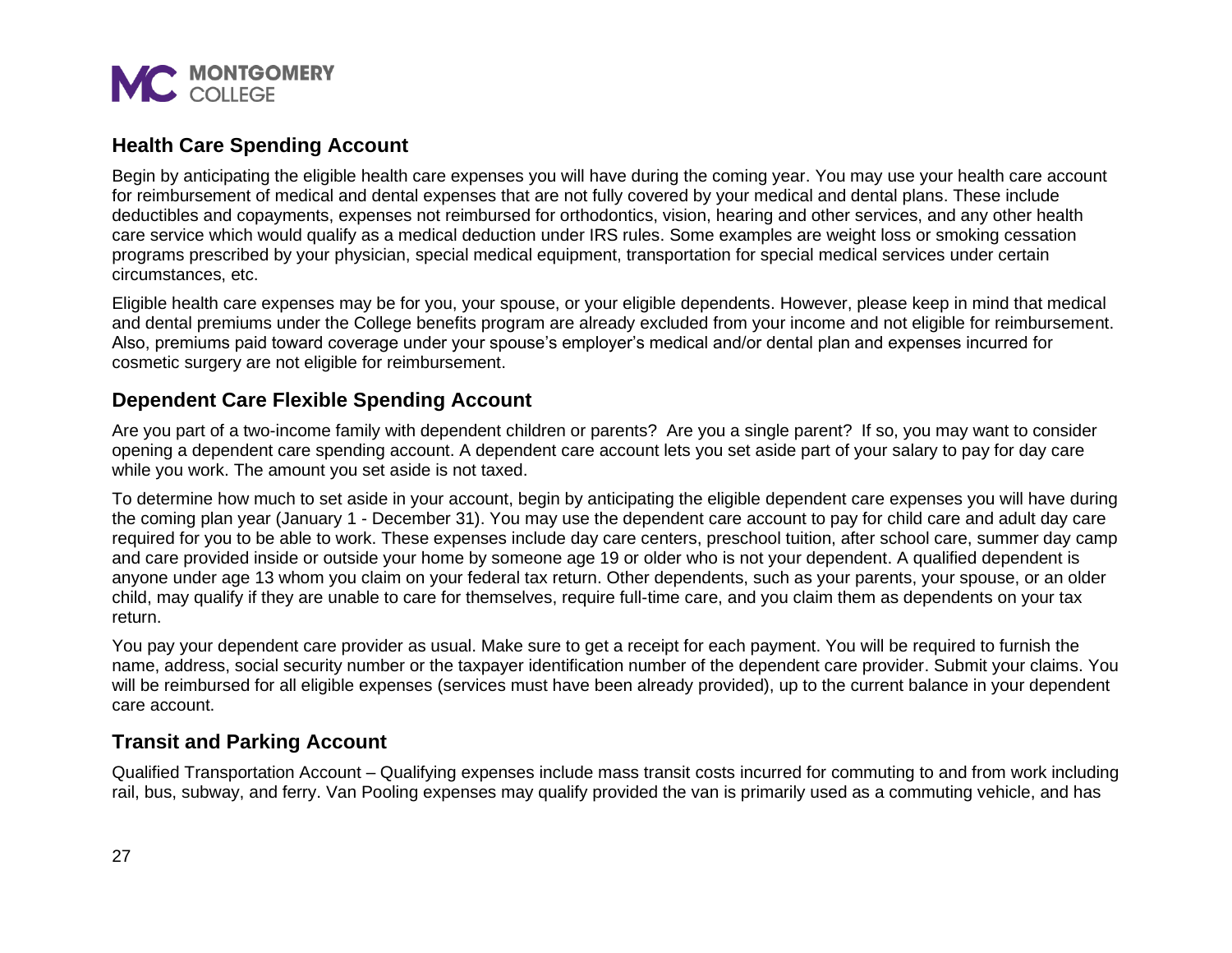## Health Care Spending Account

Begin by anticipating the eligible health care expenses you will have during the coming year. You may use your health care account for reimbursement of medical and dental expenses that are not fully covered by your medical and dental plans. These include deductibles and copayments, expenses not reimbursed for orthodontics, vision, hearing and other services, and any other health care service which would qualify as a medical deduction under IRS rules. Some examples are weight loss or smoking cessation programs prescribed by your physician, special medical equipment, transportation for special medical services under certain circumstances, etc.

Eligible health care expenses may be for you, your spouse, or your eligible dependents. However, please keep in mind that medical and dental premiums under the College benefits program are already excluded from your income and not eligible for reimbursement. Also, premiums paid toward coverage under your spouse's employer's medical and/or dental plan and expenses incurred for cosmetic surgery are not eligible for reimbursement.

## Dependent Care Flexible Spending Account

Are you part of a two-income family with dependent children or parents? Are you a single parent? If so, you may want to consider opening a dependent care spending account. A dependent care account lets you set aside part of your salary to pay for day care while you work. The amount you set aside is not taxed.

To determine how much to set aside in your account, begin by anticipating the eligible dependent care expenses you will have during the coming plan year (January 1 - December 31). You may use the dependent care account to pay for child care and adult day care required for you to be able to work. These expenses include day care centers, preschool tuition, after school care, summer day camp and care provided inside or outside your home by someone age 19 or older who is not your dependent. A qualified dependent is anyone under age 13 whom you claim on your federal tax return. Other dependents, such as your parents, your spouse, or an older child, may qualify if they are unable to care for themselves, require full-time care, and you claim them as dependents on your tax return.

You pay your dependent care provider as usual. Make sure to get a receipt for each payment. You will be required to furnish the name, address, social security number or the taxpayer identification number of the dependent care provider. Submit your claims. You will be reimbursed for all eligible expenses (services must have been already provided), up to the current balance in your dependent care account.

## Transit and Parking Account

Qualified Transportation Account – Qualifying expenses include mass transit costs incurred for commuting to and from work including rail, bus, subway, and ferry. Van Pooling expenses may qualify provided the van is primarily used as a commuting vehicle, and has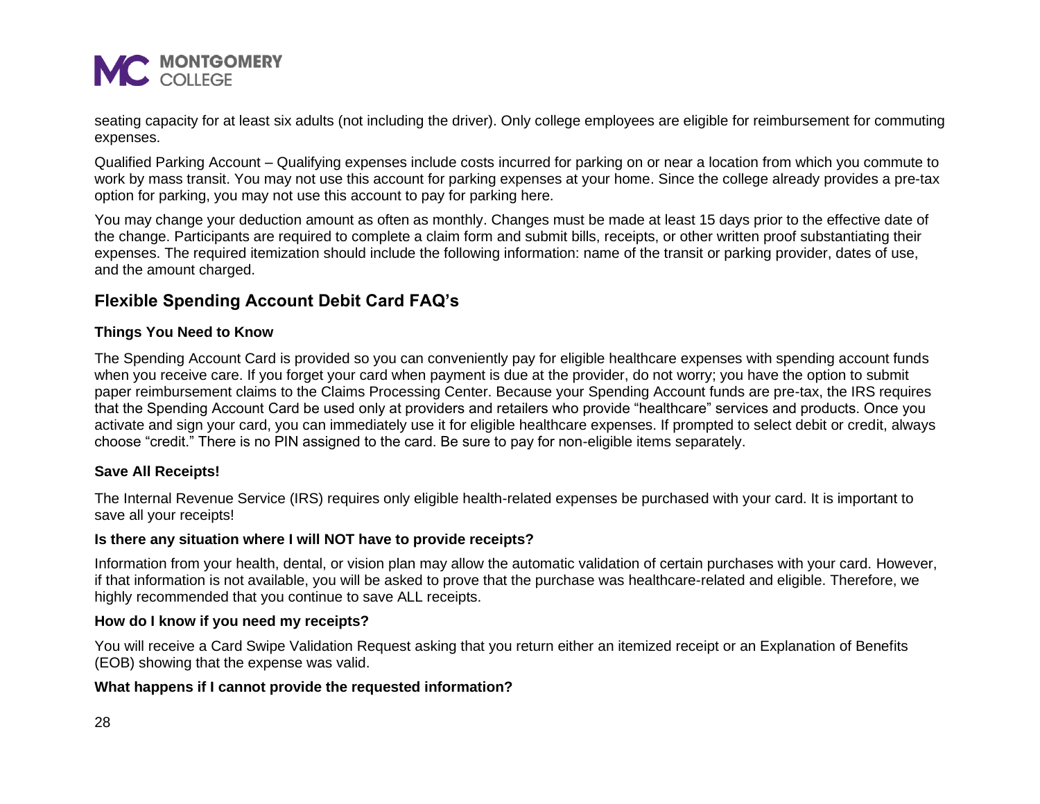seating capacity for at least six adults (not including the driver). Only college employees are eligible for reimbursement for commuting expenses.

Qualified Parking Account – Qualifying expenses include costs incurred for parking on or near a location from which you commute to work by mass transit. You may not use this account for parking expenses at your home. Since the college already provides a pre-tax option for parking, you may not use this account to pay for parking here.

You may change your deduction amount as often as monthly. Changes must be made at least 15 days prior to the effective date of the change. Participants are required to complete a claim form and submit bills, receipts, or other written proof substantiating their expenses. The required itemization should include the following information: name of the transit or parking provider, dates of use, and the amount charged.

## Flexible Spending Account Debit Card FAQ's

### Things You Need to Know

The Spending Account Card is provided so you can conveniently pay for eligible healthcare expenses with spending account funds when you receive care. If you forget your card when payment is due at the provider, do not worry; you have the option to submit paper reimbursement claims to the Claims Processing Center. Because your Spending Account funds are pre-tax, the IRS requires that the Spending Account Card be used only at providers and retailers who provide "healthcare" services and products. Once you activate and sign your card, you can immediately use it for eligible healthcare expenses. If prompted to select debit or credit, always choose "credit." There is no PIN assigned to the card. Be sure to pay for non-eligible items separately.

### Save All Receipts!

The Internal Revenue Service (IRS) requires only eligible health-related expenses be purchased with your card. It is important to save all your receipts!

**Is there any situation where I will NOT have to provide receipts?**

Information from your health, dental, or vision plan may allow the automatic validation of certain purchases with your card. However, if that information is not available, you will be asked to prove that the purchase was healthcare-related and eligible. Therefore, we highly recommended that you continue to save ALL receipts.

**How do I know if you need my receipts?**

You will receive a Card Swipe Validation Request asking that you return either an itemized receipt or an Explanation of Benefits (EOB) showing that the expense was valid.

**What happens if I cannot provide the requested information?**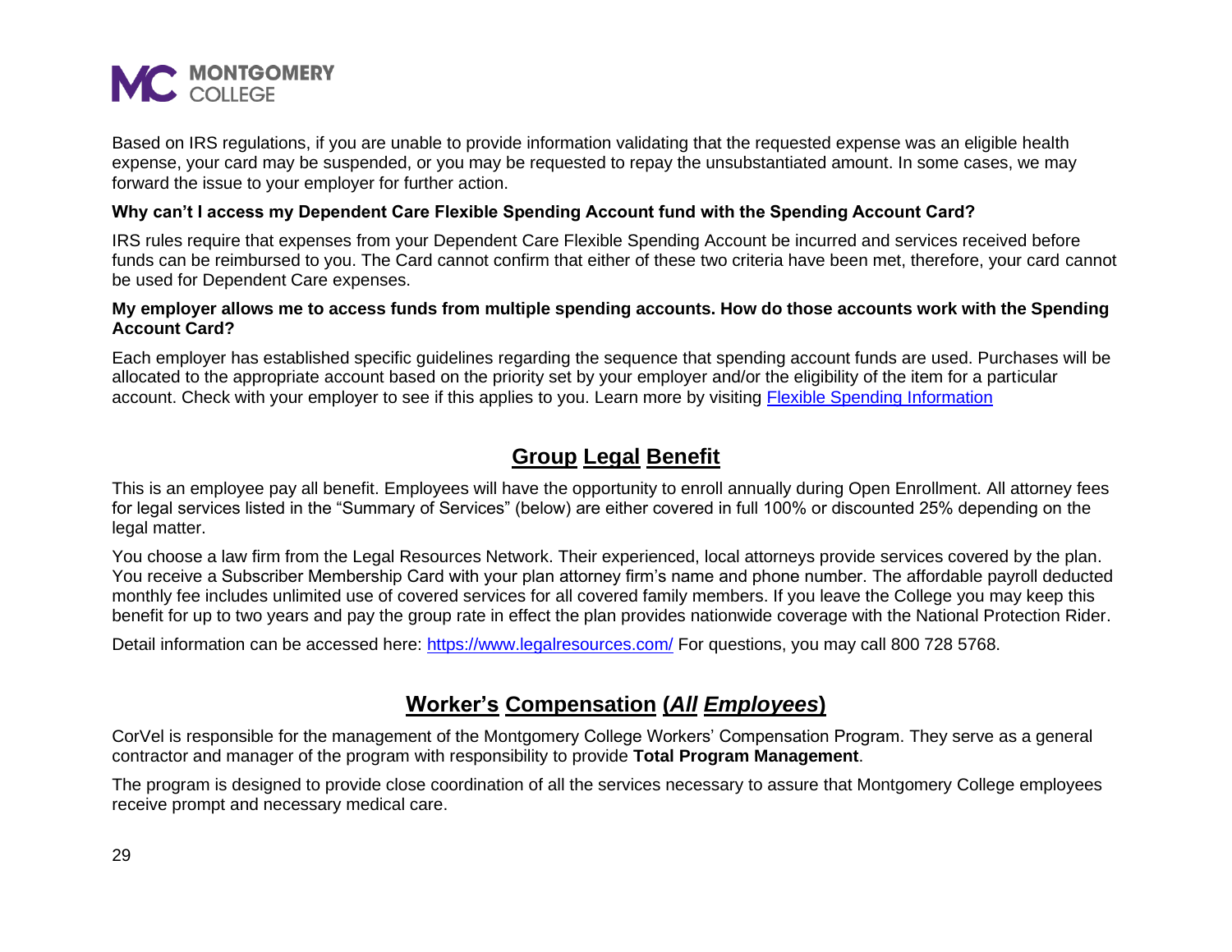Based on IRS regulations, if you are unable to provide information validating that the requested expense was an eligible health expense, your card may be suspended, or you may be requested to repay the unsubstantiated amount. In some cases, we may forward the issue to your employer for further action.

**Why can't I access my Dependent Care Flexible Spending Account fund with the Spending Account Card?**

IRS rules require that expenses from your Dependent Care Flexible Spending Account be incurred and services received before funds can be reimbursed to you. The Card cannot confirm that either of these two criteria have been met, therefore, your card cannot be used for Dependent Care expenses.

**My employer allows me to access funds from multiple spending accounts. How do those accounts work with the Spending Account Card?**

Each employer has established specific guidelines regarding the sequence that spending account funds are used. Purchases will be allocated to the appropriate account based on the priority set by your employer and/or the eligibility of the item for a particular account. Check with your employer to see if this applies to you. Learn more by visiting [Flexible Spending Information]

## Group Legal Benefit

This is an employee pay all benefit. Employees will have the opportunity to enroll annually during Open Enrollment. All attorney fees for legal services listed in the "Summary of Services" (below) are either covered in full 100% or discounted 25% depending on the legal matter.

You choose a law firm from the Legal Resources Network. Their experienced, local attorneys provide services covered by the plan. You receive a Subscriber Membership Card with your plan attorney firm's name and phone number. The affordable payroll deducted monthly fee includes unlimited use of covered services for all covered family members. If you leave the College you may keep this benefit for up to two years and pay the group rate in effect the plan provides nationwide coverage with the National Protection Rider.

Detail information can be accessed here: https://www.legalresources.com/ For questions, you may call 800 728 5768.

## Worker's Compensation (*All Employees*)

CorVel is responsible for the management of the Montgomery College Workers' Compensation Program. They serve as a general contractor and manager of the program with responsibility to provide **Total Program Management**.

The program is designed to provide close coordination of all the services necessary to assure that Montgomery College employees receive prompt and necessary medical care.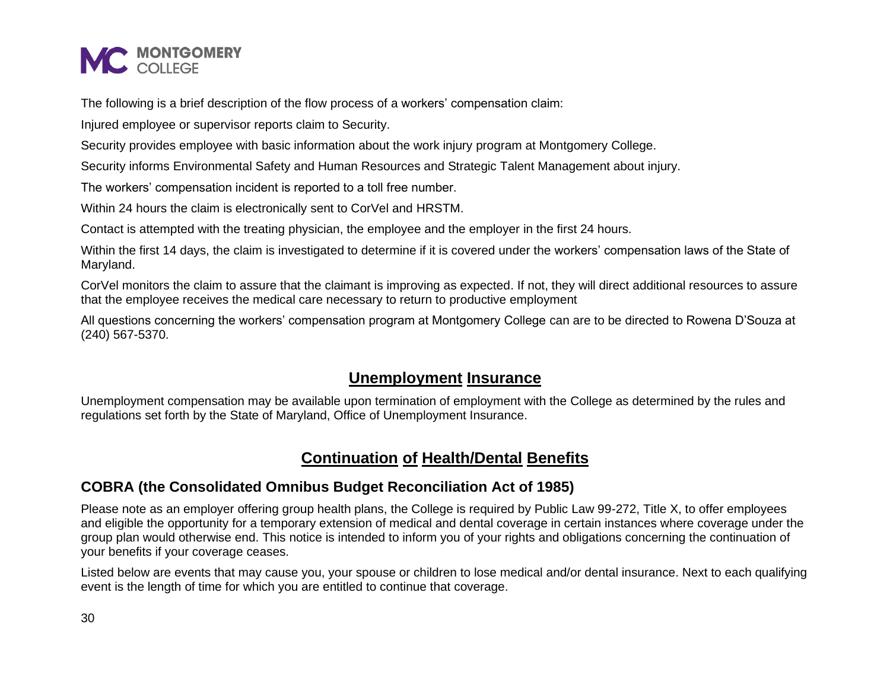The following is a brief description of the flow process of a workers' compensation claim:

Injured employee or supervisor reports claim to Security.

Security provides employee with basic information about the work injury program at Montgomery College.

Security informs Environmental Safety and Human Resources and Strategic Talent Management about injury.

The workers' compensation incident is reported to a toll free number.

Within 24 hours the claim is electronically sent to CorVel and HRSTM.

Contact is attempted with the treating physician, the employee and the employer in the first 24 hours.

Within the first 14 days, the claim is investigated to determine if it is covered under the workers' compensation laws of the State of Maryland.

CorVel monitors the claim to assure that the claimant is improving as expected. If not, they will direct additional resources to assure that the employee receives the medical care necessary to return to productive employment

All questions concerning the workers' compensation program at Montgomery College can are to be directed to Rowena D'Souza at (240) 567-5370.

## Unemployment Insurance

Unemployment compensation may be available upon termination of employment with the College as determined by the rules and regulations set forth by the State of Maryland, Office of Unemployment Insurance.

## Continuation of Health/Dental Benefits

### COBRA (the Consolidated Omnibus Budget Reconciliation Act of 1985)

Please note as an employer offering group health plans, the College is required by Public Law 99-272, Title X, to offer employees and eligible the opportunity for a temporary extension of medical and dental coverage in certain instances where coverage under the group plan would otherwise end. This notice is intended to inform you of your rights and obligations concerning the continuation of your benefits if your coverage ceases.

Listed below are events that may cause you, your spouse or children to lose medical and/or dental insurance. Next to each qualifying event is the length of time for which you are entitled to continue that coverage.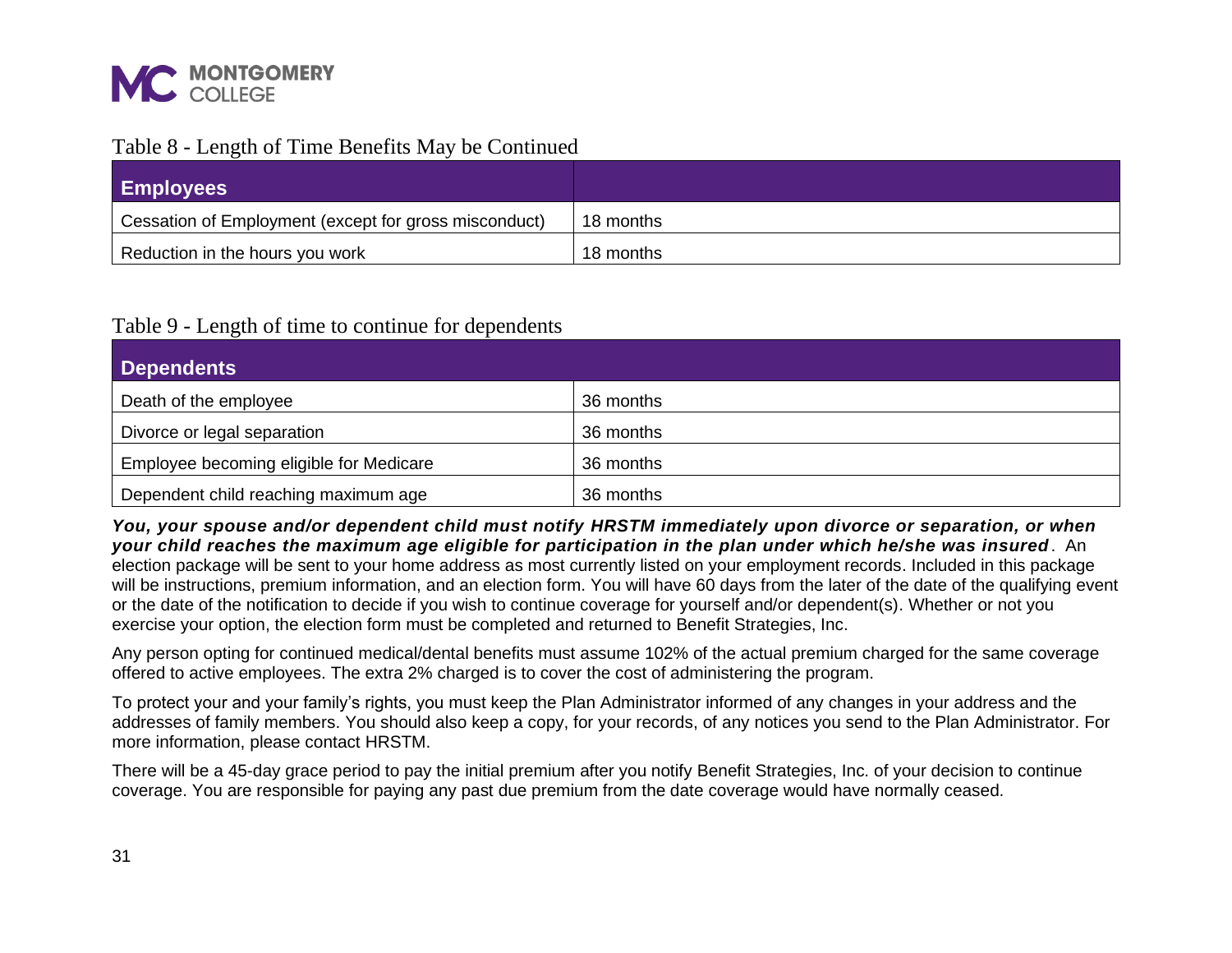Table 8 - Length of Time Benefits May be Continued

| Employees | |
|---|---|
| Cessation of Employment (except for gross misconduct) | 18 months |
| Reduction in the hours you work | 18 months |

Table 9 - Length of time to continue for dependents

| Dependents | |
|---|---|
| Death of the employee | 36 months |
| Divorce or legal separation | 36 months |
| Employee becoming eligible for Medicare | 36 months |
| Dependent child reaching maximum age | 36 months |

***You, your spouse and/or dependent child must notify HRSTM immediately upon divorce or separation, or when your child reaches the maximum age eligible for participation in the plan under which he/she was insured*.** An election package will be sent to your home address as most currently listed on your employment records. Included in this package will be instructions, premium information, and an election form. You will have 60 days from the later of the date of the qualifying event or the date of the notification to decide if you wish to continue coverage for yourself and/or dependent(s). Whether or not you exercise your option, the election form must be completed and returned to Benefit Strategies, Inc.

Any person opting for continued medical/dental benefits must assume 102% of the actual premium charged for the same coverage offered to active employees. The extra 2% charged is to cover the cost of administering the program.

To protect your and your family's rights, you must keep the Plan Administrator informed of any changes in your address and the addresses of family members. You should also keep a copy, for your records, of any notices you send to the Plan Administrator. For more information, please contact HRSTM.

There will be a 45-day grace period to pay the initial premium after you notify Benefit Strategies, Inc. of your decision to continue coverage. You are responsible for paying any past due premium from the date coverage would have normally ceased.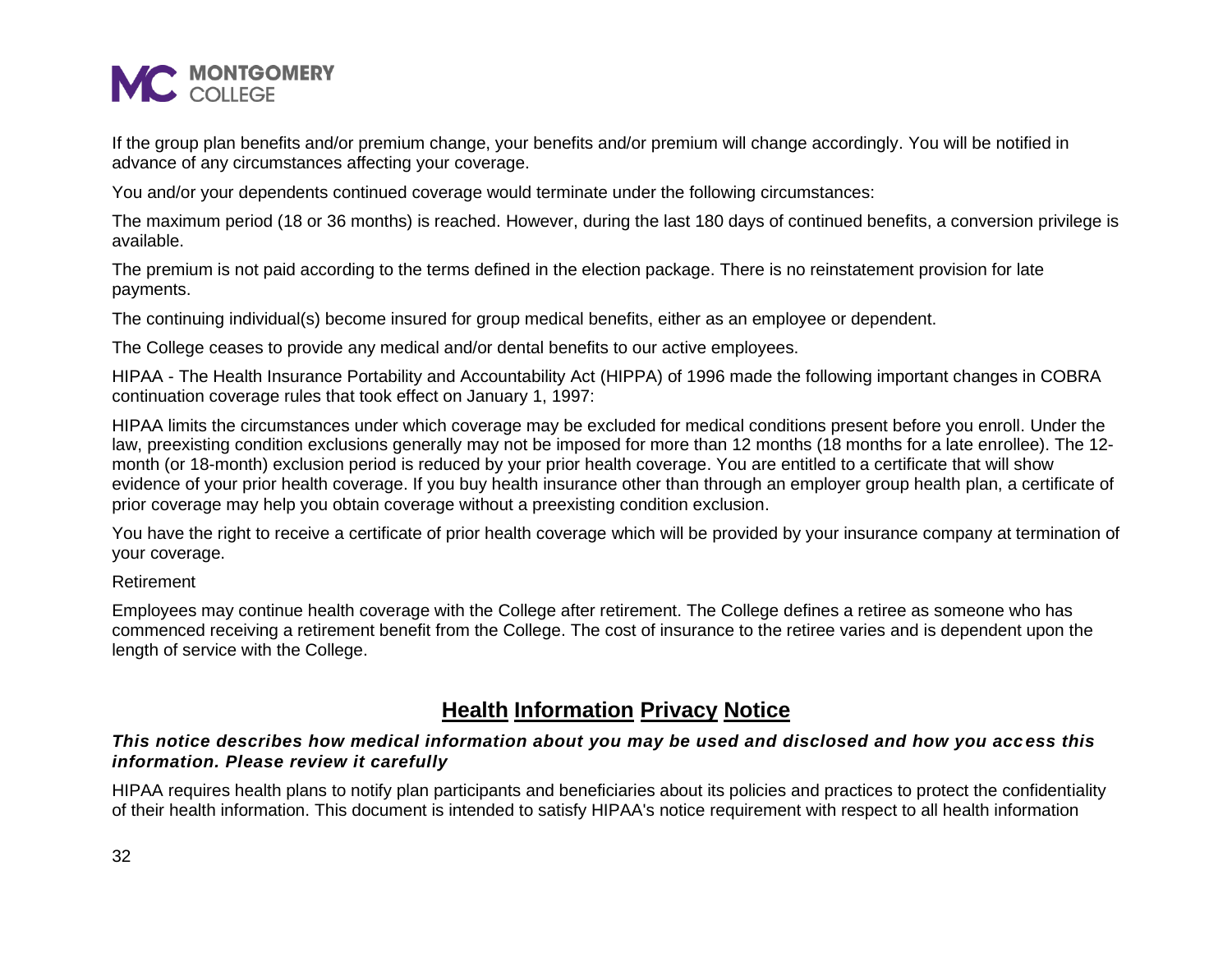If the group plan benefits and/or premium change, your benefits and/or premium will change accordingly. You will be notified in advance of any circumstances affecting your coverage.

You and/or your dependents continued coverage would terminate under the following circumstances:

The maximum period (18 or 36 months) is reached. However, during the last 180 days of continued benefits, a conversion privilege is available.

The premium is not paid according to the terms defined in the election package. There is no reinstatement provision for late payments.

The continuing individual(s) become insured for group medical benefits, either as an employee or dependent.

The College ceases to provide any medical and/or dental benefits to our active employees.

HIPAA - The Health Insurance Portability and Accountability Act (HIPPA) of 1996 made the following important changes in COBRA continuation coverage rules that took effect on January 1, 1997:

HIPAA limits the circumstances under which coverage may be excluded for medical conditions present before you enroll. Under the law, preexisting condition exclusions generally may not be imposed for more than 12 months (18 months for a late enrollee). The 12-month (or 18-month) exclusion period is reduced by your prior health coverage. You are entitled to a certificate that will show evidence of your prior health coverage. If you buy health insurance other than through an employer group health plan, a certificate of prior coverage may help you obtain coverage without a preexisting condition exclusion.

You have the right to receive a certificate of prior health coverage which will be provided by your insurance company at termination of your coverage.

Retirement

Employees may continue health coverage with the College after retirement. The College defines a retiree as someone who has commenced receiving a retirement benefit from the College. The cost of insurance to the retiree varies and is dependent upon the length of service with the College.

## Health Information Privacy Notice

***This notice describes how medical information about you may be used and disclosed and how you access this information. Please review it carefully***

HIPAA requires health plans to notify plan participants and beneficiaries about its policies and practices to protect the confidentiality of their health information. This document is intended to satisfy HIPAA's notice requirement with respect to all health information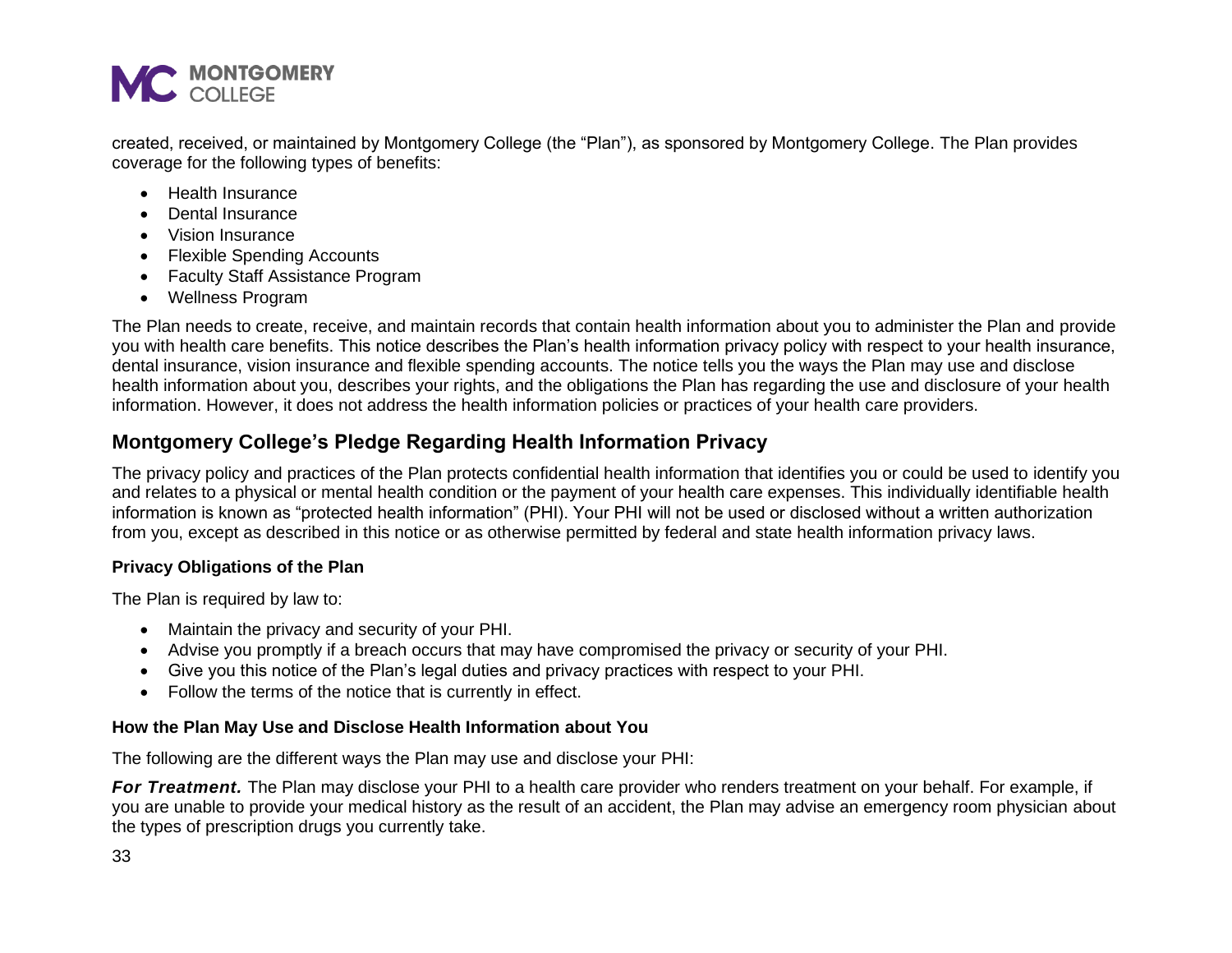created, received, or maintained by Montgomery College (the "Plan"), as sponsored by Montgomery College. The Plan provides coverage for the following types of benefits:

- Health Insurance
- Dental Insurance
- Vision Insurance
- Flexible Spending Accounts
- Faculty Staff Assistance Program
- Wellness Program

The Plan needs to create, receive, and maintain records that contain health information about you to administer the Plan and provide you with health care benefits. This notice describes the Plan's health information privacy policy with respect to your health insurance, dental insurance, vision insurance and flexible spending accounts. The notice tells you the ways the Plan may use and disclose health information about you, describes your rights, and the obligations the Plan has regarding the use and disclosure of your health information. However, it does not address the health information policies or practices of your health care providers.

## Montgomery College's Pledge Regarding Health Information Privacy

The privacy policy and practices of the Plan protects confidential health information that identifies you or could be used to identify you and relates to a physical or mental health condition or the payment of your health care expenses. This individually identifiable health information is known as "protected health information" (PHI). Your PHI will not be used or disclosed without a written authorization from you, except as described in this notice or as otherwise permitted by federal and state health information privacy laws.

### Privacy Obligations of the Plan

The Plan is required by law to:

- Maintain the privacy and security of your PHI.
- Advise you promptly if a breach occurs that may have compromised the privacy or security of your PHI.
- Give you this notice of the Plan's legal duties and privacy practices with respect to your PHI.
- Follow the terms of the notice that is currently in effect.

### How the Plan May Use and Disclose Health Information about You

The following are the different ways the Plan may use and disclose your PHI:

***For Treatment.*** The Plan may disclose your PHI to a health care provider who renders treatment on your behalf. For example, if you are unable to provide your medical history as the result of an accident, the Plan may advise an emergency room physician about the types of prescription drugs you currently take.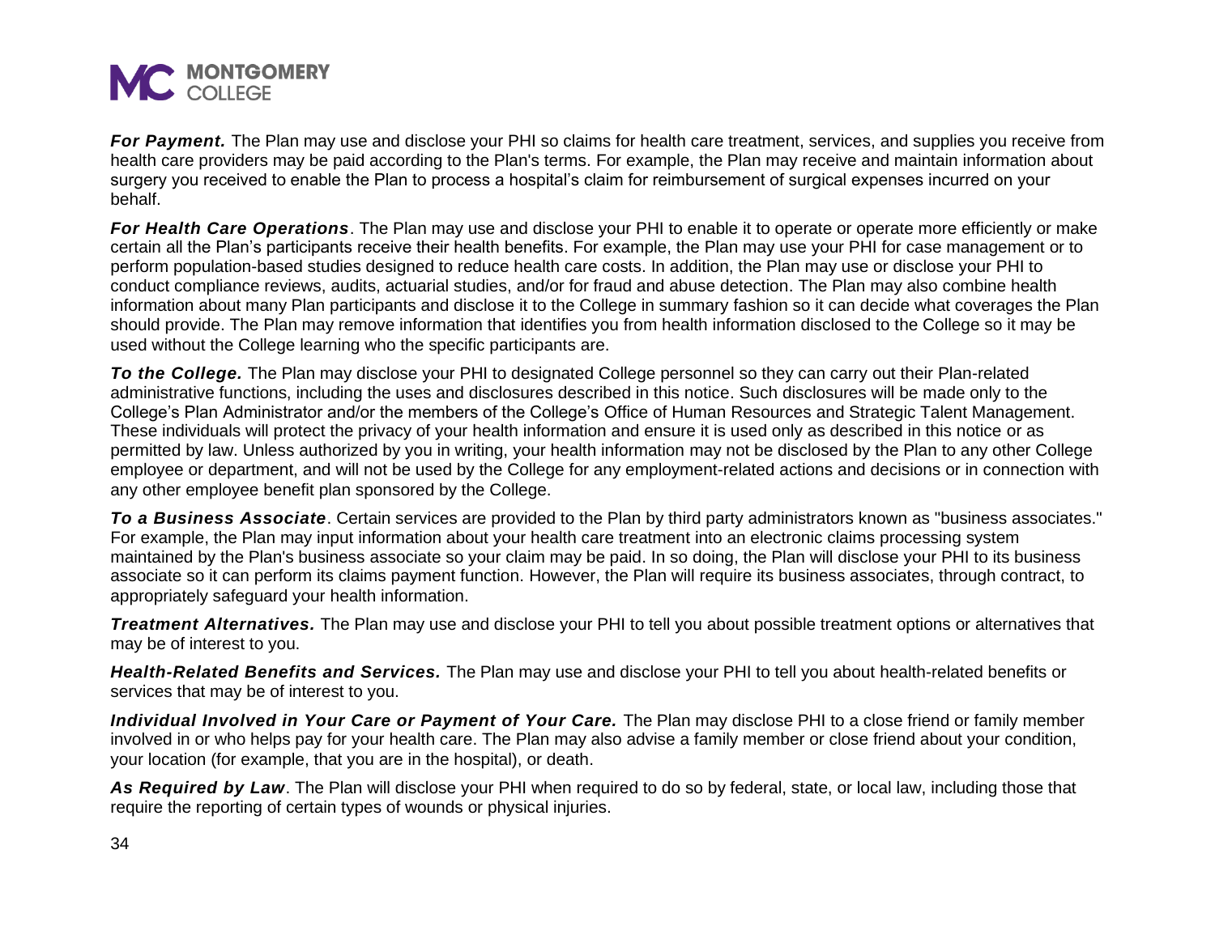***For Payment.*** The Plan may use and disclose your PHI so claims for health care treatment, services, and supplies you receive from health care providers may be paid according to the Plan's terms. For example, the Plan may receive and maintain information about surgery you received to enable the Plan to process a hospital's claim for reimbursement of surgical expenses incurred on your behalf.

***For Health Care Operations***. The Plan may use and disclose your PHI to enable it to operate or operate more efficiently or make certain all the Plan's participants receive their health benefits. For example, the Plan may use your PHI for case management or to perform population-based studies designed to reduce health care costs. In addition, the Plan may use or disclose your PHI to conduct compliance reviews, audits, actuarial studies, and/or for fraud and abuse detection. The Plan may also combine health information about many Plan participants and disclose it to the College in summary fashion so it can decide what coverages the Plan should provide. The Plan may remove information that identifies you from health information disclosed to the College so it may be used without the College learning who the specific participants are.

***To the College.*** The Plan may disclose your PHI to designated College personnel so they can carry out their Plan-related administrative functions, including the uses and disclosures described in this notice. Such disclosures will be made only to the College's Plan Administrator and/or the members of the College's Office of Human Resources and Strategic Talent Management. These individuals will protect the privacy of your health information and ensure it is used only as described in this notice or as permitted by law. Unless authorized by you in writing, your health information may not be disclosed by the Plan to any other College employee or department, and will not be used by the College for any employment-related actions and decisions or in connection with any other employee benefit plan sponsored by the College.

***To a Business Associate***. Certain services are provided to the Plan by third party administrators known as "business associates." For example, the Plan may input information about your health care treatment into an electronic claims processing system maintained by the Plan's business associate so your claim may be paid. In so doing, the Plan will disclose your PHI to its business associate so it can perform its claims payment function. However, the Plan will require its business associates, through contract, to appropriately safeguard your health information.

***Treatment Alternatives.*** The Plan may use and disclose your PHI to tell you about possible treatment options or alternatives that may be of interest to you.

***Health-Related Benefits and Services.*** The Plan may use and disclose your PHI to tell you about health-related benefits or services that may be of interest to you.

***Individual Involved in Your Care or Payment of Your Care.*** The Plan may disclose PHI to a close friend or family member involved in or who helps pay for your health care. The Plan may also advise a family member or close friend about your condition, your location (for example, that you are in the hospital), or death.

***As Required by Law***. The Plan will disclose your PHI when required to do so by federal, state, or local law, including those that require the reporting of certain types of wounds or physical injuries.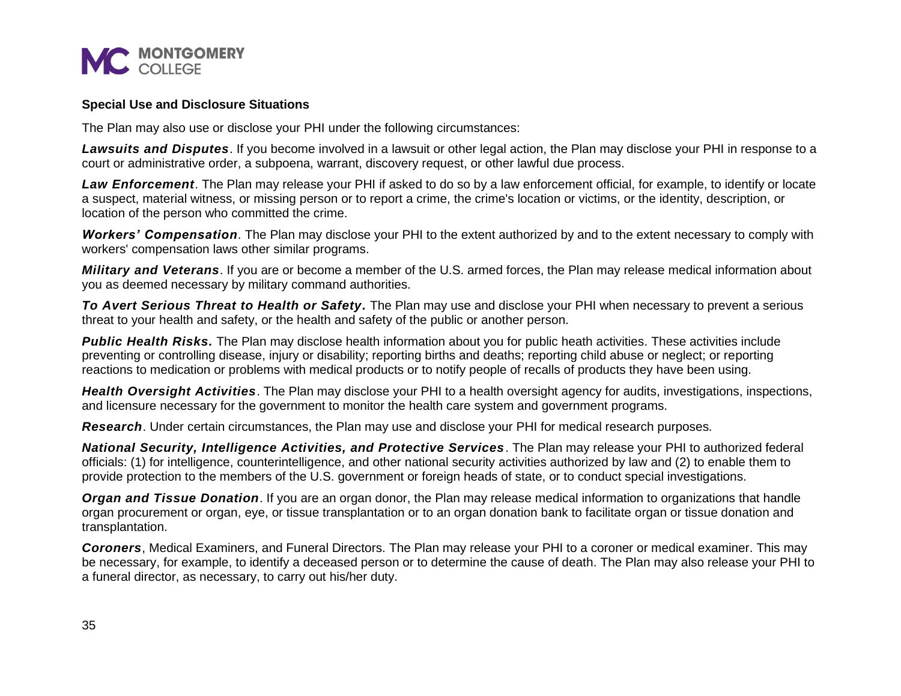**Special Use and Disclosure Situations**

The Plan may also use or disclose your PHI under the following circumstances:

***Lawsuits and Disputes***. If you become involved in a lawsuit or other legal action, the Plan may disclose your PHI in response to a court or administrative order, a subpoena, warrant, discovery request, or other lawful due process.

***Law Enforcement***. The Plan may release your PHI if asked to do so by a law enforcement official, for example, to identify or locate a suspect, material witness, or missing person or to report a crime, the crime's location or victims, or the identity, description, or location of the person who committed the crime.

***Workers' Compensation***. The Plan may disclose your PHI to the extent authorized by and to the extent necessary to comply with workers' compensation laws other similar programs.

***Military and Veterans***. If you are or become a member of the U.S. armed forces, the Plan may release medical information about you as deemed necessary by military command authorities.

***To Avert Serious Threat to Health or Safety.*** The Plan may use and disclose your PHI when necessary to prevent a serious threat to your health and safety, or the health and safety of the public or another person.

***Public Health Risks.*** The Plan may disclose health information about you for public heath activities. These activities include preventing or controlling disease, injury or disability; reporting births and deaths; reporting child abuse or neglect; or reporting reactions to medication or problems with medical products or to notify people of recalls of products they have been using.

***Health Oversight Activities***. The Plan may disclose your PHI to a health oversight agency for audits, investigations, inspections, and licensure necessary for the government to monitor the health care system and government programs.

***Research***. Under certain circumstances, the Plan may use and disclose your PHI for medical research purposes.

***National Security, Intelligence Activities, and Protective Services***. The Plan may release your PHI to authorized federal officials: (1) for intelligence, counterintelligence, and other national security activities authorized by law and (2) to enable them to provide protection to the members of the U.S. government or foreign heads of state, or to conduct special investigations.

***Organ and Tissue Donation***. If you are an organ donor, the Plan may release medical information to organizations that handle organ procurement or organ, eye, or tissue transplantation or to an organ donation bank to facilitate organ or tissue donation and transplantation.

***Coroners***, Medical Examiners, and Funeral Directors. The Plan may release your PHI to a coroner or medical examiner. This may be necessary, for example, to identify a deceased person or to determine the cause of death. The Plan may also release your PHI to a funeral director, as necessary, to carry out his/her duty.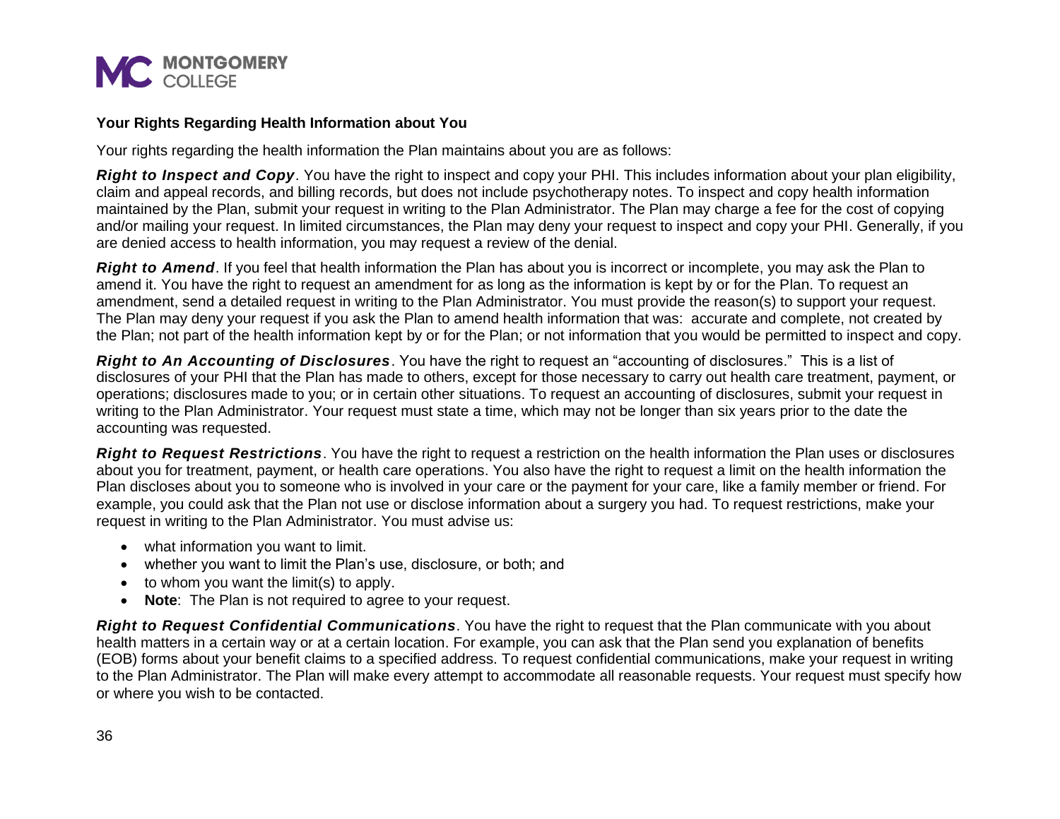### Your Rights Regarding Health Information about You

Your rights regarding the health information the Plan maintains about you are as follows:

***Right to Inspect and Copy***. You have the right to inspect and copy your PHI. This includes information about your plan eligibility, claim and appeal records, and billing records, but does not include psychotherapy notes. To inspect and copy health information maintained by the Plan, submit your request in writing to the Plan Administrator. The Plan may charge a fee for the cost of copying and/or mailing your request. In limited circumstances, the Plan may deny your request to inspect and copy your PHI. Generally, if you are denied access to health information, you may request a review of the denial.

***Right to Amend***. If you feel that health information the Plan has about you is incorrect or incomplete, you may ask the Plan to amend it. You have the right to request an amendment for as long as the information is kept by or for the Plan. To request an amendment, send a detailed request in writing to the Plan Administrator. You must provide the reason(s) to support your request. The Plan may deny your request if you ask the Plan to amend health information that was: accurate and complete, not created by the Plan; not part of the health information kept by or for the Plan; or not information that you would be permitted to inspect and copy.

***Right to An Accounting of Disclosures***. You have the right to request an "accounting of disclosures." This is a list of disclosures of your PHI that the Plan has made to others, except for those necessary to carry out health care treatment, payment, or operations; disclosures made to you; or in certain other situations. To request an accounting of disclosures, submit your request in writing to the Plan Administrator. Your request must state a time, which may not be longer than six years prior to the date the accounting was requested.

***Right to Request Restrictions***. You have the right to request a restriction on the health information the Plan uses or disclosures about you for treatment, payment, or health care operations. You also have the right to request a limit on the health information the Plan discloses about you to someone who is involved in your care or the payment for your care, like a family member or friend. For example, you could ask that the Plan not use or disclose information about a surgery you had. To request restrictions, make your request in writing to the Plan Administrator. You must advise us:

- what information you want to limit.
- whether you want to limit the Plan's use, disclosure, or both; and
- to whom you want the limit(s) to apply.
- **Note**: The Plan is not required to agree to your request.

***Right to Request Confidential Communications***. You have the right to request that the Plan communicate with you about health matters in a certain way or at a certain location. For example, you can ask that the Plan send you explanation of benefits (EOB) forms about your benefit claims to a specified address. To request confidential communications, make your request in writing to the Plan Administrator. The Plan will make every attempt to accommodate all reasonable requests. Your request must specify how or where you wish to be contacted.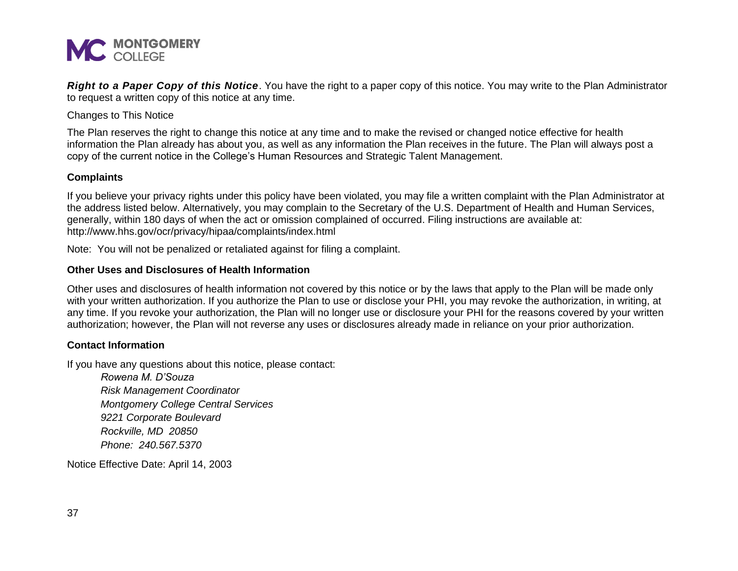***Right to a Paper Copy of this Notice***. You have the right to a paper copy of this notice. You may write to the Plan Administrator to request a written copy of this notice at any time.

Changes to This Notice

The Plan reserves the right to change this notice at any time and to make the revised or changed notice effective for health information the Plan already has about you, as well as any information the Plan receives in the future. The Plan will always post a copy of the current notice in the College's Human Resources and Strategic Talent Management.

**Complaints**

If you believe your privacy rights under this policy have been violated, you may file a written complaint with the Plan Administrator at the address listed below. Alternatively, you may complain to the Secretary of the U.S. Department of Health and Human Services, generally, within 180 days of when the act or omission complained of occurred. Filing instructions are available at: http://www.hhs.gov/ocr/privacy/hipaa/complaints/index.html

Note: You will not be penalized or retaliated against for filing a complaint.

**Other Uses and Disclosures of Health Information**

Other uses and disclosures of health information not covered by this notice or by the laws that apply to the Plan will be made only with your written authorization. If you authorize the Plan to use or disclose your PHI, you may revoke the authorization, in writing, at any time. If you revoke your authorization, the Plan will no longer use or disclosure your PHI for the reasons covered by your written authorization; however, the Plan will not reverse any uses or disclosures already made in reliance on your prior authorization.

**Contact Information**

If you have any questions about this notice, please contact:

*Rowena M. D'Souza*
*Risk Management Coordinator*
*Montgomery College Central Services*
*9221 Corporate Boulevard*
*Rockville, MD 20850*
*Phone: 240.567.5370*

Notice Effective Date: April 14, 2003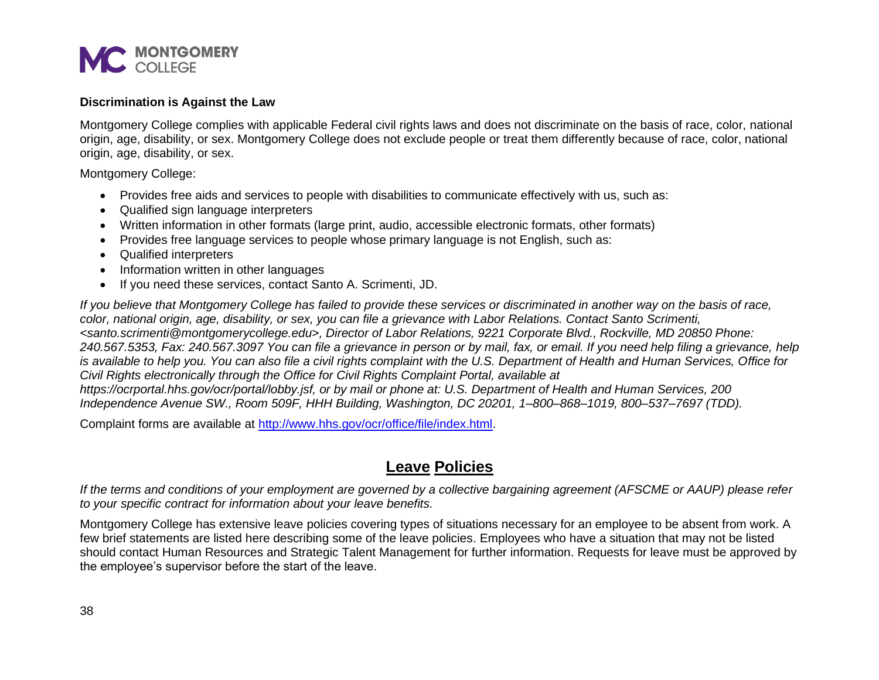**Discrimination is Against the Law**

Montgomery College complies with applicable Federal civil rights laws and does not discriminate on the basis of race, color, national origin, age, disability, or sex. Montgomery College does not exclude people or treat them differently because of race, color, national origin, age, disability, or sex.

Montgomery College:

- Provides free aids and services to people with disabilities to communicate effectively with us, such as:
- Qualified sign language interpreters
- Written information in other formats (large print, audio, accessible electronic formats, other formats)
- Provides free language services to people whose primary language is not English, such as:
- Qualified interpreters
- Information written in other languages
- If you need these services, contact Santo A. Scrimenti, JD.

*If you believe that Montgomery College has failed to provide these services or discriminated in another way on the basis of race, color, national origin, age, disability, or sex, you can file a grievance with Labor Relations. Contact Santo Scrimenti, <santo.scrimenti@montgomerycollege.edu>, Director of Labor Relations, 9221 Corporate Blvd., Rockville, MD 20850 Phone: 240.567.5353, Fax: 240.567.3097 You can file a grievance in person or by mail, fax, or email. If you need help filing a grievance, help is available to help you. You can also file a civil rights complaint with the U.S. Department of Health and Human Services, Office for Civil Rights electronically through the Office for Civil Rights Complaint Portal, available at https://ocrportal.hhs.gov/ocr/portal/lobby.jsf, or by mail or phone at: U.S. Department of Health and Human Services, 200 Independence Avenue SW., Room 509F, HHH Building, Washington, DC 20201, 1–800–868–1019, 800–537–7697 (TDD).*

Complaint forms are available at [http://www.hhs.gov/ocr/office/file/index.html](http://www.hhs.gov/ocr/office/file/index.html).

## Leave Policies

*If the terms and conditions of your employment are governed by a collective bargaining agreement (AFSCME or AAUP) please refer to your specific contract for information about your leave benefits.*

Montgomery College has extensive leave policies covering types of situations necessary for an employee to be absent from work. A few brief statements are listed here describing some of the leave policies. Employees who have a situation that may not be listed should contact Human Resources and Strategic Talent Management for further information. Requests for leave must be approved by the employee's supervisor before the start of the leave.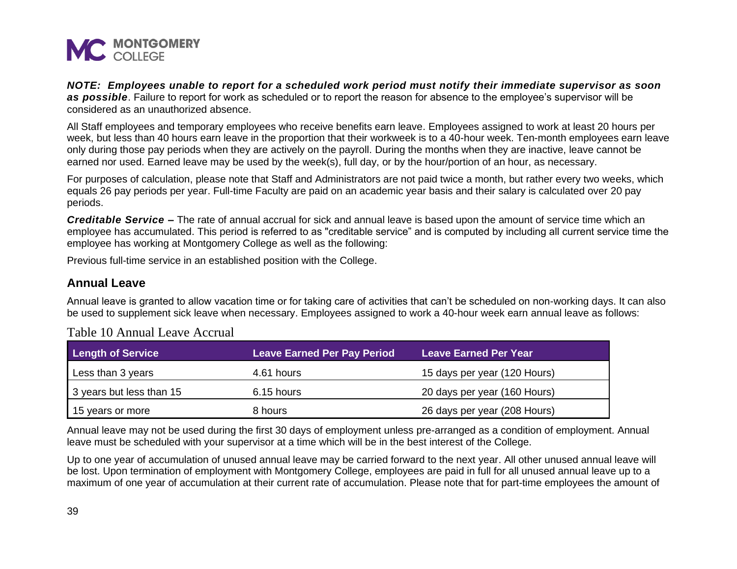***NOTE: Employees unable to report for a scheduled work period must notify their immediate supervisor as soon as possible***. Failure to report for work as scheduled or to report the reason for absence to the employee's supervisor will be considered as an unauthorized absence.

All Staff employees and temporary employees who receive benefits earn leave. Employees assigned to work at least 20 hours per week, but less than 40 hours earn leave in the proportion that their workweek is to a 40-hour week. Ten-month employees earn leave only during those pay periods when they are actively on the payroll. During the months when they are inactive, leave cannot be earned nor used. Earned leave may be used by the week(s), full day, or by the hour/portion of an hour, as necessary.

For purposes of calculation, please note that Staff and Administrators are not paid twice a month, but rather every two weeks, which equals 26 pay periods per year. Full-time Faculty are paid on an academic year basis and their salary is calculated over 20 pay periods.

***Creditable Service* –** The rate of annual accrual for sick and annual leave is based upon the amount of service time which an employee has accumulated. This period is referred to as "creditable service" and is computed by including all current service time the employee has working at Montgomery College as well as the following:

Previous full-time service in an established position with the College.

## Annual Leave

Annual leave is granted to allow vacation time or for taking care of activities that can't be scheduled on non-working days. It can also be used to supplement sick leave when necessary. Employees assigned to work a 40-hour week earn annual leave as follows:

Table 10 Annual Leave Accrual

| Length of Service | Leave Earned Per Pay Period | Leave Earned Per Year |
|---|---|---|
| Less than 3 years | 4.61 hours | 15 days per year (120 Hours) |
| 3 years but less than 15 | 6.15 hours | 20 days per year (160 Hours) |
| 15 years or more | 8 hours | 26 days per year (208 Hours) |

Annual leave may not be used during the first 30 days of employment unless pre-arranged as a condition of employment. Annual leave must be scheduled with your supervisor at a time which will be in the best interest of the College.

Up to one year of accumulation of unused annual leave may be carried forward to the next year. All other unused annual leave will be lost. Upon termination of employment with Montgomery College, employees are paid in full for all unused annual leave up to a maximum of one year of accumulation at their current rate of accumulation. Please note that for part-time employees the amount of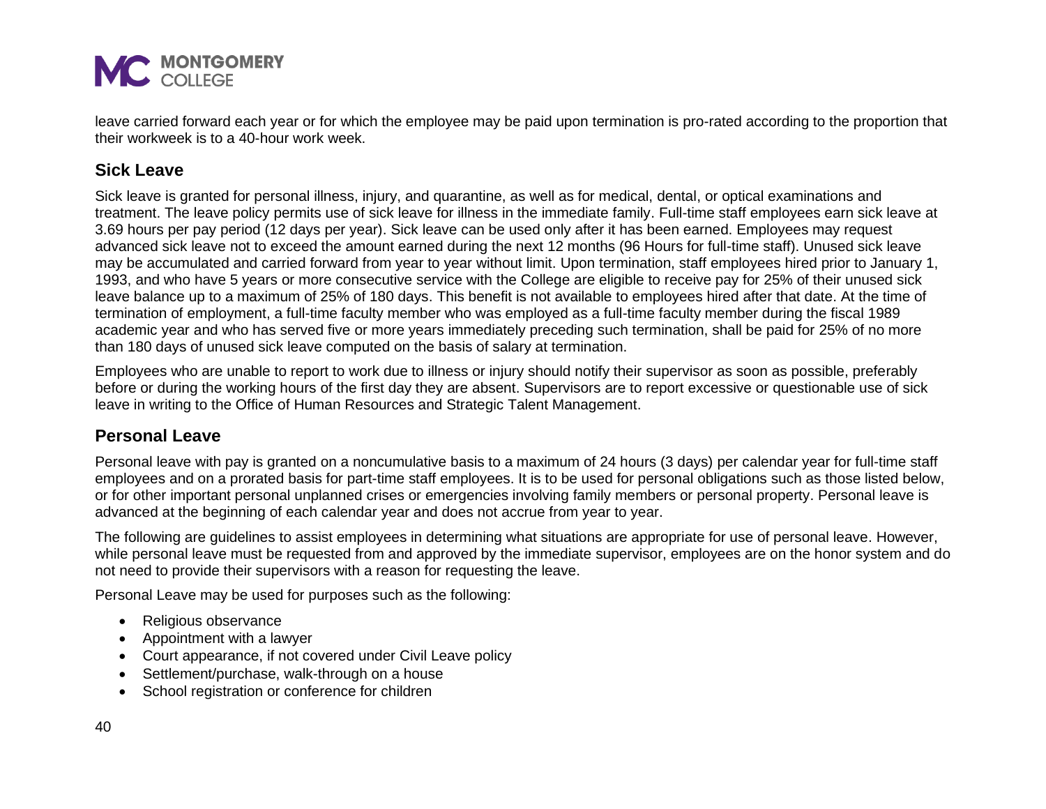leave carried forward each year or for which the employee may be paid upon termination is pro-rated according to the proportion that their workweek is to a 40-hour work week.

## Sick Leave

Sick leave is granted for personal illness, injury, and quarantine, as well as for medical, dental, or optical examinations and treatment. The leave policy permits use of sick leave for illness in the immediate family. Full-time staff employees earn sick leave at 3.69 hours per pay period (12 days per year). Sick leave can be used only after it has been earned. Employees may request advanced sick leave not to exceed the amount earned during the next 12 months (96 Hours for full-time staff). Unused sick leave may be accumulated and carried forward from year to year without limit. Upon termination, staff employees hired prior to January 1, 1993, and who have 5 years or more consecutive service with the College are eligible to receive pay for 25% of their unused sick leave balance up to a maximum of 25% of 180 days. This benefit is not available to employees hired after that date. At the time of termination of employment, a full-time faculty member who was employed as a full-time faculty member during the fiscal 1989 academic year and who has served five or more years immediately preceding such termination, shall be paid for 25% of no more than 180 days of unused sick leave computed on the basis of salary at termination.

Employees who are unable to report to work due to illness or injury should notify their supervisor as soon as possible, preferably before or during the working hours of the first day they are absent. Supervisors are to report excessive or questionable use of sick leave in writing to the Office of Human Resources and Strategic Talent Management.

## Personal Leave

Personal leave with pay is granted on a noncumulative basis to a maximum of 24 hours (3 days) per calendar year for full-time staff employees and on a prorated basis for part-time staff employees. It is to be used for personal obligations such as those listed below, or for other important personal unplanned crises or emergencies involving family members or personal property. Personal leave is advanced at the beginning of each calendar year and does not accrue from year to year.

The following are guidelines to assist employees in determining what situations are appropriate for use of personal leave. However, while personal leave must be requested from and approved by the immediate supervisor, employees are on the honor system and do not need to provide their supervisors with a reason for requesting the leave.

Personal Leave may be used for purposes such as the following:

- Religious observance
- Appointment with a lawyer
- Court appearance, if not covered under Civil Leave policy
- Settlement/purchase, walk-through on a house
- School registration or conference for children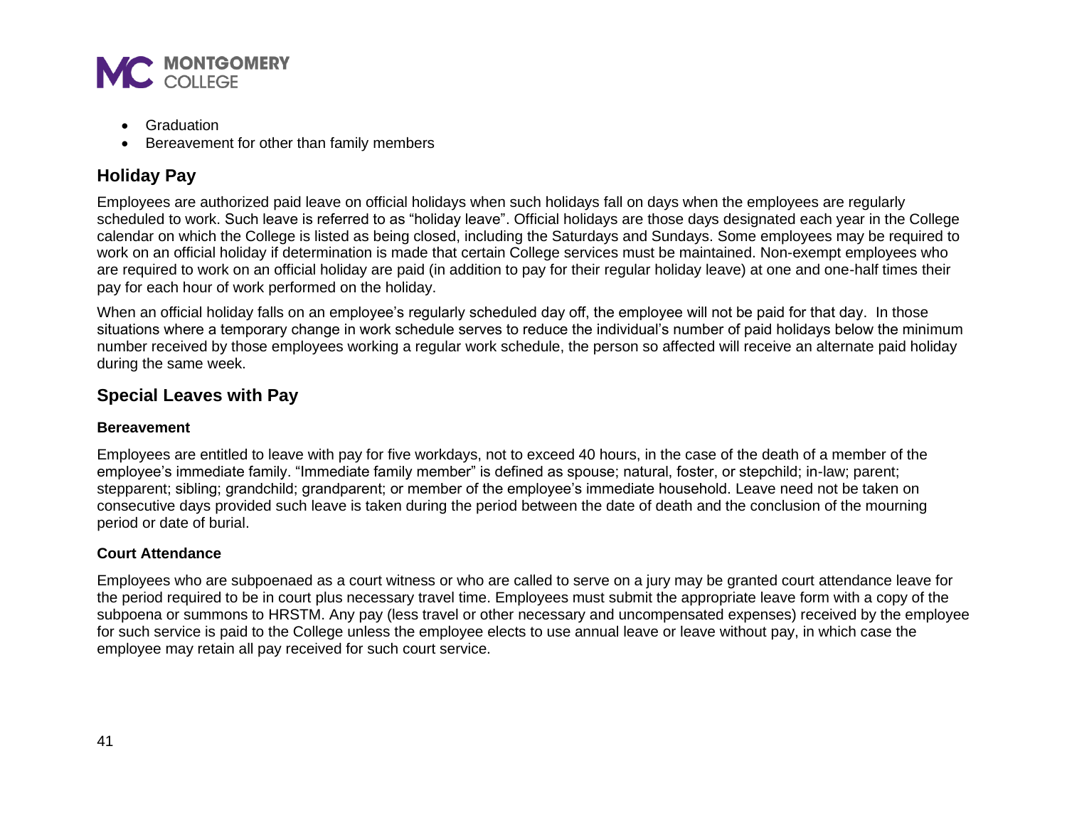- Graduation
- Bereavement for other than family members

## Holiday Pay

Employees are authorized paid leave on official holidays when such holidays fall on days when the employees are regularly scheduled to work. Such leave is referred to as "holiday leave". Official holidays are those days designated each year in the College calendar on which the College is listed as being closed, including the Saturdays and Sundays. Some employees may be required to work on an official holiday if determination is made that certain College services must be maintained. Non-exempt employees who are required to work on an official holiday are paid (in addition to pay for their regular holiday leave) at one and one-half times their pay for each hour of work performed on the holiday.

When an official holiday falls on an employee's regularly scheduled day off, the employee will not be paid for that day. In those situations where a temporary change in work schedule serves to reduce the individual's number of paid holidays below the minimum number received by those employees working a regular work schedule, the person so affected will receive an alternate paid holiday during the same week.

## Special Leaves with Pay

### Bereavement

Employees are entitled to leave with pay for five workdays, not to exceed 40 hours, in the case of the death of a member of the employee's immediate family. "Immediate family member" is defined as spouse; natural, foster, or stepchild; in-law; parent; stepparent; sibling; grandchild; grandparent; or member of the employee's immediate household. Leave need not be taken on consecutive days provided such leave is taken during the period between the date of death and the conclusion of the mourning period or date of burial.

### Court Attendance

Employees who are subpoenaed as a court witness or who are called to serve on a jury may be granted court attendance leave for the period required to be in court plus necessary travel time. Employees must submit the appropriate leave form with a copy of the subpoena or summons to HRSTM. Any pay (less travel or other necessary and uncompensated expenses) received by the employee for such service is paid to the College unless the employee elects to use annual leave or leave without pay, in which case the employee may retain all pay received for such court service.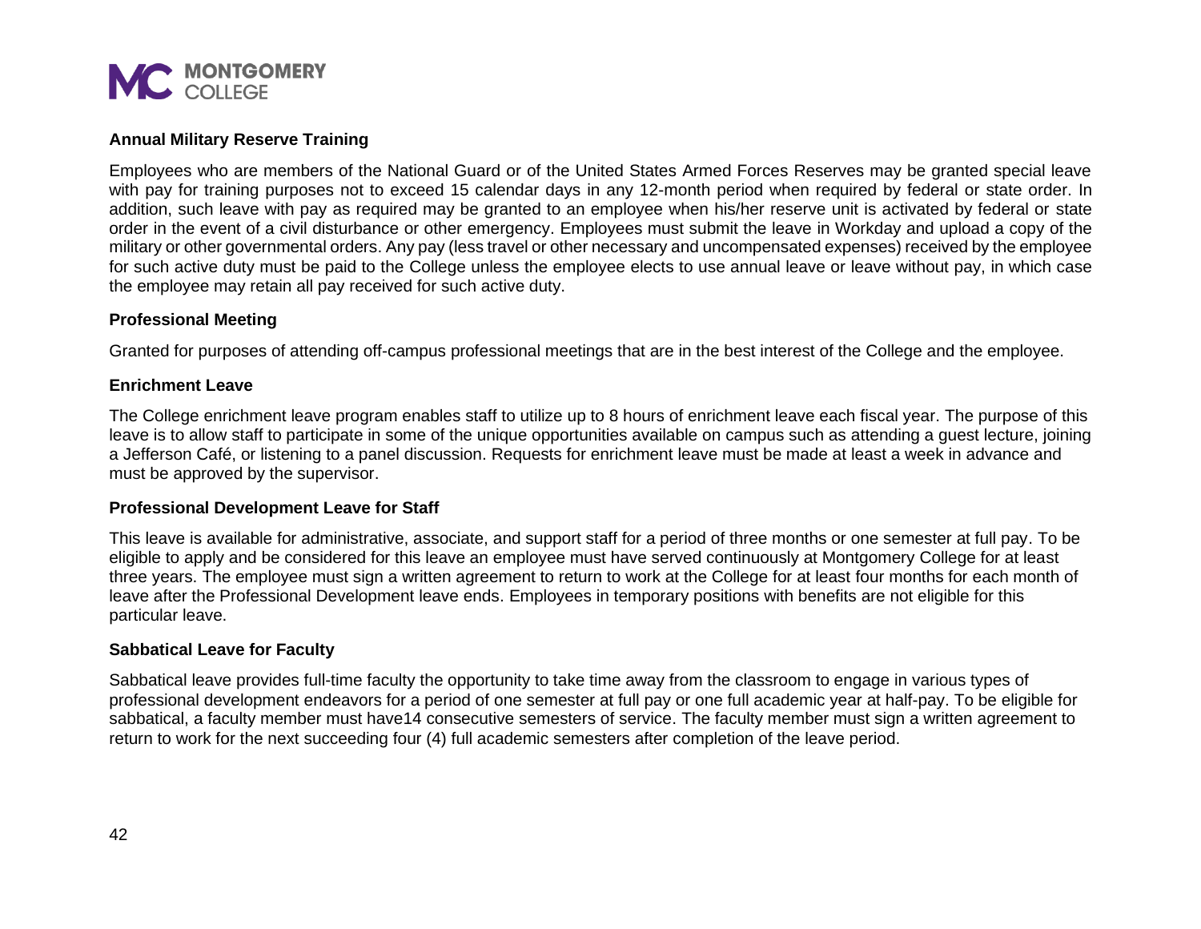### Annual Military Reserve Training

Employees who are members of the National Guard or of the United States Armed Forces Reserves may be granted special leave with pay for training purposes not to exceed 15 calendar days in any 12-month period when required by federal or state order. In addition, such leave with pay as required may be granted to an employee when his/her reserve unit is activated by federal or state order in the event of a civil disturbance or other emergency. Employees must submit the leave in Workday and upload a copy of the military or other governmental orders. Any pay (less travel or other necessary and uncompensated expenses) received by the employee for such active duty must be paid to the College unless the employee elects to use annual leave or leave without pay, in which case the employee may retain all pay received for such active duty.

### Professional Meeting

Granted for purposes of attending off-campus professional meetings that are in the best interest of the College and the employee.

### Enrichment Leave

The College enrichment leave program enables staff to utilize up to 8 hours of enrichment leave each fiscal year. The purpose of this leave is to allow staff to participate in some of the unique opportunities available on campus such as attending a guest lecture, joining a Jefferson Café, or listening to a panel discussion. Requests for enrichment leave must be made at least a week in advance and must be approved by the supervisor.

### Professional Development Leave for Staff

This leave is available for administrative, associate, and support staff for a period of three months or one semester at full pay. To be eligible to apply and be considered for this leave an employee must have served continuously at Montgomery College for at least three years. The employee must sign a written agreement to return to work at the College for at least four months for each month of leave after the Professional Development leave ends. Employees in temporary positions with benefits are not eligible for this particular leave.

### Sabbatical Leave for Faculty

Sabbatical leave provides full-time faculty the opportunity to take time away from the classroom to engage in various types of professional development endeavors for a period of one semester at full pay or one full academic year at half-pay. To be eligible for sabbatical, a faculty member must have14 consecutive semesters of service. The faculty member must sign a written agreement to return to work for the next succeeding four (4) full academic semesters after completion of the leave period.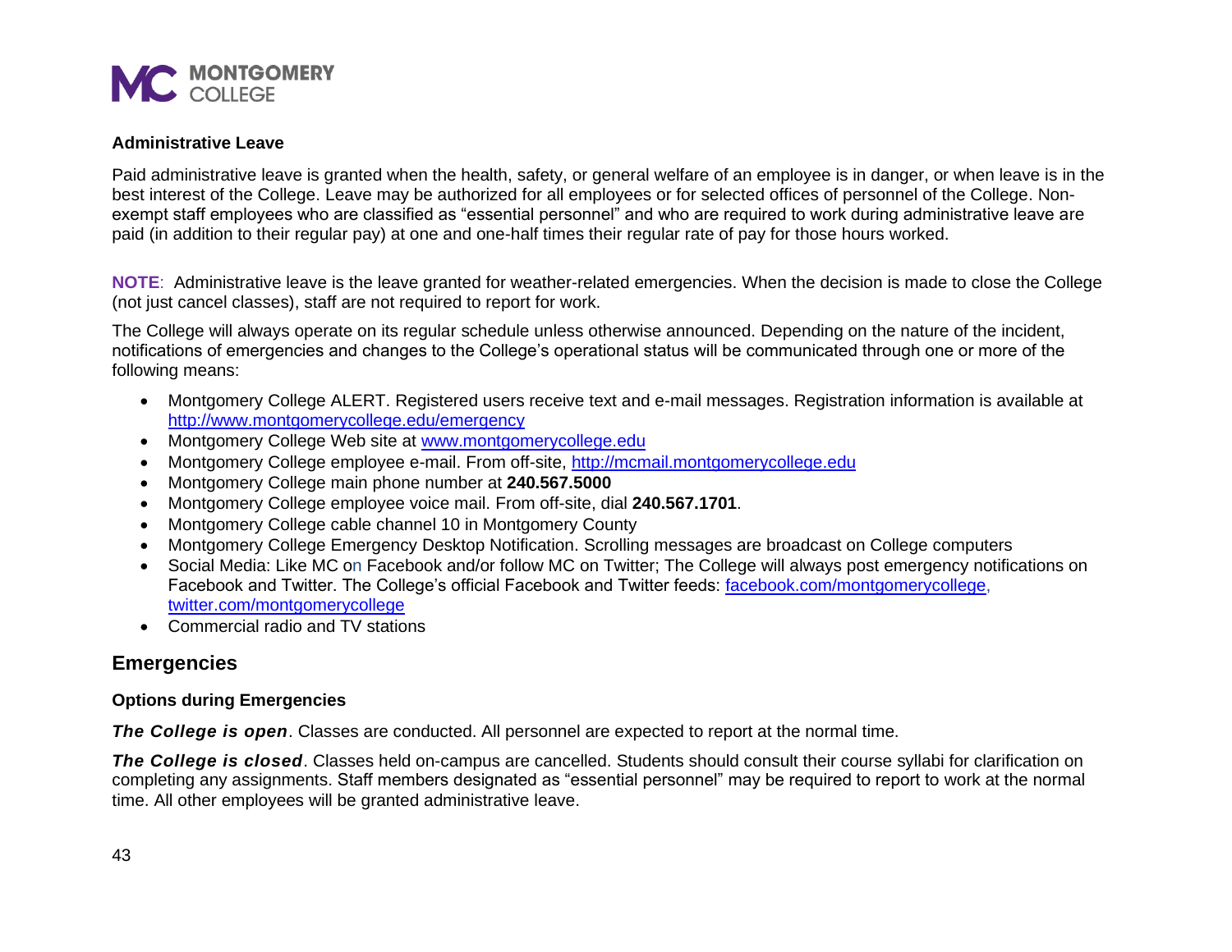### Administrative Leave

Paid administrative leave is granted when the health, safety, or general welfare of an employee is in danger, or when leave is in the best interest of the College. Leave may be authorized for all employees or for selected offices of personnel of the College. Non-exempt staff employees who are classified as "essential personnel" and who are required to work during administrative leave are paid (in addition to their regular pay) at one and one-half times their regular rate of pay for those hours worked.

**NOTE**: Administrative leave is the leave granted for weather-related emergencies. When the decision is made to close the College (not just cancel classes), staff are not required to report for work.

The College will always operate on its regular schedule unless otherwise announced. Depending on the nature of the incident, notifications of emergencies and changes to the College's operational status will be communicated through one or more of the following means:

- Montgomery College ALERT. Registered users receive text and e-mail messages. Registration information is available at http://www.montgomerycollege.edu/emergency
- Montgomery College Web site at www.montgomerycollege.edu
- Montgomery College employee e-mail. From off-site, http://mcmail.montgomerycollege.edu
- Montgomery College main phone number at **240.567.5000**
- Montgomery College employee voice mail. From off-site, dial **240.567.1701**.
- Montgomery College cable channel 10 in Montgomery County
- Montgomery College Emergency Desktop Notification. Scrolling messages are broadcast on College computers
- Social Media: Like MC on Facebook and/or follow MC on Twitter; The College will always post emergency notifications on Facebook and Twitter. The College's official Facebook and Twitter feeds: facebook.com/montgomerycollege, twitter.com/montgomerycollege
- Commercial radio and TV stations

## Emergencies

### Options during Emergencies

***The College is open***. Classes are conducted. All personnel are expected to report at the normal time.

***The College is closed***. Classes held on-campus are cancelled. Students should consult their course syllabi for clarification on completing any assignments. Staff members designated as "essential personnel" may be required to report to work at the normal time. All other employees will be granted administrative leave.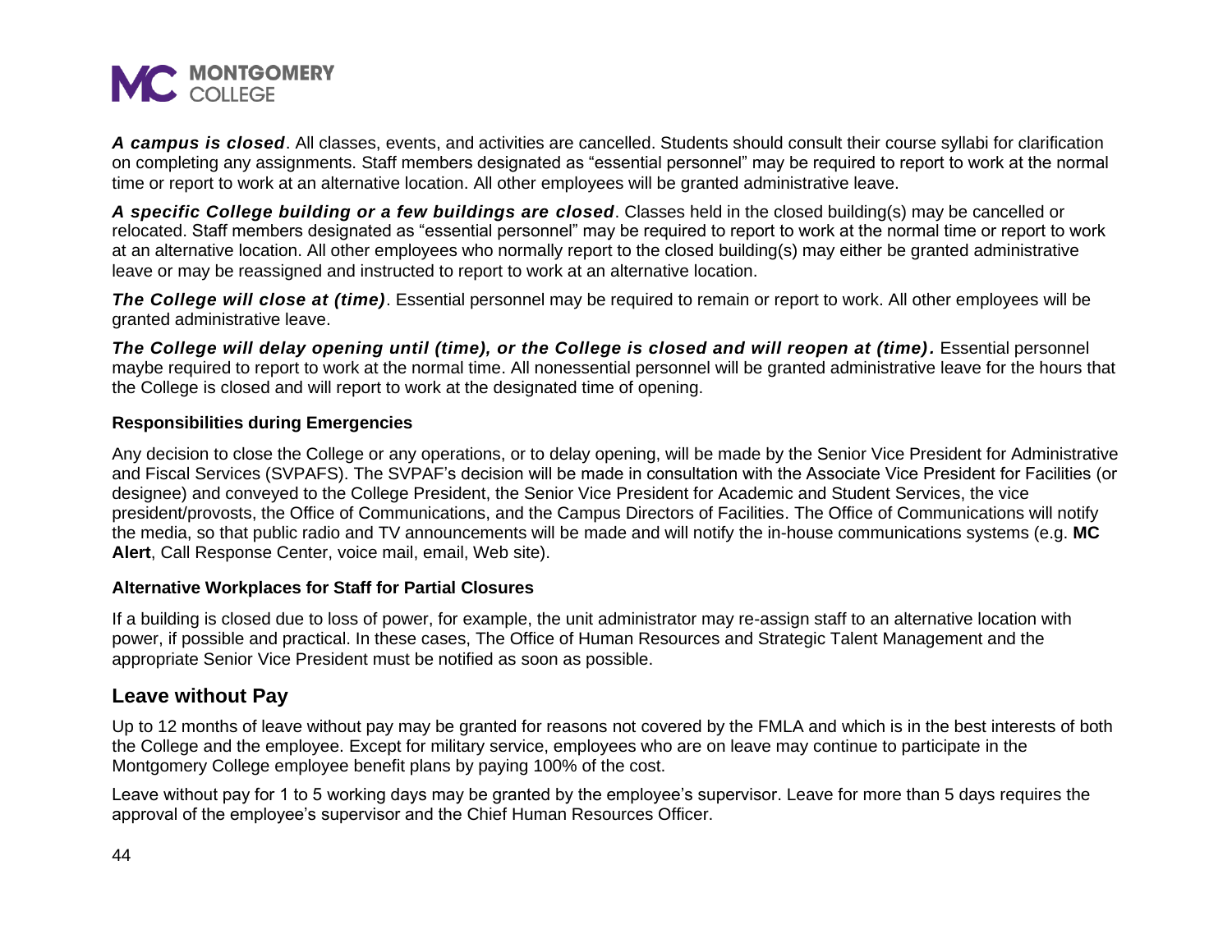***A campus is closed***. All classes, events, and activities are cancelled. Students should consult their course syllabi for clarification on completing any assignments. Staff members designated as "essential personnel" may be required to report to work at the normal time or report to work at an alternative location. All other employees will be granted administrative leave.

***A specific College building or a few buildings are closed***. Classes held in the closed building(s) may be cancelled or relocated. Staff members designated as "essential personnel" may be required to report to work at the normal time or report to work at an alternative location. All other employees who normally report to the closed building(s) may either be granted administrative leave or may be reassigned and instructed to report to work at an alternative location.

***The College will close at (time)***. Essential personnel may be required to remain or report to work. All other employees will be granted administrative leave.

***The College will delay opening until (time), or the College is closed and will reopen at (time).*** Essential personnel maybe required to report to work at the normal time. All nonessential personnel will be granted administrative leave for the hours that the College is closed and will report to work at the designated time of opening.

**Responsibilities during Emergencies**

Any decision to close the College or any operations, or to delay opening, will be made by the Senior Vice President for Administrative and Fiscal Services (SVPAFS). The SVPAF's decision will be made in consultation with the Associate Vice President for Facilities (or designee) and conveyed to the College President, the Senior Vice President for Academic and Student Services, the vice president/provosts, the Office of Communications, and the Campus Directors of Facilities. The Office of Communications will notify the media, so that public radio and TV announcements will be made and will notify the in-house communications systems (e.g. **MC Alert**, Call Response Center, voice mail, email, Web site).

**Alternative Workplaces for Staff for Partial Closures**

If a building is closed due to loss of power, for example, the unit administrator may re-assign staff to an alternative location with power, if possible and practical. In these cases, The Office of Human Resources and Strategic Talent Management and the appropriate Senior Vice President must be notified as soon as possible.

## Leave without Pay

Up to 12 months of leave without pay may be granted for reasons not covered by the FMLA and which is in the best interests of both the College and the employee. Except for military service, employees who are on leave may continue to participate in the Montgomery College employee benefit plans by paying 100% of the cost.

Leave without pay for 1 to 5 working days may be granted by the employee's supervisor. Leave for more than 5 days requires the approval of the employee's supervisor and the Chief Human Resources Officer.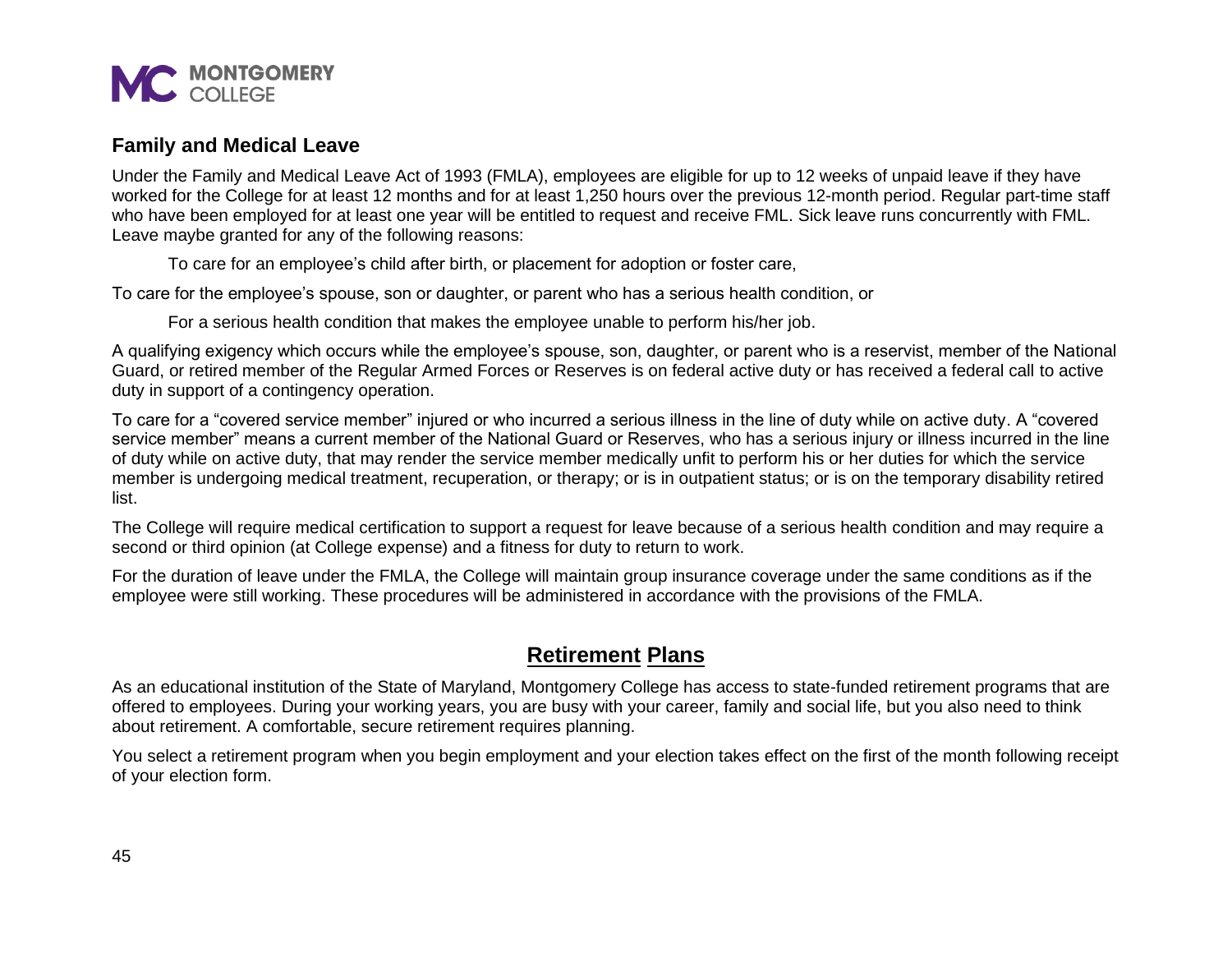## Family and Medical Leave

Under the Family and Medical Leave Act of 1993 (FMLA), employees are eligible for up to 12 weeks of unpaid leave if they have worked for the College for at least 12 months and for at least 1,250 hours over the previous 12-month period. Regular part-time staff who have been employed for at least one year will be entitled to request and receive FML. Sick leave runs concurrently with FML. Leave maybe granted for any of the following reasons:

To care for an employee's child after birth, or placement for adoption or foster care,

To care for the employee's spouse, son or daughter, or parent who has a serious health condition, or

For a serious health condition that makes the employee unable to perform his/her job.

A qualifying exigency which occurs while the employee's spouse, son, daughter, or parent who is a reservist, member of the National Guard, or retired member of the Regular Armed Forces or Reserves is on federal active duty or has received a federal call to active duty in support of a contingency operation.

To care for a "covered service member" injured or who incurred a serious illness in the line of duty while on active duty. A "covered service member" means a current member of the National Guard or Reserves, who has a serious injury or illness incurred in the line of duty while on active duty, that may render the service member medically unfit to perform his or her duties for which the service member is undergoing medical treatment, recuperation, or therapy; or is in outpatient status; or is on the temporary disability retired list.

The College will require medical certification to support a request for leave because of a serious health condition and may require a second or third opinion (at College expense) and a fitness for duty to return to work.

For the duration of leave under the FMLA, the College will maintain group insurance coverage under the same conditions as if the employee were still working. These procedures will be administered in accordance with the provisions of the FMLA.

## Retirement Plans

As an educational institution of the State of Maryland, Montgomery College has access to state-funded retirement programs that are offered to employees. During your working years, you are busy with your career, family and social life, but you also need to think about retirement. A comfortable, secure retirement requires planning.

You select a retirement program when you begin employment and your election takes effect on the first of the month following receipt of your election form.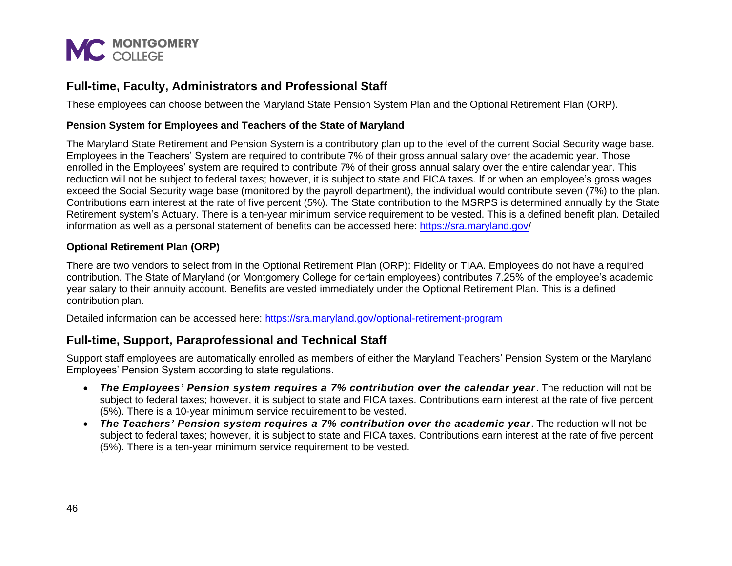## Full-time, Faculty, Administrators and Professional Staff

These employees can choose between the Maryland State Pension System Plan and the Optional Retirement Plan (ORP).

### Pension System for Employees and Teachers of the State of Maryland

The Maryland State Retirement and Pension System is a contributory plan up to the level of the current Social Security wage base. Employees in the Teachers' System are required to contribute 7% of their gross annual salary over the academic year. Those enrolled in the Employees' system are required to contribute 7% of their gross annual salary over the entire calendar year. This reduction will not be subject to federal taxes; however, it is subject to state and FICA taxes. If or when an employee's gross wages exceed the Social Security wage base (monitored by the payroll department), the individual would contribute seven (7%) to the plan. Contributions earn interest at the rate of five percent (5%). The State contribution to the MSRPS is determined annually by the State Retirement system's Actuary. There is a ten-year minimum service requirement to be vested. This is a defined benefit plan. Detailed information as well as a personal statement of benefits can be accessed here: https://sra.maryland.gov/

### Optional Retirement Plan (ORP)

There are two vendors to select from in the Optional Retirement Plan (ORP): Fidelity or TIAA. Employees do not have a required contribution. The State of Maryland (or Montgomery College for certain employees) contributes 7.25% of the employee's academic year salary to their annuity account. Benefits are vested immediately under the Optional Retirement Plan. This is a defined contribution plan.

Detailed information can be accessed here: https://sra.maryland.gov/optional-retirement-program

## Full-time, Support, Paraprofessional and Technical Staff

Support staff employees are automatically enrolled as members of either the Maryland Teachers' Pension System or the Maryland Employees' Pension System according to state regulations.

- ***The Employees' Pension system requires a 7% contribution over the calendar year***. The reduction will not be subject to federal taxes; however, it is subject to state and FICA taxes. Contributions earn interest at the rate of five percent (5%). There is a 10-year minimum service requirement to be vested.
- ***The Teachers' Pension system requires a 7% contribution over the academic year***. The reduction will not be subject to federal taxes; however, it is subject to state and FICA taxes. Contributions earn interest at the rate of five percent (5%). There is a ten-year minimum service requirement to be vested.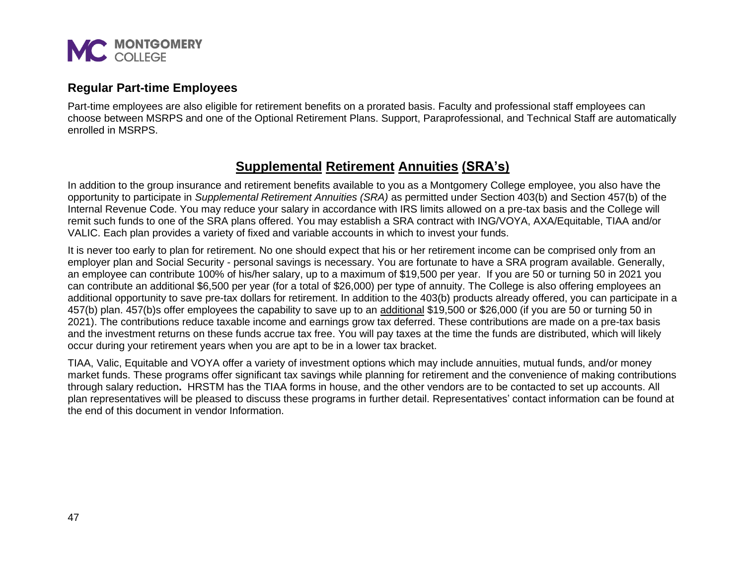### Regular Part-time Employees

Part-time employees are also eligible for retirement benefits on a prorated basis. Faculty and professional staff employees can choose between MSRPS and one of the Optional Retirement Plans. Support, Paraprofessional, and Technical Staff are automatically enrolled in MSRPS.

## Supplemental Retirement Annuities (SRA's)

In addition to the group insurance and retirement benefits available to you as a Montgomery College employee, you also have the opportunity to participate in *Supplemental Retirement Annuities (SRA)* as permitted under Section 403(b) and Section 457(b) of the Internal Revenue Code. You may reduce your salary in accordance with IRS limits allowed on a pre-tax basis and the College will remit such funds to one of the SRA plans offered. You may establish a SRA contract with ING/VOYA, AXA/Equitable, TIAA and/or VALIC. Each plan provides a variety of fixed and variable accounts in which to invest your funds.

It is never too early to plan for retirement. No one should expect that his or her retirement income can be comprised only from an employer plan and Social Security - personal savings is necessary. You are fortunate to have a SRA program available. Generally, an employee can contribute 100% of his/her salary, up to a maximum of $19,500 per year. If you are 50 or turning 50 in 2021 you can contribute an additional $6,500 per year (for a total of $26,000) per type of annuity. The College is also offering employees an additional opportunity to save pre-tax dollars for retirement. In addition to the 403(b) products already offered, you can participate in a 457(b) plan. 457(b)s offer employees the capability to save up to an additional $19,500 or $26,000 (if you are 50 or turning 50 in 2021). The contributions reduce taxable income and earnings grow tax deferred. These contributions are made on a pre-tax basis and the investment returns on these funds accrue tax free. You will pay taxes at the time the funds are distributed, which will likely occur during your retirement years when you are apt to be in a lower tax bracket.

TIAA, Valic, Equitable and VOYA offer a variety of investment options which may include annuities, mutual funds, and/or money market funds. These programs offer significant tax savings while planning for retirement and the convenience of making contributions through salary reduction**.** HRSTM has the TIAA forms in house, and the other vendors are to be contacted to set up accounts. All plan representatives will be pleased to discuss these programs in further detail. Representatives' contact information can be found at the end of this document in vendor Information.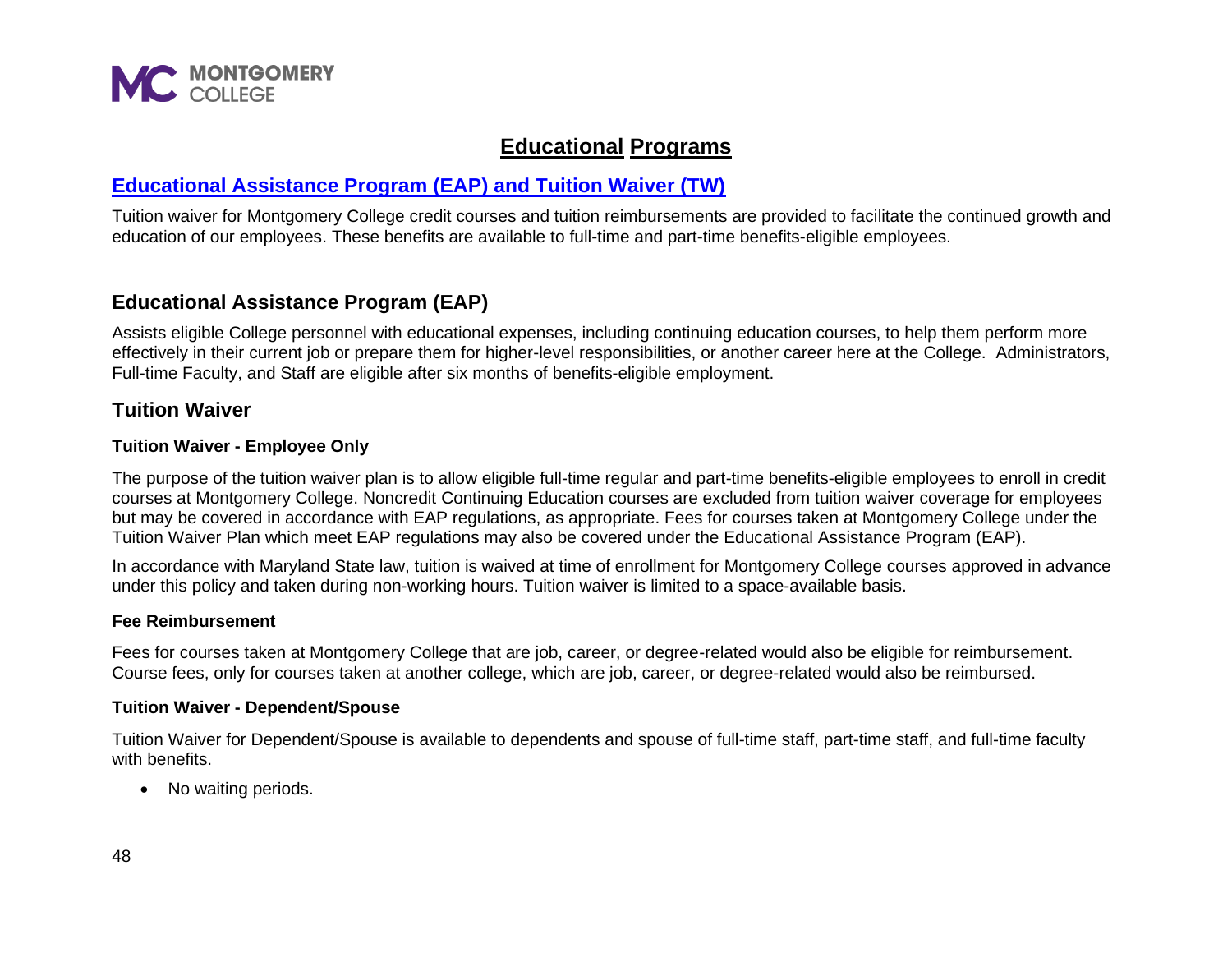# Educational Programs

## [Educational Assistance Program (EAP) and Tuition Waiver (TW)]

Tuition waiver for Montgomery College credit courses and tuition reimbursements are provided to facilitate the continued growth and education of our employees. These benefits are available to full-time and part-time benefits-eligible employees.

## Educational Assistance Program (EAP)

Assists eligible College personnel with educational expenses, including continuing education courses, to help them perform more effectively in their current job or prepare them for higher-level responsibilities, or another career here at the College. Administrators, Full-time Faculty, and Staff are eligible after six months of benefits-eligible employment.

## Tuition Waiver

### Tuition Waiver - Employee Only

The purpose of the tuition waiver plan is to allow eligible full-time regular and part-time benefits-eligible employees to enroll in credit courses at Montgomery College. Noncredit Continuing Education courses are excluded from tuition waiver coverage for employees but may be covered in accordance with EAP regulations, as appropriate. Fees for courses taken at Montgomery College under the Tuition Waiver Plan which meet EAP regulations may also be covered under the Educational Assistance Program (EAP).

In accordance with Maryland State law, tuition is waived at time of enrollment for Montgomery College courses approved in advance under this policy and taken during non-working hours. Tuition waiver is limited to a space-available basis.

### Fee Reimbursement

Fees for courses taken at Montgomery College that are job, career, or degree-related would also be eligible for reimbursement. Course fees, only for courses taken at another college, which are job, career, or degree-related would also be reimbursed.

### Tuition Waiver - Dependent/Spouse

Tuition Waiver for Dependent/Spouse is available to dependents and spouse of full-time staff, part-time staff, and full-time faculty with benefits.

- No waiting periods.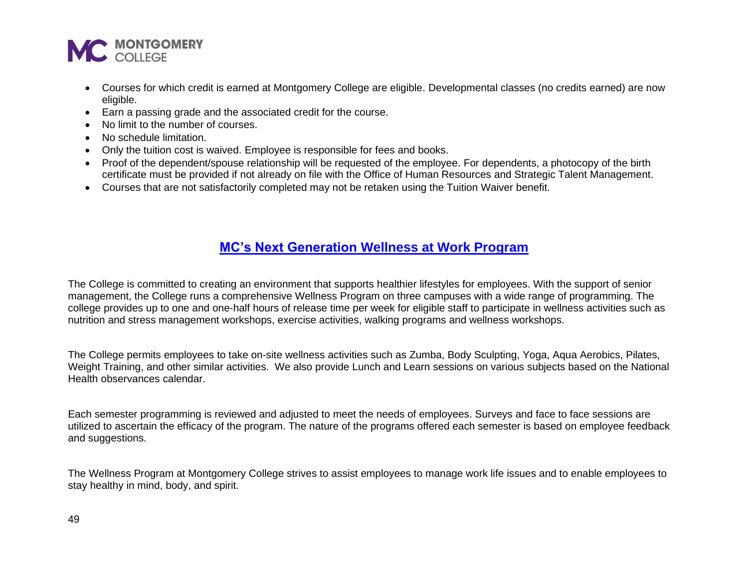- Courses for which credit is earned at Montgomery College are eligible. Developmental classes (no credits earned) are now eligible.
- Earn a passing grade and the associated credit for the course.
- No limit to the number of courses.
- No schedule limitation.
- Only the tuition cost is waived. Employee is responsible for fees and books.
- Proof of the dependent/spouse relationship will be requested of the employee. For dependents, a photocopy of the birth certificate must be provided if not already on file with the Office of Human Resources and Strategic Talent Management.
- Courses that are not satisfactorily completed may not be retaken using the Tuition Waiver benefit.

## MC's Next Generation Wellness at Work Program

The College is committed to creating an environment that supports healthier lifestyles for employees. With the support of senior management, the College runs a comprehensive Wellness Program on three campuses with a wide range of programming. The college provides up to one and one-half hours of release time per week for eligible staff to participate in wellness activities such as nutrition and stress management workshops, exercise activities, walking programs and wellness workshops.

The College permits employees to take on-site wellness activities such as Zumba, Body Sculpting, Yoga, Aqua Aerobics, Pilates, Weight Training, and other similar activities. We also provide Lunch and Learn sessions on various subjects based on the National Health observances calendar.

Each semester programming is reviewed and adjusted to meet the needs of employees. Surveys and face to face sessions are utilized to ascertain the efficacy of the program. The nature of the programs offered each semester is based on employee feedback and suggestions.

The Wellness Program at Montgomery College strives to assist employees to manage work life issues and to enable employees to stay healthy in mind, body, and spirit.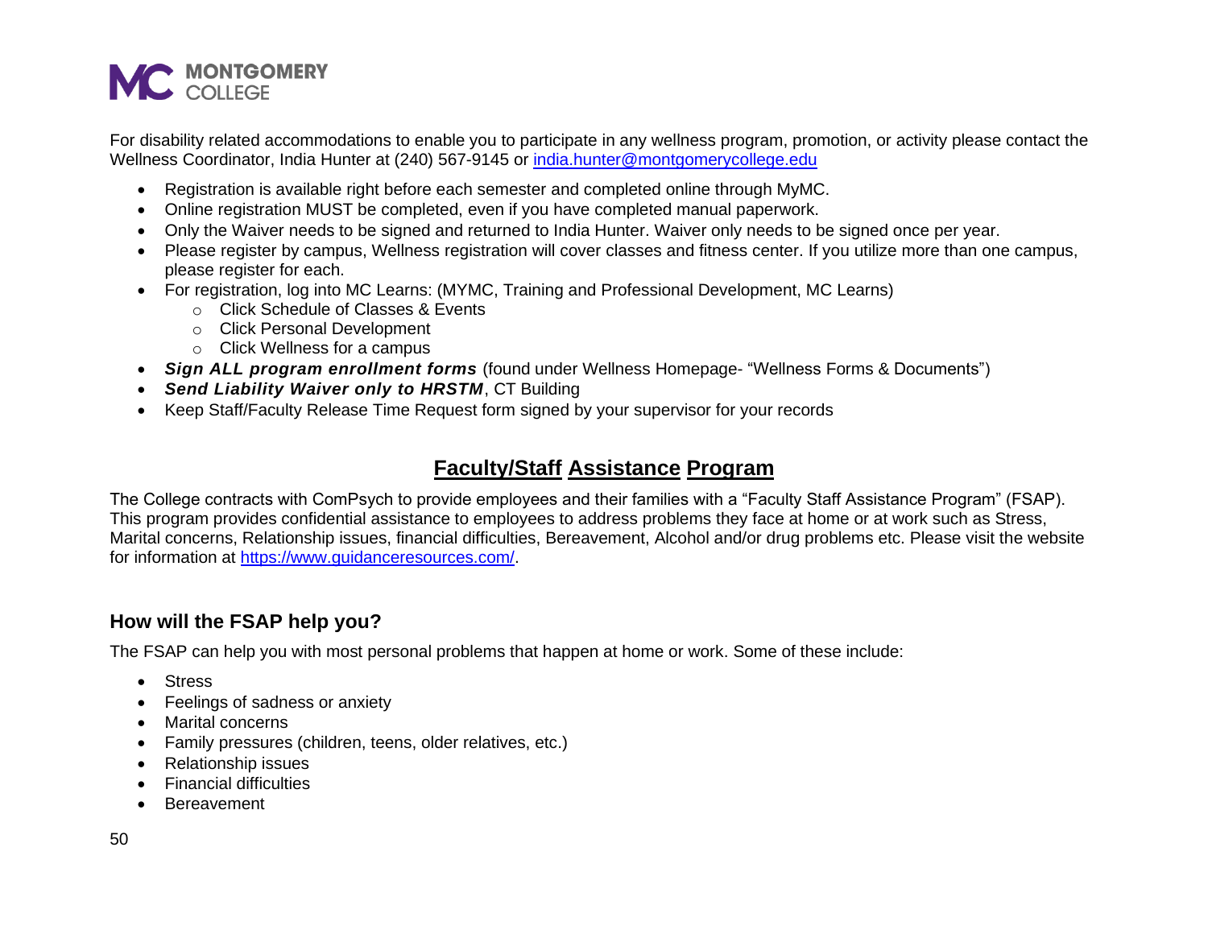For disability related accommodations to enable you to participate in any wellness program, promotion, or activity please contact the Wellness Coordinator, India Hunter at (240) 567-9145 or india.hunter@montgomerycollege.edu

- Registration is available right before each semester and completed online through MyMC.
- Online registration MUST be completed, even if you have completed manual paperwork.
- Only the Waiver needs to be signed and returned to India Hunter. Waiver only needs to be signed once per year.
- Please register by campus, Wellness registration will cover classes and fitness center. If you utilize more than one campus, please register for each.
- For registration, log into MC Learns: (MYMC, Training and Professional Development, MC Learns)
  - Click Schedule of Classes & Events
  - Click Personal Development
  - Click Wellness for a campus
- ***Sign ALL program enrollment forms*** (found under Wellness Homepage- "Wellness Forms & Documents")
- ***Send Liability Waiver only to HRSTM***, CT Building
- Keep Staff/Faculty Release Time Request form signed by your supervisor for your records

## Faculty/Staff Assistance Program

The College contracts with ComPsych to provide employees and their families with a "Faculty Staff Assistance Program" (FSAP). This program provides confidential assistance to employees to address problems they face at home or at work such as Stress, Marital concerns, Relationship issues, financial difficulties, Bereavement, Alcohol and/or drug problems etc. Please visit the website for information at https://www.guidanceresources.com/.

### How will the FSAP help you?

The FSAP can help you with most personal problems that happen at home or work. Some of these include:

- Stress
- Feelings of sadness or anxiety
- Marital concerns
- Family pressures (children, teens, older relatives, etc.)
- Relationship issues
- Financial difficulties
- Bereavement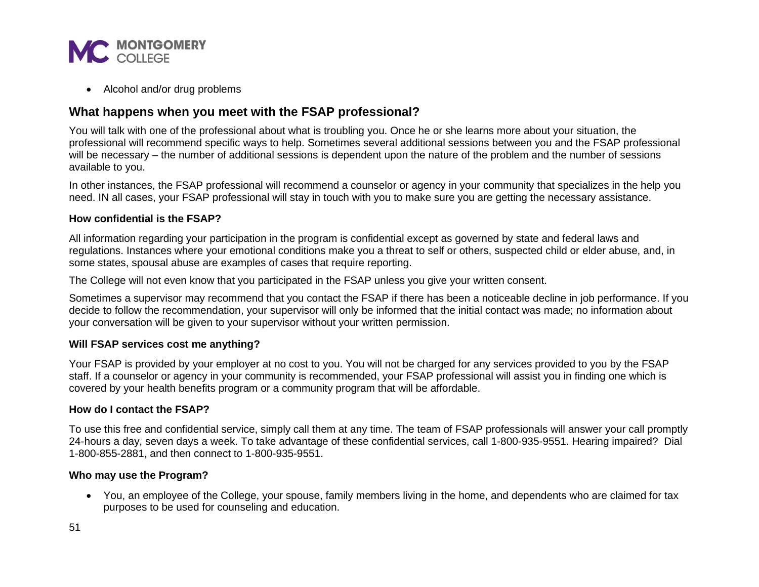- Alcohol and/or drug problems

## What happens when you meet with the FSAP professional?

You will talk with one of the professional about what is troubling you. Once he or she learns more about your situation, the professional will recommend specific ways to help. Sometimes several additional sessions between you and the FSAP professional will be necessary – the number of additional sessions is dependent upon the nature of the problem and the number of sessions available to you.

In other instances, the FSAP professional will recommend a counselor or agency in your community that specializes in the help you need. IN all cases, your FSAP professional will stay in touch with you to make sure you are getting the necessary assistance.

### How confidential is the FSAP?

All information regarding your participation in the program is confidential except as governed by state and federal laws and regulations. Instances where your emotional conditions make you a threat to self or others, suspected child or elder abuse, and, in some states, spousal abuse are examples of cases that require reporting.

The College will not even know that you participated in the FSAP unless you give your written consent.

Sometimes a supervisor may recommend that you contact the FSAP if there has been a noticeable decline in job performance. If you decide to follow the recommendation, your supervisor will only be informed that the initial contact was made; no information about your conversation will be given to your supervisor without your written permission.

### Will FSAP services cost me anything?

Your FSAP is provided by your employer at no cost to you. You will not be charged for any services provided to you by the FSAP staff. If a counselor or agency in your community is recommended, your FSAP professional will assist you in finding one which is covered by your health benefits program or a community program that will be affordable.

### How do I contact the FSAP?

To use this free and confidential service, simply call them at any time. The team of FSAP professionals will answer your call promptly 24-hours a day, seven days a week. To take advantage of these confidential services, call 1-800-935-9551. Hearing impaired? Dial 1-800-855-2881, and then connect to 1-800-935-9551.

### Who may use the Program?

- You, an employee of the College, your spouse, family members living in the home, and dependents who are claimed for tax purposes to be used for counseling and education.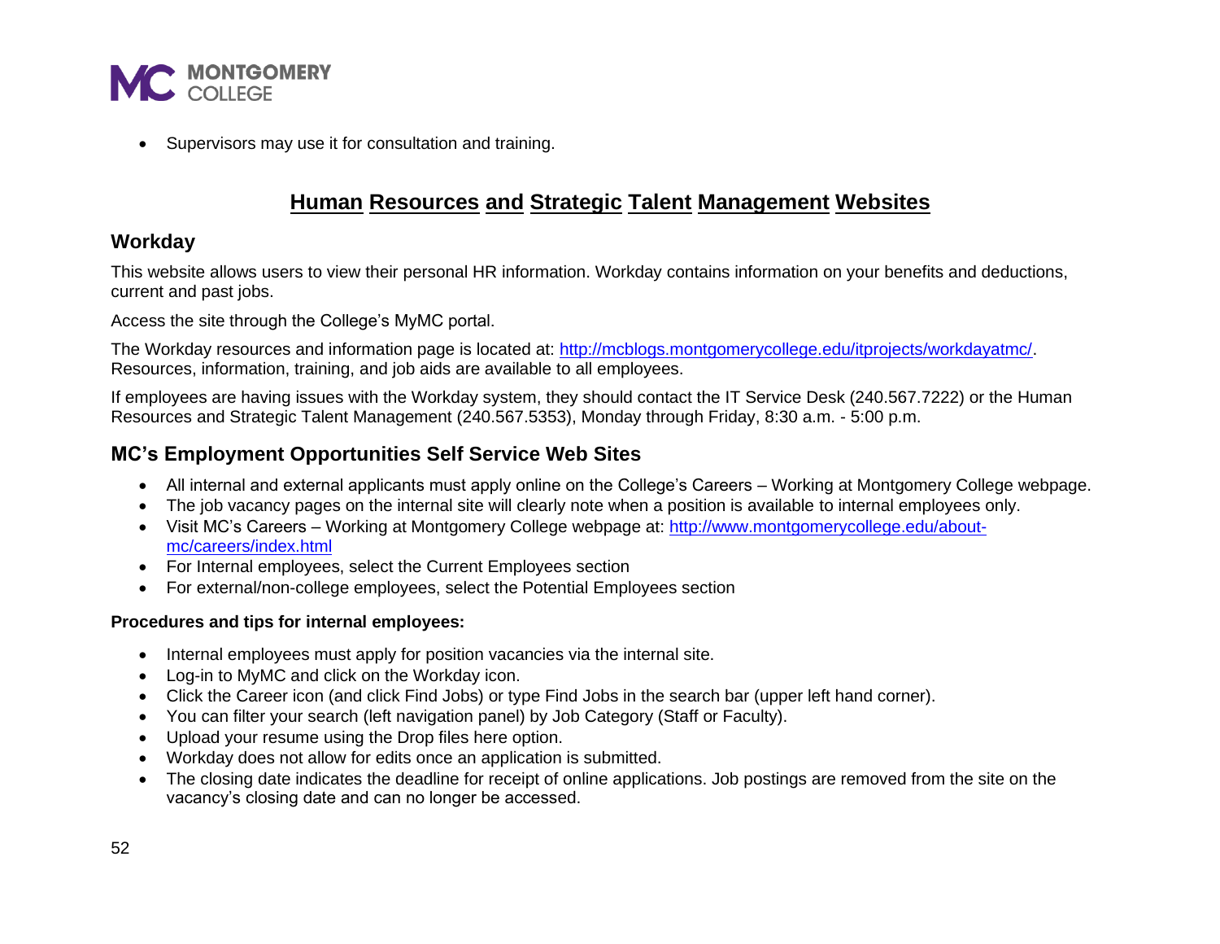- Supervisors may use it for consultation and training.

## Human Resources and Strategic Talent Management Websites

### Workday

This website allows users to view their personal HR information. Workday contains information on your benefits and deductions, current and past jobs.

Access the site through the College's MyMC portal.

The Workday resources and information page is located at: [http://mcblogs.montgomerycollege.edu/itprojects/workdayatmc/](http://mcblogs.montgomerycollege.edu/itprojects/workdayatmc/). Resources, information, training, and job aids are available to all employees.

If employees are having issues with the Workday system, they should contact the IT Service Desk (240.567.7222) or the Human Resources and Strategic Talent Management (240.567.5353), Monday through Friday, 8:30 a.m. - 5:00 p.m.

### MC's Employment Opportunities Self Service Web Sites

- All internal and external applicants must apply online on the College's Careers – Working at Montgomery College webpage.
- The job vacancy pages on the internal site will clearly note when a position is available to internal employees only.
- Visit MC's Careers – Working at Montgomery College webpage at: [http://www.montgomerycollege.edu/about-mc/careers/index.html](http://www.montgomerycollege.edu/about-mc/careers/index.html)
- For Internal employees, select the Current Employees section
- For external/non-college employees, select the Potential Employees section

**Procedures and tips for internal employees:**

- Internal employees must apply for position vacancies via the internal site.
- Log-in to MyMC and click on the Workday icon.
- Click the Career icon (and click Find Jobs) or type Find Jobs in the search bar (upper left hand corner).
- You can filter your search (left navigation panel) by Job Category (Staff or Faculty).
- Upload your resume using the Drop files here option.
- Workday does not allow for edits once an application is submitted.
- The closing date indicates the deadline for receipt of online applications. Job postings are removed from the site on the vacancy's closing date and can no longer be accessed.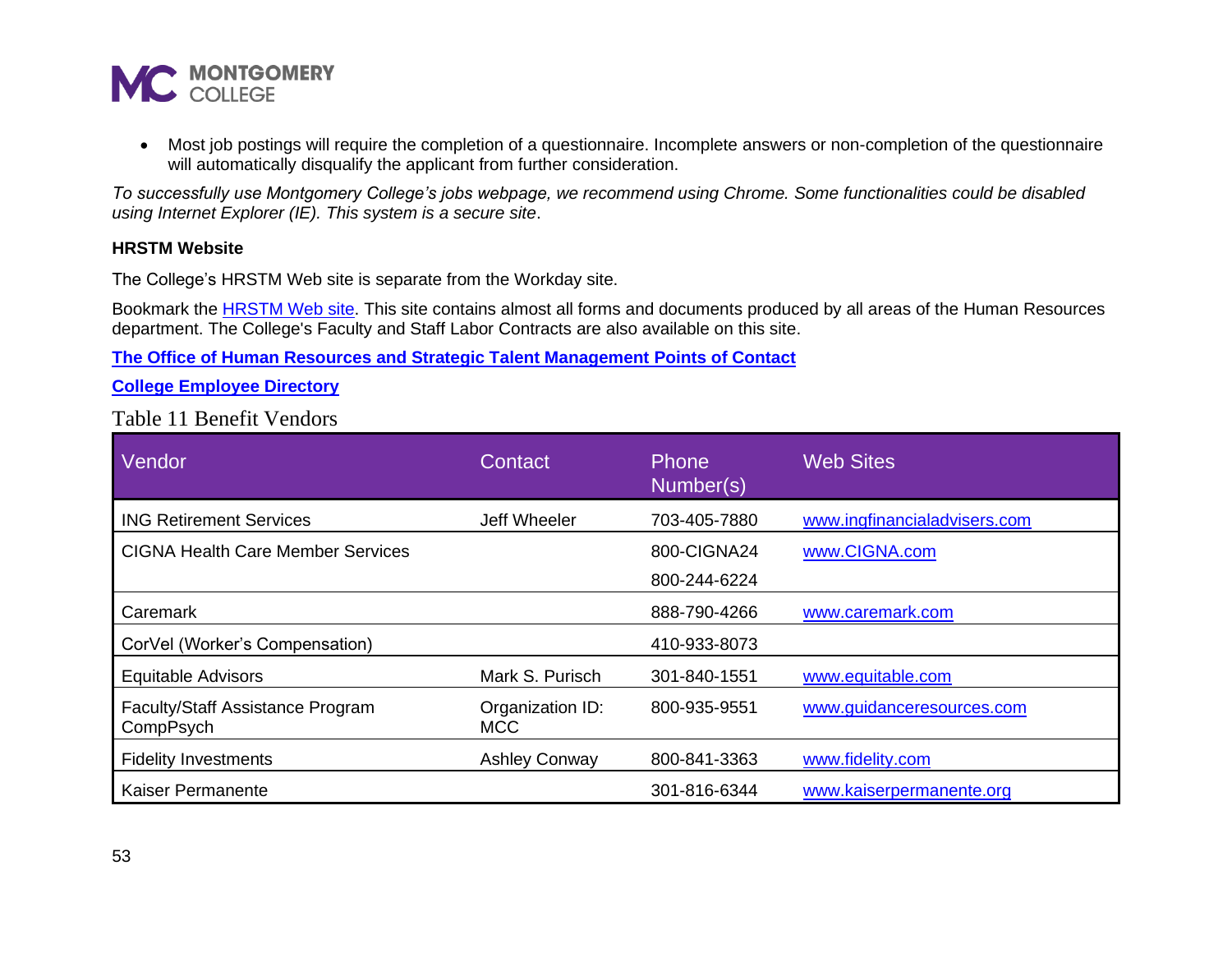- Most job postings will require the completion of a questionnaire. Incomplete answers or non-completion of the questionnaire will automatically disqualify the applicant from further consideration.

*To successfully use Montgomery College's jobs webpage, we recommend using Chrome. Some functionalities could be disabled using Internet Explorer (IE). This system is a secure site*.

**HRSTM Website**

The College's HRSTM Web site is separate from the Workday site.

Bookmark the HRSTM Web site. This site contains almost all forms and documents produced by all areas of the Human Resources department. The College's Faculty and Staff Labor Contracts are also available on this site.

**The Office of Human Resources and Strategic Talent Management Points of Contact**

**College Employee Directory**

Table 11 Benefit Vendors

| Vendor | Contact | Phone Number(s) | Web Sites |
|---|---|---|---|
| ING Retirement Services | Jeff Wheeler | 703-405-7880 | www.ingfinancialadvisers.com |
| CIGNA Health Care Member Services | | 800-CIGNA24<br>800-244-6224 | www.CIGNA.com |
| Caremark | | 888-790-4266 | www.caremark.com |
| CorVel (Worker's Compensation) | | 410-933-8073 | |
| Equitable Advisors | Mark S. Purisch | 301-840-1551 | www.equitable.com |
| Faculty/Staff Assistance Program CompPsych | Organization ID: MCC | 800-935-9551 | www.guidanceresources.com |
| Fidelity Investments | Ashley Conway | 800-841-3363 | www.fidelity.com |
| Kaiser Permanente | | 301-816-6344 | www.kaiserpermanente.org |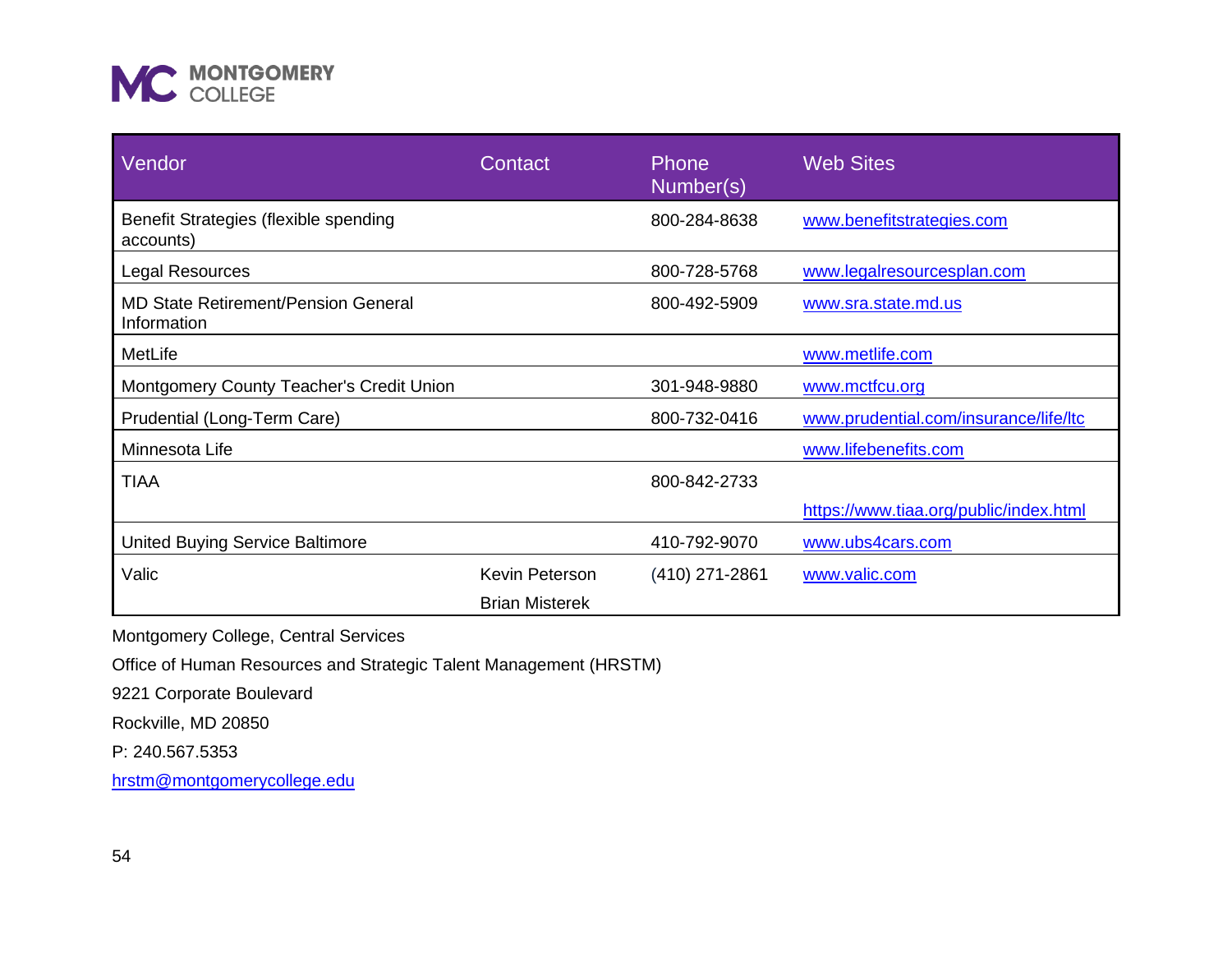| Vendor | Contact | Phone Number(s) | Web Sites |
|---|---|---|---|
| Benefit Strategies (flexible spending accounts) | | 800-284-8638 | www.benefitstrategies.com |
| Legal Resources | | 800-728-5768 | www.legalresourcesplan.com |
| MD State Retirement/Pension General Information | | 800-492-5909 | www.sra.state.md.us |
| MetLife | | | www.metlife.com |
| Montgomery County Teacher's Credit Union | | 301-948-9880 | www.mctfcu.org |
| Prudential (Long-Term Care) | | 800-732-0416 | www.prudential.com/insurance/life/ltc |
| Minnesota Life | | | www.lifebenefits.com |
| TIAA | | 800-842-2733 | https://www.tiaa.org/public/index.html |
| United Buying Service Baltimore | | 410-792-9070 | www.ubs4cars.com |
| Valic | Kevin Peterson<br>Brian Misterek | (410) 271-2861 | www.valic.com |

Montgomery College, Central Services

Office of Human Resources and Strategic Talent Management (HRSTM)

9221 Corporate Boulevard

Rockville, MD 20850

P: 240.567.5353

hrstm@montgomerycollege.edu